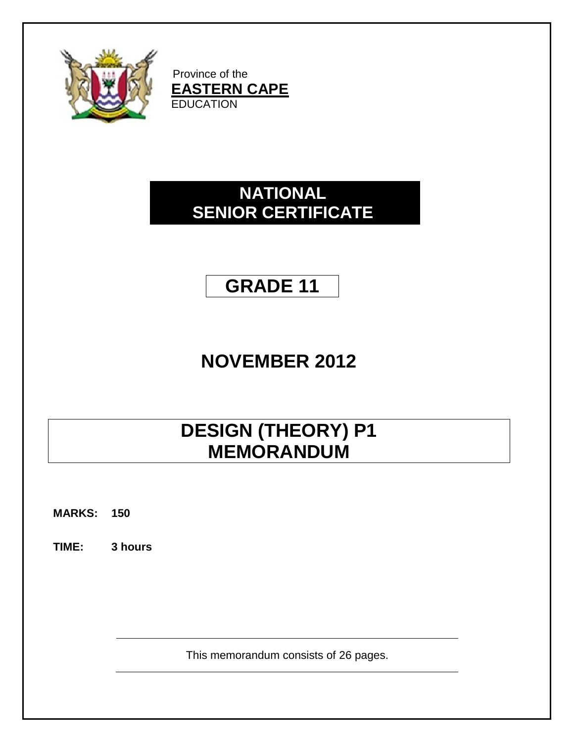Province of the
**EASTERN CAPE**
EDUCATION

# NATIONAL SENIOR CERTIFICATE

# GRADE 11

# NOVEMBER 2012

# DESIGN (THEORY) P1 MEMORANDUM

**MARKS: 150**

**TIME: 3 hours**

This memorandum consists of 26 pages.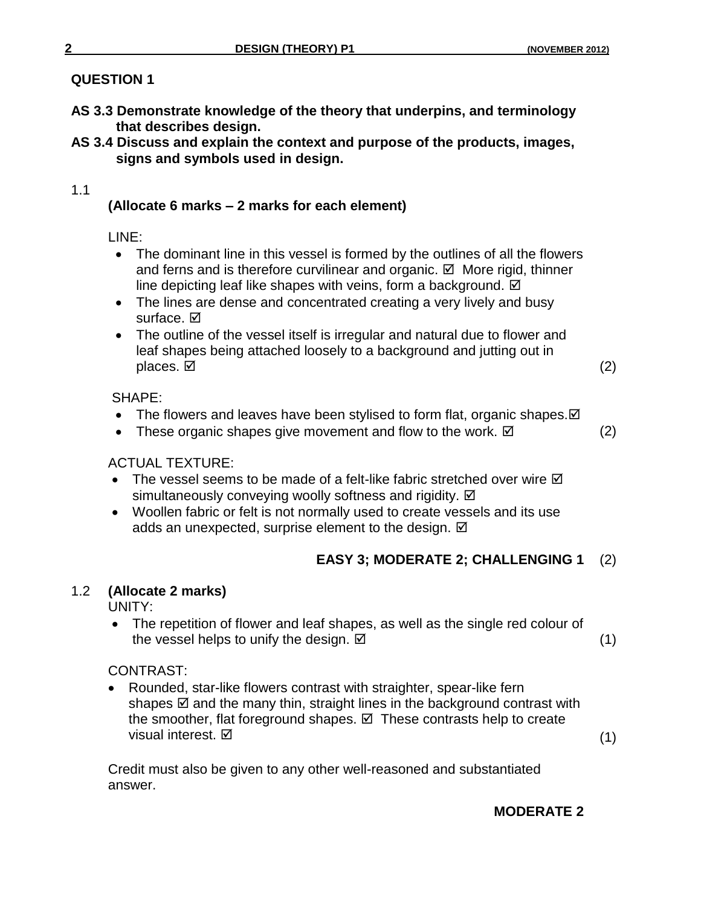## QUESTION 1

**AS 3.3 Demonstrate knowledge of the theory that underpins, and terminology that describes design.**

**AS 3.4 Discuss and explain the context and purpose of the products, images, signs and symbols used in design.**

1.1

**(Allocate 6 marks – 2 marks for each element)**

LINE:

- The dominant line in this vessel is formed by the outlines of all the flowers and ferns and is therefore curvilinear and organic. ☑ More rigid, thinner line depicting leaf like shapes with veins, form a background. ☑
- The lines are dense and concentrated creating a very lively and busy surface. ☑
- The outline of the vessel itself is irregular and natural due to flower and leaf shapes being attached loosely to a background and jutting out in places. ☑ (2)

SHAPE:

- The flowers and leaves have been stylised to form flat, organic shapes.☑
- These organic shapes give movement and flow to the work. ☑ (2)

ACTUAL TEXTURE:

- The vessel seems to be made of a felt-like fabric stretched over wire ☑ simultaneously conveying woolly softness and rigidity. ☑
- Woollen fabric or felt is not normally used to create vessels and its use adds an unexpected, surprise element to the design. ☑

**EASY 3; MODERATE 2; CHALLENGING 1** (2)

1.2 **(Allocate 2 marks)**

UNITY:

- The repetition of flower and leaf shapes, as well as the single red colour of the vessel helps to unify the design. ☑ (1)

CONTRAST:

- Rounded, star-like flowers contrast with straighter, spear-like fern shapes ☑ and the many thin, straight lines in the background contrast with the smoother, flat foreground shapes. ☑ These contrasts help to create visual interest. ☑ (1)

Credit must also be given to any other well-reasoned and substantiated answer.

**MODERATE 2**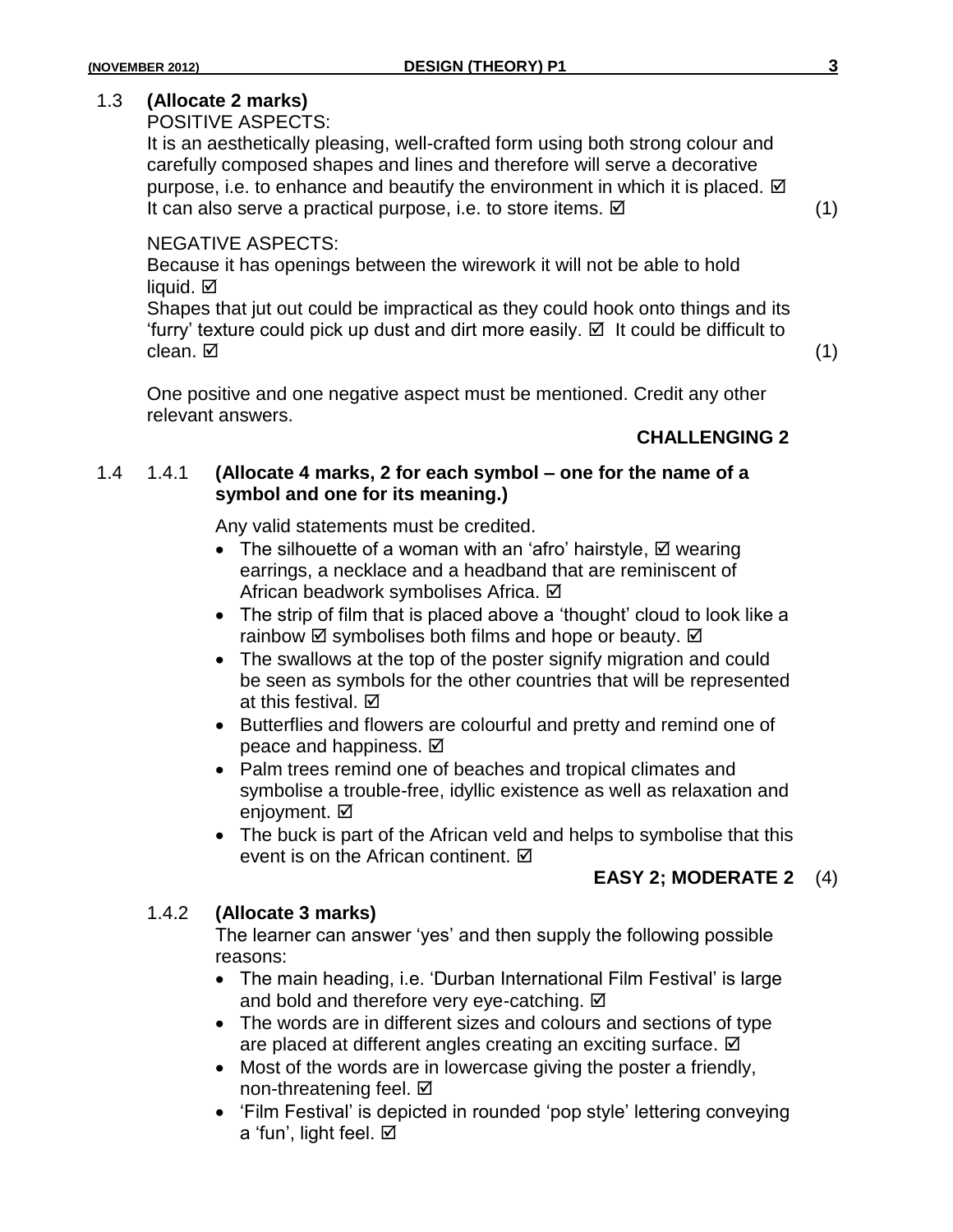1.3 **(Allocate 2 marks)**

POSITIVE ASPECTS:

It is an aesthetically pleasing, well-crafted form using both strong colour and carefully composed shapes and lines and therefore will serve a decorative purpose, i.e. to enhance and beautify the environment in which it is placed. ☑ It can also serve a practical purpose, i.e. to store items. ☑ (1)

NEGATIVE ASPECTS:

Because it has openings between the wirework it will not be able to hold liquid. ☑

Shapes that jut out could be impractical as they could hook onto things and its 'furry' texture could pick up dust and dirt more easily. ☑ It could be difficult to clean. ☑ (1)

One positive and one negative aspect must be mentioned. Credit any other relevant answers.

**CHALLENGING 2**

1.4 1.4.1 **(Allocate 4 marks, 2 for each symbol – one for the name of a symbol and one for its meaning.)**

Any valid statements must be credited.

- The silhouette of a woman with an 'afro' hairstyle, ☑ wearing earrings, a necklace and a headband that are reminiscent of African beadwork symbolises Africa. ☑
- The strip of film that is placed above a 'thought' cloud to look like a rainbow ☑ symbolises both films and hope or beauty. ☑
- The swallows at the top of the poster signify migration and could be seen as symbols for the other countries that will be represented at this festival. ☑
- Butterflies and flowers are colourful and pretty and remind one of peace and happiness. ☑
- Palm trees remind one of beaches and tropical climates and symbolise a trouble-free, idyllic existence as well as relaxation and enjoyment. ☑
- The buck is part of the African veld and helps to symbolise that this event is on the African continent. ☑

**EASY 2; MODERATE 2** (4)

1.4.2 **(Allocate 3 marks)**

The learner can answer 'yes' and then supply the following possible reasons:

- The main heading, i.e. 'Durban International Film Festival' is large and bold and therefore very eye-catching. ☑
- The words are in different sizes and colours and sections of type are placed at different angles creating an exciting surface. ☑
- Most of the words are in lowercase giving the poster a friendly, non-threatening feel. ☑
- 'Film Festival' is depicted in rounded 'pop style' lettering conveying a 'fun', light feel. ☑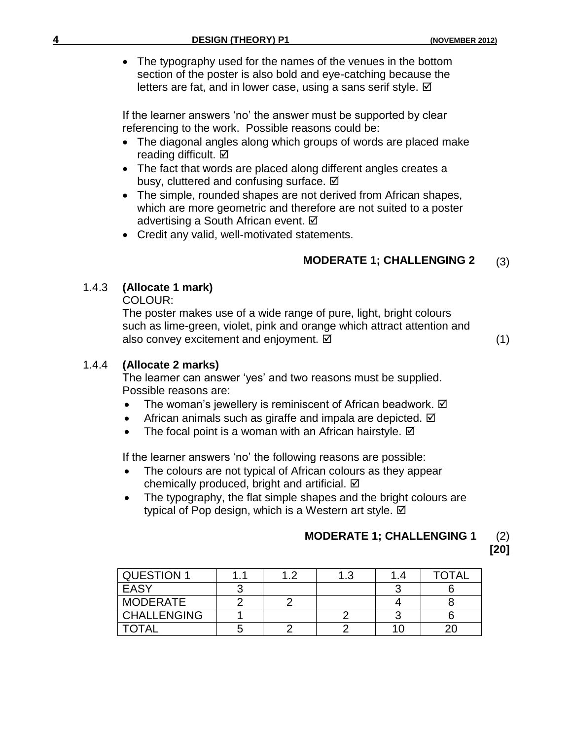- The typography used for the names of the venues in the bottom section of the poster is also bold and eye-catching because the letters are fat, and in lower case, using a sans serif style. ☑

If the learner answers 'no' the answer must be supported by clear referencing to the work. Possible reasons could be:

- The diagonal angles along which groups of words are placed make reading difficult. ☑
- The fact that words are placed along different angles creates a busy, cluttered and confusing surface. ☑
- The simple, rounded shapes are not derived from African shapes, which are more geometric and therefore are not suited to a poster advertising a South African event. ☑
- Credit any valid, well-motivated statements.

**MODERATE 1; CHALLENGING 2** (3)

1.4.3 **(Allocate 1 mark)**

COLOUR:

The poster makes use of a wide range of pure, light, bright colours such as lime-green, violet, pink and orange which attract attention and also convey excitement and enjoyment. ☑ (1)

1.4.4 **(Allocate 2 marks)**

The learner can answer 'yes' and two reasons must be supplied. Possible reasons are:

- The woman's jewellery is reminiscent of African beadwork. ☑
- African animals such as giraffe and impala are depicted. ☑
- The focal point is a woman with an African hairstyle. ☑

If the learner answers 'no' the following reasons are possible:

- The colours are not typical of African colours as they appear chemically produced, bright and artificial. ☑
- The typography, the flat simple shapes and the bright colours are typical of Pop design, which is a Western art style. ☑

**MODERATE 1; CHALLENGING 1** (2)

**[20]**

| QUESTION 1 | 1.1 | 1.2 | 1.3 | 1.4 | TOTAL |
|---|---|---|---|---|---|
| EASY | 3 | | | 3 | 6 |
| MODERATE | 2 | 2 | | 4 | 8 |
| CHALLENGING | 1 | | 2 | 3 | 6 |
| TOTAL | 5 | 2 | 2 | 10 | 20 |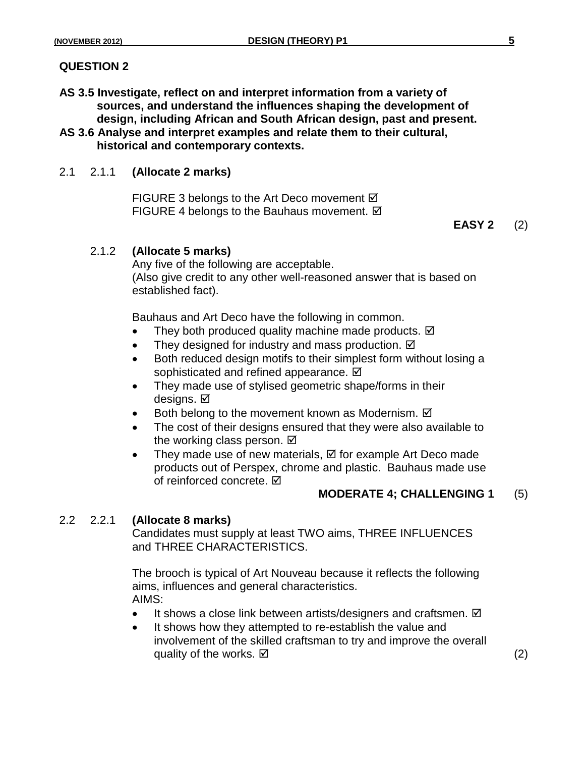## QUESTION 2

**AS 3.5 Investigate, reflect on and interpret information from a variety of sources, and understand the influences shaping the development of design, including African and South African design, past and present.**

**AS 3.6 Analyse and interpret examples and relate them to their cultural, historical and contemporary contexts.**

2.1 2.1.1 **(Allocate 2 marks)**

FIGURE 3 belongs to the Art Deco movement ☑
FIGURE 4 belongs to the Bauhaus movement. ☑

**EASY 2** (2)

2.1.2 **(Allocate 5 marks)**
Any five of the following are acceptable.
(Also give credit to any other well-reasoned answer that is based on established fact).

Bauhaus and Art Deco have the following in common.

- They both produced quality machine made products. ☑
- They designed for industry and mass production. ☑
- Both reduced design motifs to their simplest form without losing a sophisticated and refined appearance. ☑
- They made use of stylised geometric shape/forms in their designs. ☑
- Both belong to the movement known as Modernism. ☑
- The cost of their designs ensured that they were also available to the working class person. ☑
- They made use of new materials, ☑ for example Art Deco made products out of Perspex, chrome and plastic. Bauhaus made use of reinforced concrete. ☑

**MODERATE 4; CHALLENGING 1** (5)

2.2 2.2.1 **(Allocate 8 marks)**
Candidates must supply at least TWO aims, THREE INFLUENCES and THREE CHARACTERISTICS.

The brooch is typical of Art Nouveau because it reflects the following aims, influences and general characteristics.
AIMS:

- It shows a close link between artists/designers and craftsmen. ☑
- It shows how they attempted to re-establish the value and involvement of the skilled craftsman to try and improve the overall quality of the works. ☑ (2)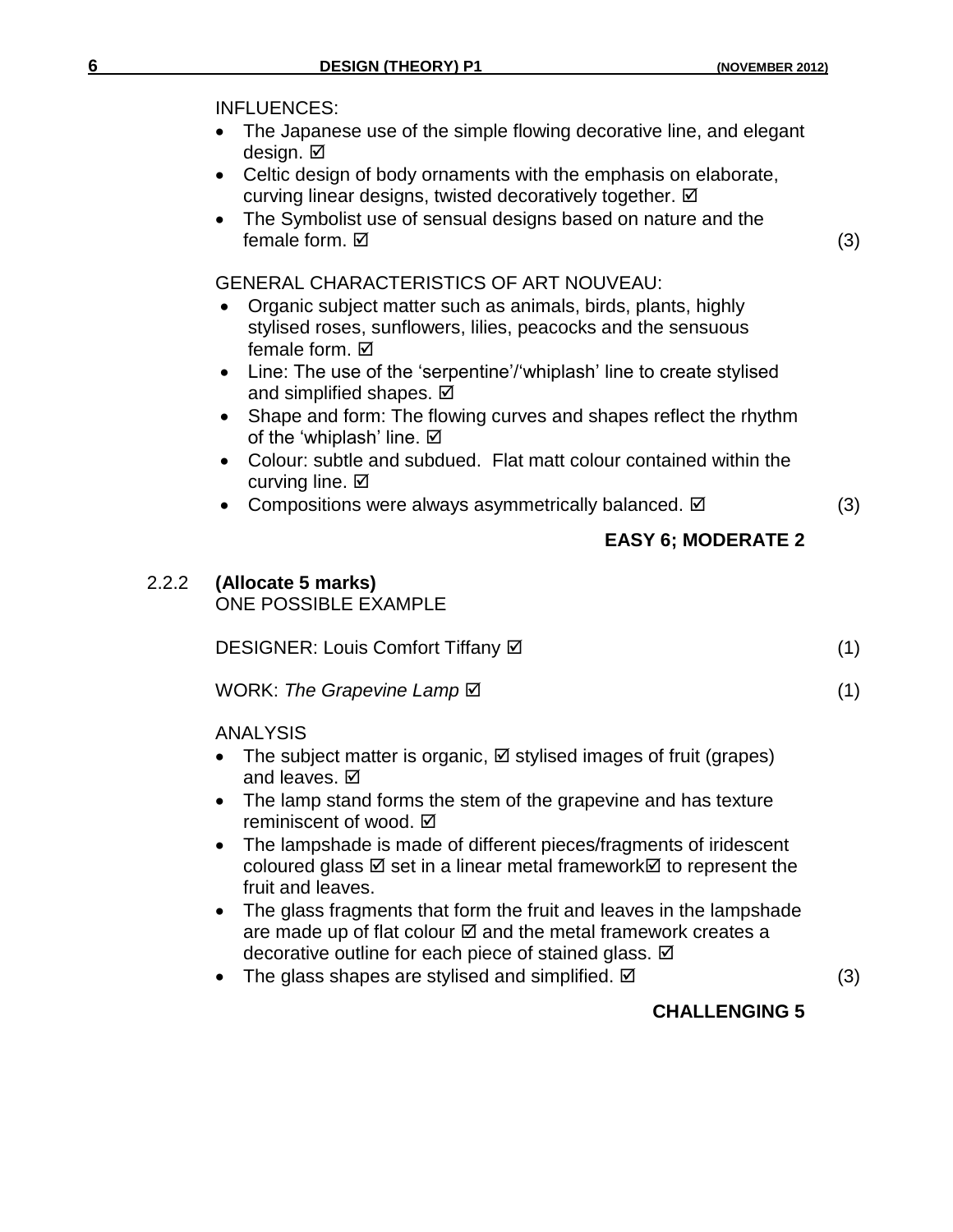INFLUENCES:

- The Japanese use of the simple flowing decorative line, and elegant design. ☑
- Celtic design of body ornaments with the emphasis on elaborate, curving linear designs, twisted decoratively together. ☑
- The Symbolist use of sensual designs based on nature and the female form. ☑ (3)

GENERAL CHARACTERISTICS OF ART NOUVEAU:

- Organic subject matter such as animals, birds, plants, highly stylised roses, sunflowers, lilies, peacocks and the sensuous female form. ☑
- Line: The use of the 'serpentine'/'whiplash' line to create stylised and simplified shapes. ☑
- Shape and form: The flowing curves and shapes reflect the rhythm of the 'whiplash' line. ☑
- Colour: subtle and subdued. Flat matt colour contained within the curving line. ☑
- Compositions were always asymmetrically balanced. ☑ (3)

**EASY 6; MODERATE 2**

2.2.2 **(Allocate 5 marks)**

ONE POSSIBLE EXAMPLE

DESIGNER: Louis Comfort Tiffany ☑ (1)

WORK: *The Grapevine Lamp* ☑ (1)

ANALYSIS

- The subject matter is organic, ☑ stylised images of fruit (grapes) and leaves. ☑
- The lamp stand forms the stem of the grapevine and has texture reminiscent of wood. ☑
- The lampshade is made of different pieces/fragments of iridescent coloured glass ☑ set in a linear metal framework☑ to represent the fruit and leaves.
- The glass fragments that form the fruit and leaves in the lampshade are made up of flat colour ☑ and the metal framework creates a decorative outline for each piece of stained glass. ☑
- The glass shapes are stylised and simplified. ☑ (3)

**CHALLENGING 5**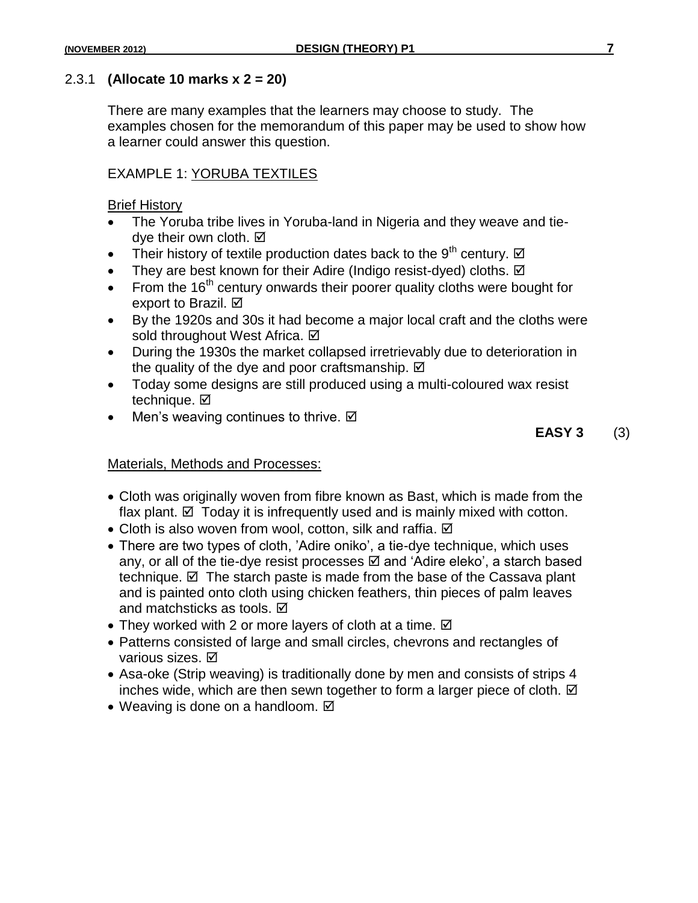2.3.1 **(Allocate 10 marks x 2 = 20)**

There are many examples that the learners may choose to study. The examples chosen for the memorandum of this paper may be used to show how a learner could answer this question.

EXAMPLE 1: YORUBA TEXTILES

Brief History

- The Yoruba tribe lives in Yoruba-land in Nigeria and they weave and tie-dye their own cloth. ☑
- Their history of textile production dates back to the 9th century. ☑
- They are best known for their Adire (Indigo resist-dyed) cloths. ☑
- From the 16th century onwards their poorer quality cloths were bought for export to Brazil. ☑
- By the 1920s and 30s it had become a major local craft and the cloths were sold throughout West Africa. ☑
- During the 1930s the market collapsed irretrievably due to deterioration in the quality of the dye and poor craftsmanship. ☑
- Today some designs are still produced using a multi-coloured wax resist technique. ☑
- Men's weaving continues to thrive. ☑

**EASY 3** (3)

Materials, Methods and Processes:

- Cloth was originally woven from fibre known as Bast, which is made from the flax plant. ☑ Today it is infrequently used and is mainly mixed with cotton.
- Cloth is also woven from wool, cotton, silk and raffia. ☑
- There are two types of cloth, 'Adire oniko', a tie-dye technique, which uses any, or all of the tie-dye resist processes ☑ and 'Adire eleko', a starch based technique. ☑ The starch paste is made from the base of the Cassava plant and is painted onto cloth using chicken feathers, thin pieces of palm leaves and matchsticks as tools. ☑
- They worked with 2 or more layers of cloth at a time. ☑
- Patterns consisted of large and small circles, chevrons and rectangles of various sizes. ☑
- Asa-oke (Strip weaving) is traditionally done by men and consists of strips 4 inches wide, which are then sewn together to form a larger piece of cloth. ☑
- Weaving is done on a handloom. ☑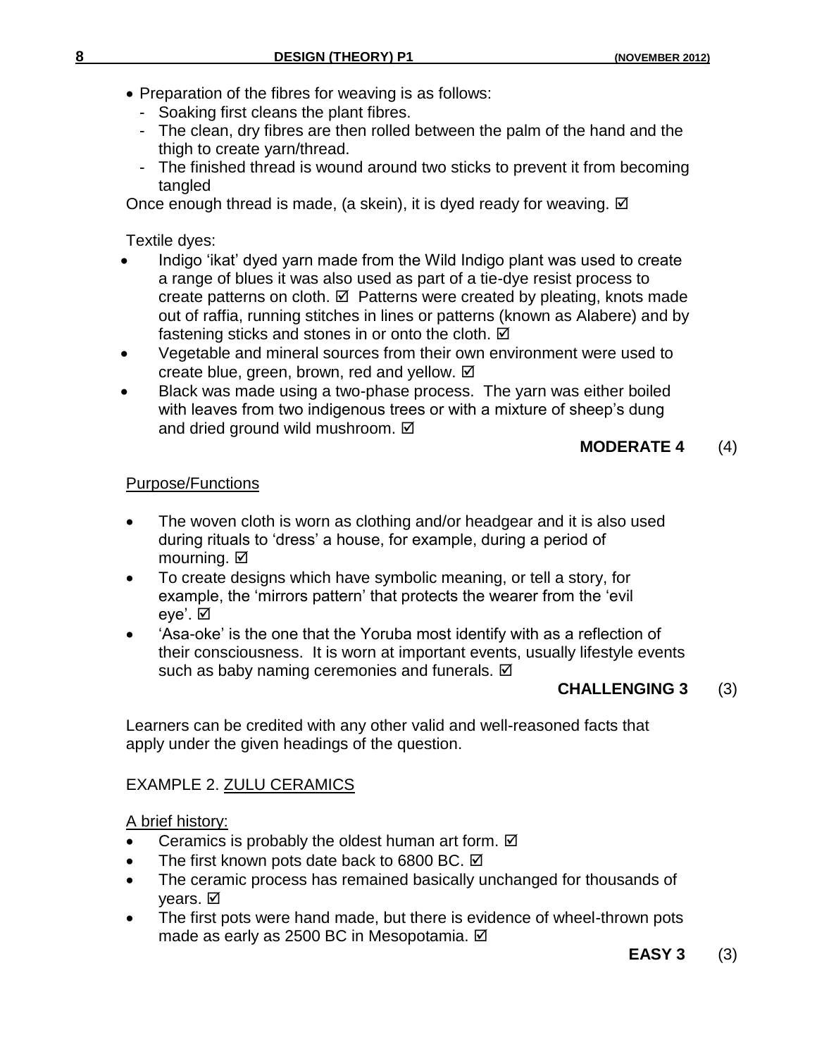- Preparation of the fibres for weaving is as follows:
  - Soaking first cleans the plant fibres.
  - The clean, dry fibres are then rolled between the palm of the hand and the thigh to create yarn/thread.
  - The finished thread is wound around two sticks to prevent it from becoming tangled

Once enough thread is made, (a skein), it is dyed ready for weaving. ☑

Textile dyes:

- Indigo 'ikat' dyed yarn made from the Wild Indigo plant was used to create a range of blues it was also used as part of a tie-dye resist process to create patterns on cloth. ☑ Patterns were created by pleating, knots made out of raffia, running stitches in lines or patterns (known as Alabere) and by fastening sticks and stones in or onto the cloth. ☑
- Vegetable and mineral sources from their own environment were used to create blue, green, brown, red and yellow. ☑
- Black was made using a two-phase process. The yarn was either boiled with leaves from two indigenous trees or with a mixture of sheep's dung and dried ground wild mushroom. ☑

**MODERATE 4** (4)

Purpose/Functions

- The woven cloth is worn as clothing and/or headgear and it is also used during rituals to 'dress' a house, for example, during a period of mourning. ☑
- To create designs which have symbolic meaning, or tell a story, for example, the 'mirrors pattern' that protects the wearer from the 'evil eye'. ☑
- 'Asa-oke' is the one that the Yoruba most identify with as a reflection of their consciousness. It is worn at important events, usually lifestyle events such as baby naming ceremonies and funerals. ☑

**CHALLENGING 3** (3)

Learners can be credited with any other valid and well-reasoned facts that apply under the given headings of the question.

EXAMPLE 2. ZULU CERAMICS

A brief history:

- Ceramics is probably the oldest human art form. ☑
- The first known pots date back to 6800 BC. ☑
- The ceramic process has remained basically unchanged for thousands of years. ☑
- The first pots were hand made, but there is evidence of wheel-thrown pots made as early as 2500 BC in Mesopotamia. ☑

**EASY 3** (3)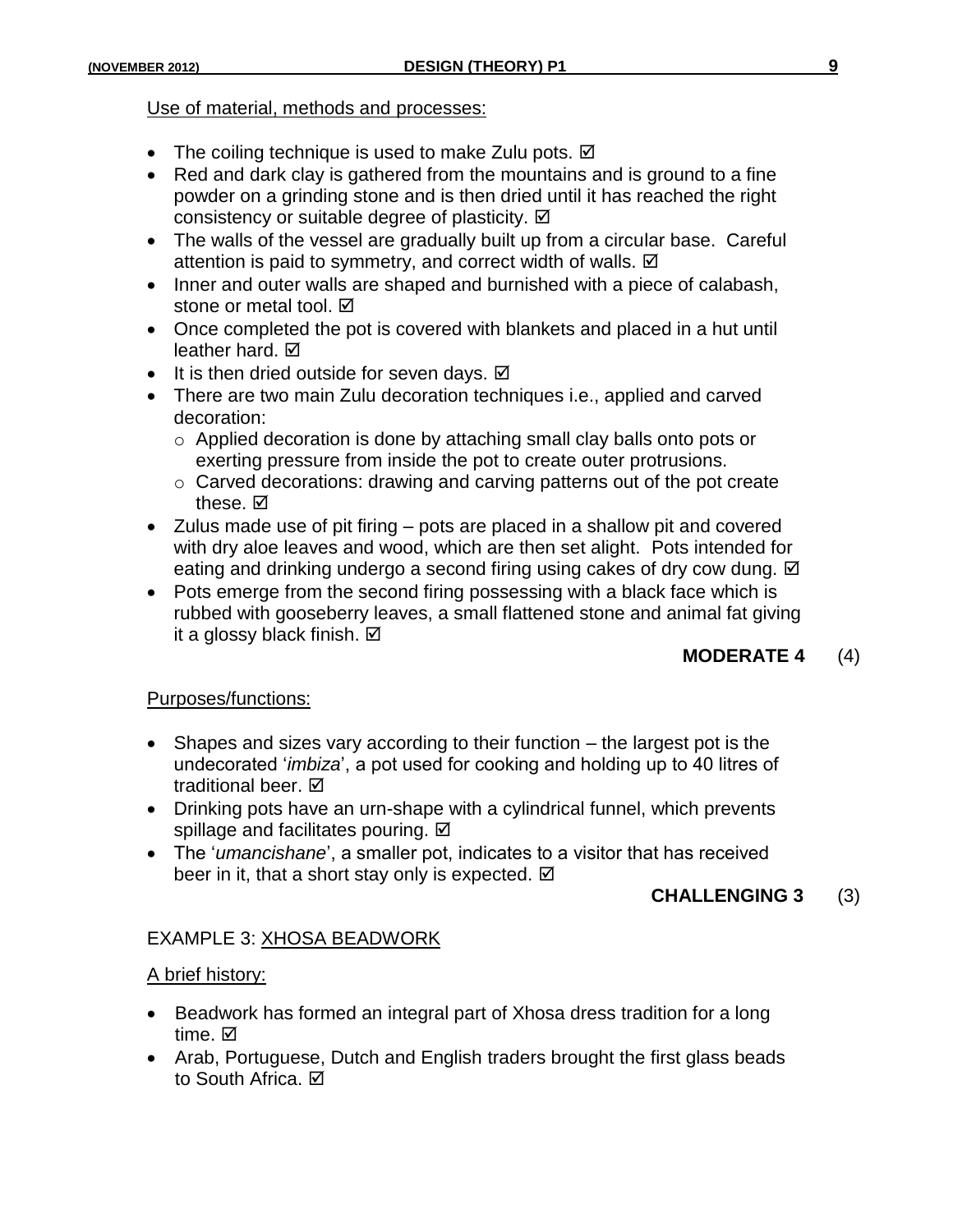Use of material, methods and processes:

- The coiling technique is used to make Zulu pots. ☑
- Red and dark clay is gathered from the mountains and is ground to a fine powder on a grinding stone and is then dried until it has reached the right consistency or suitable degree of plasticity. ☑
- The walls of the vessel are gradually built up from a circular base. Careful attention is paid to symmetry, and correct width of walls. ☑
- Inner and outer walls are shaped and burnished with a piece of calabash, stone or metal tool. ☑
- Once completed the pot is covered with blankets and placed in a hut until leather hard. ☑
- It is then dried outside for seven days. ☑
- There are two main Zulu decoration techniques i.e., applied and carved decoration:
  - Applied decoration is done by attaching small clay balls onto pots or exerting pressure from inside the pot to create outer protrusions.
  - Carved decorations: drawing and carving patterns out of the pot create these. ☑
- Zulus made use of pit firing – pots are placed in a shallow pit and covered with dry aloe leaves and wood, which are then set alight. Pots intended for eating and drinking undergo a second firing using cakes of dry cow dung. ☑
- Pots emerge from the second firing possessing with a black face which is rubbed with gooseberry leaves, a small flattened stone and animal fat giving it a glossy black finish. ☑

**MODERATE 4** (4)

Purposes/functions:

- Shapes and sizes vary according to their function – the largest pot is the undecorated '*imbiza*', a pot used for cooking and holding up to 40 litres of traditional beer. ☑
- Drinking pots have an urn-shape with a cylindrical funnel, which prevents spillage and facilitates pouring. ☑
- The '*umancishane*', a smaller pot, indicates to a visitor that has received beer in it, that a short stay only is expected. ☑

**CHALLENGING 3** (3)

EXAMPLE 3: XHOSA BEADWORK

A brief history:

- Beadwork has formed an integral part of Xhosa dress tradition for a long time. ☑
- Arab, Portuguese, Dutch and English traders brought the first glass beads to South Africa. ☑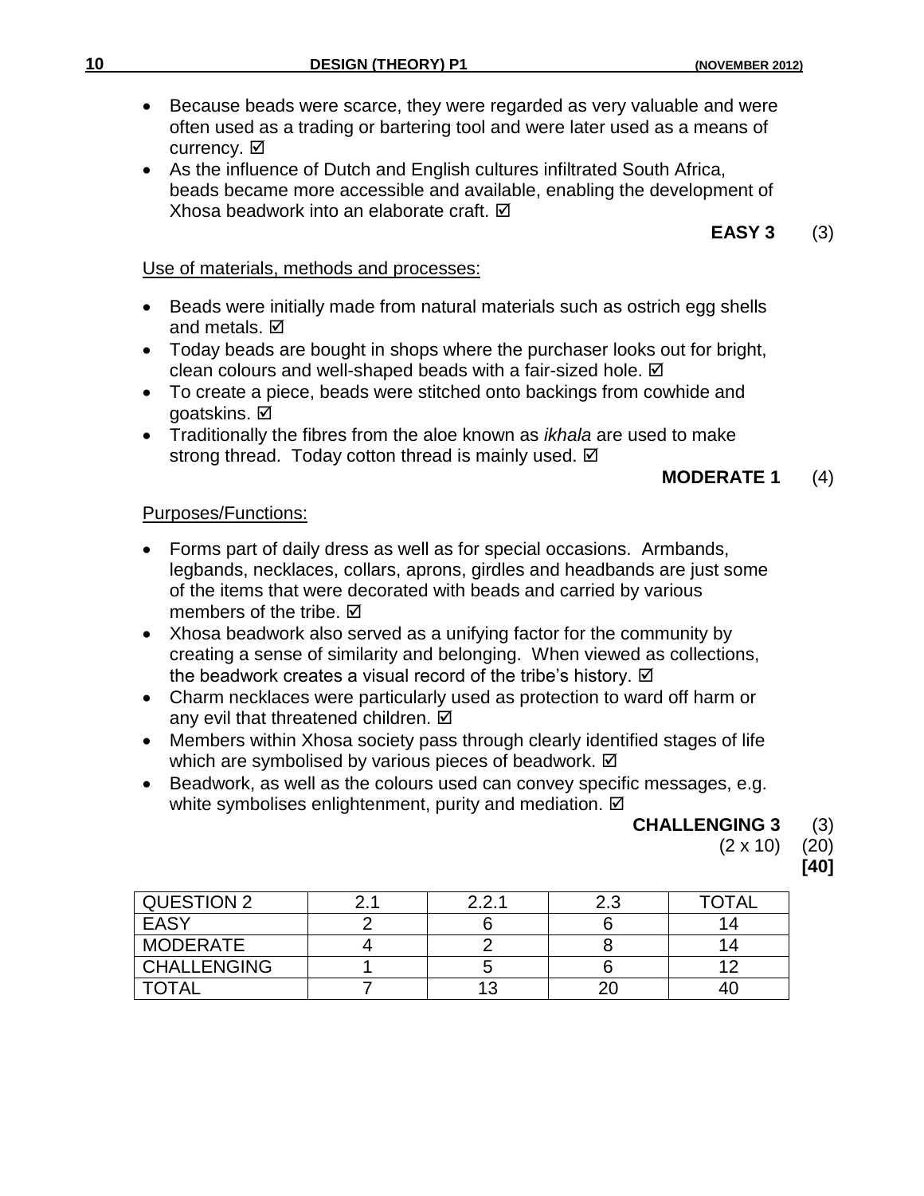- Because beads were scarce, they were regarded as very valuable and were often used as a trading or bartering tool and were later used as a means of currency. ☑
- As the influence of Dutch and English cultures infiltrated South Africa, beads became more accessible and available, enabling the development of Xhosa beadwork into an elaborate craft. ☑

**EASY 3** (3)

Use of materials, methods and processes:

- Beads were initially made from natural materials such as ostrich egg shells and metals. ☑
- Today beads are bought in shops where the purchaser looks out for bright, clean colours and well-shaped beads with a fair-sized hole. ☑
- To create a piece, beads were stitched onto backings from cowhide and goatskins. ☑
- Traditionally the fibres from the aloe known as *ikhala* are used to make strong thread. Today cotton thread is mainly used. ☑

**MODERATE 1** (4)

Purposes/Functions:

- Forms part of daily dress as well as for special occasions. Armbands, legbands, necklaces, collars, aprons, girdles and headbands are just some of the items that were decorated with beads and carried by various members of the tribe. ☑
- Xhosa beadwork also served as a unifying factor for the community by creating a sense of similarity and belonging. When viewed as collections, the beadwork creates a visual record of the tribe's history. ☑
- Charm necklaces were particularly used as protection to ward off harm or any evil that threatened children. ☑
- Members within Xhosa society pass through clearly identified stages of life which are symbolised by various pieces of beadwork. ☑
- Beadwork, as well as the colours used can convey specific messages, e.g. white symbolises enlightenment, purity and mediation. ☑

**CHALLENGING 3** (3)

(2 x 10) (20)

**[40]**

| QUESTION 2 | 2.1 | 2.2.1 | 2.3 | TOTAL |
|---|---|---|---|---|
| EASY | 2 | 6 | 6 | 14 |
| MODERATE | 4 | 2 | 8 | 14 |
| CHALLENGING | 1 | 5 | 6 | 12 |
| TOTAL | 7 | 13 | 20 | 40 |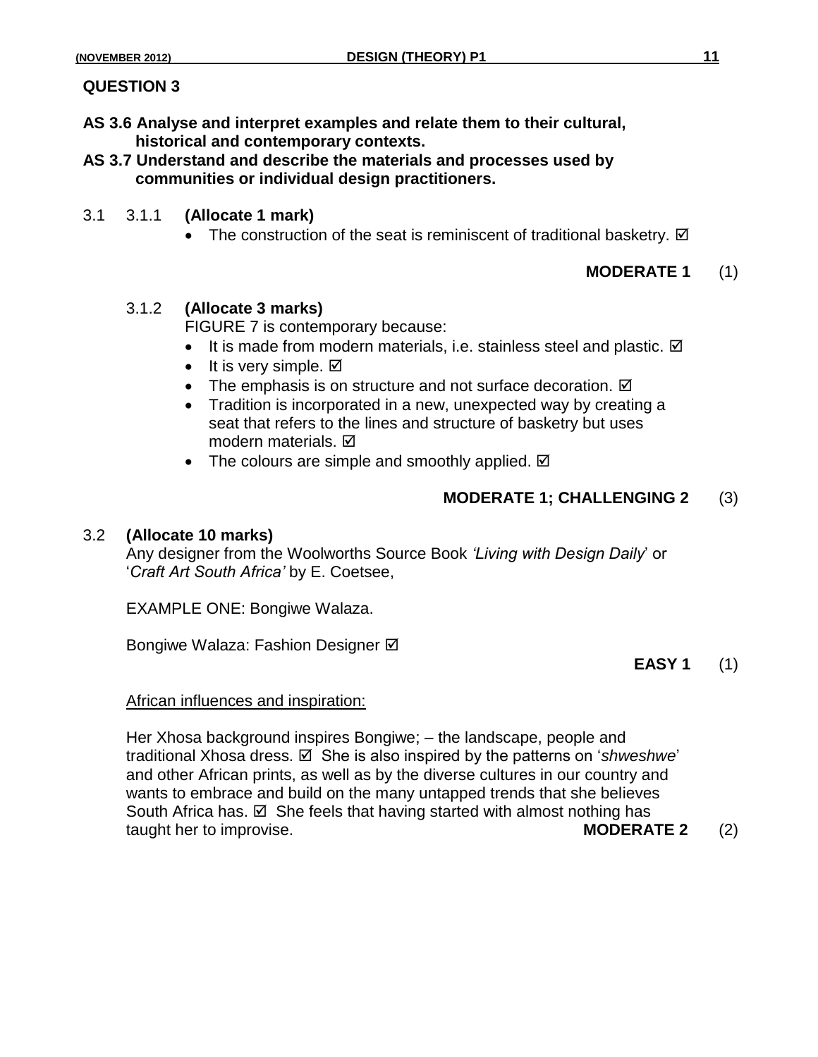## QUESTION 3

**AS 3.6 Analyse and interpret examples and relate them to their cultural, historical and contemporary contexts.**
**AS 3.7 Understand and describe the materials and processes used by communities or individual design practitioners.**

3.1 3.1.1 **(Allocate 1 mark)**

- The construction of the seat is reminiscent of traditional basketry. ☑

**MODERATE 1** (1)

3.1.2 **(Allocate 3 marks)**

FIGURE 7 is contemporary because:

- It is made from modern materials, i.e. stainless steel and plastic. ☑
- It is very simple. ☑
- The emphasis is on structure and not surface decoration. ☑
- Tradition is incorporated in a new, unexpected way by creating a seat that refers to the lines and structure of basketry but uses modern materials. ☑
- The colours are simple and smoothly applied. ☑

**MODERATE 1; CHALLENGING 2** (3)

3.2 **(Allocate 10 marks)**

Any designer from the Woolworths Source Book *'Living with Design Daily*' or '*Craft Art South Africa'* by E. Coetsee,

EXAMPLE ONE: Bongiwe Walaza.

Bongiwe Walaza: Fashion Designer ☑

**EASY 1** (1)

African influences and inspiration:

Her Xhosa background inspires Bongiwe; – the landscape, people and traditional Xhosa dress. ☑ She is also inspired by the patterns on '*shweshwe*' and other African prints, as well as by the diverse cultures in our country and wants to embrace and build on the many untapped trends that she believes South Africa has. ☑ She feels that having started with almost nothing has taught her to improvise. **MODERATE 2** (2)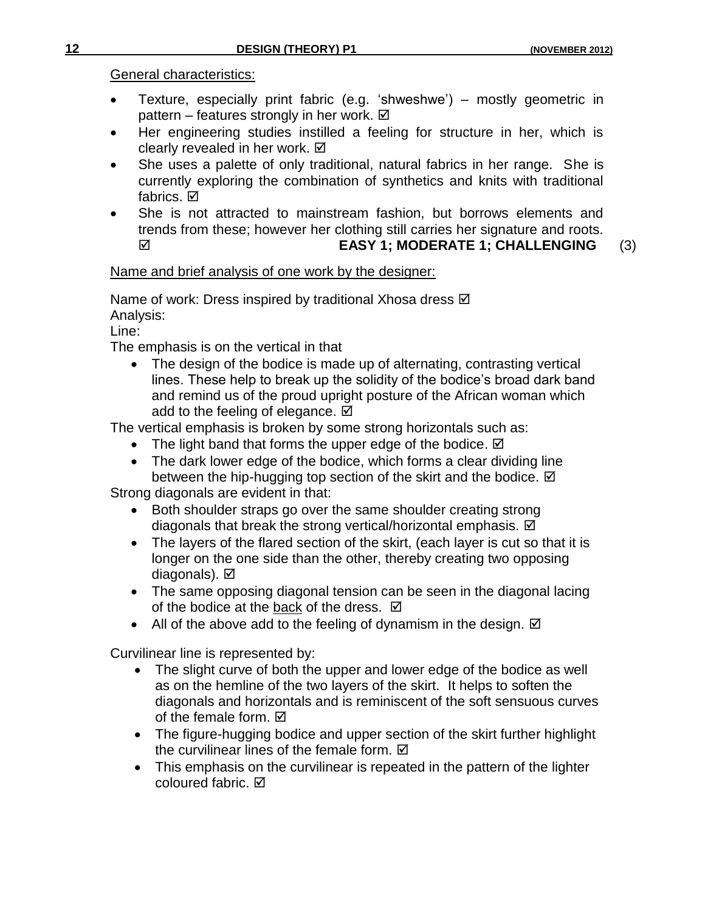General characteristics:

- Texture, especially print fabric (e.g. 'shweshwe') – mostly geometric in pattern – features strongly in her work. ☑
- Her engineering studies instilled a feeling for structure in her, which is clearly revealed in her work. ☑
- She uses a palette of only traditional, natural fabrics in her range. She is currently exploring the combination of synthetics and knits with traditional fabrics. ☑
- She is not attracted to mainstream fashion, but borrows elements and trends from these; however her clothing still carries her signature and roots. ☑ **EASY 1; MODERATE 1; CHALLENGING** (3)

Name and brief analysis of one work by the designer:

Name of work: Dress inspired by traditional Xhosa dress ☑
Analysis:
Line:
The emphasis is on the vertical in that

- The design of the bodice is made up of alternating, contrasting vertical lines. These help to break up the solidity of the bodice's broad dark band and remind us of the proud upright posture of the African woman which add to the feeling of elegance. ☑

The vertical emphasis is broken by some strong horizontals such as:

- The light band that forms the upper edge of the bodice. ☑
- The dark lower edge of the bodice, which forms a clear dividing line between the hip-hugging top section of the skirt and the bodice. ☑

Strong diagonals are evident in that:

- Both shoulder straps go over the same shoulder creating strong diagonals that break the strong vertical/horizontal emphasis. ☑
- The layers of the flared section of the skirt, (each layer is cut so that it is longer on the one side than the other, thereby creating two opposing diagonals). ☑
- The same opposing diagonal tension can be seen in the diagonal lacing of the bodice at the back of the dress. ☑
- All of the above add to the feeling of dynamism in the design. ☑

Curvilinear line is represented by:

- The slight curve of both the upper and lower edge of the bodice as well as on the hemline of the two layers of the skirt. It helps to soften the diagonals and horizontals and is reminiscent of the soft sensuous curves of the female form. ☑
- The figure-hugging bodice and upper section of the skirt further highlight the curvilinear lines of the female form. ☑
- This emphasis on the curvilinear is repeated in the pattern of the lighter coloured fabric. ☑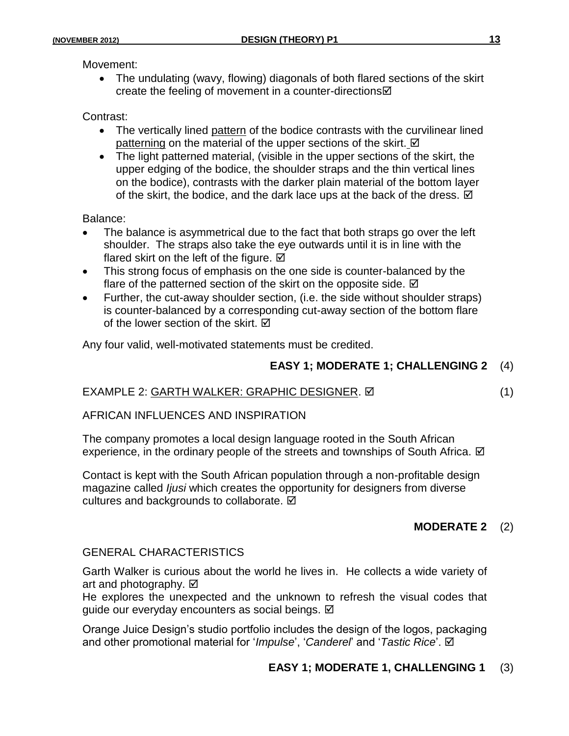Movement:

- The undulating (wavy, flowing) diagonals of both flared sections of the skirt create the feeling of movement in a counter-directions☑

Contrast:

- The vertically lined pattern of the bodice contrasts with the curvilinear lined patterning on the material of the upper sections of the skirt. ☑
- The light patterned material, (visible in the upper sections of the skirt, the upper edging of the bodice, the shoulder straps and the thin vertical lines on the bodice), contrasts with the darker plain material of the bottom layer of the skirt, the bodice, and the dark lace ups at the back of the dress. ☑

Balance:

- The balance is asymmetrical due to the fact that both straps go over the left shoulder. The straps also take the eye outwards until it is in line with the flared skirt on the left of the figure. ☑
- This strong focus of emphasis on the one side is counter-balanced by the flare of the patterned section of the skirt on the opposite side. ☑
- Further, the cut-away shoulder section, (i.e. the side without shoulder straps) is counter-balanced by a corresponding cut-away section of the bottom flare of the lower section of the skirt. ☑

Any four valid, well-motivated statements must be credited.

**EASY 1; MODERATE 1; CHALLENGING 2** (4)

EXAMPLE 2: GARTH WALKER: GRAPHIC DESIGNER. ☑ (1)

AFRICAN INFLUENCES AND INSPIRATION

The company promotes a local design language rooted in the South African experience, in the ordinary people of the streets and townships of South Africa. ☑

Contact is kept with the South African population through a non-profitable design magazine called *Ijusi* which creates the opportunity for designers from diverse cultures and backgrounds to collaborate. ☑

**MODERATE 2** (2)

GENERAL CHARACTERISTICS

Garth Walker is curious about the world he lives in. He collects a wide variety of art and photography. ☑

He explores the unexpected and the unknown to refresh the visual codes that guide our everyday encounters as social beings. ☑

Orange Juice Design's studio portfolio includes the design of the logos, packaging and other promotional material for '*Impulse*', '*Canderel*' and '*Tastic Rice*'. ☑

**EASY 1; MODERATE 1, CHALLENGING 1** (3)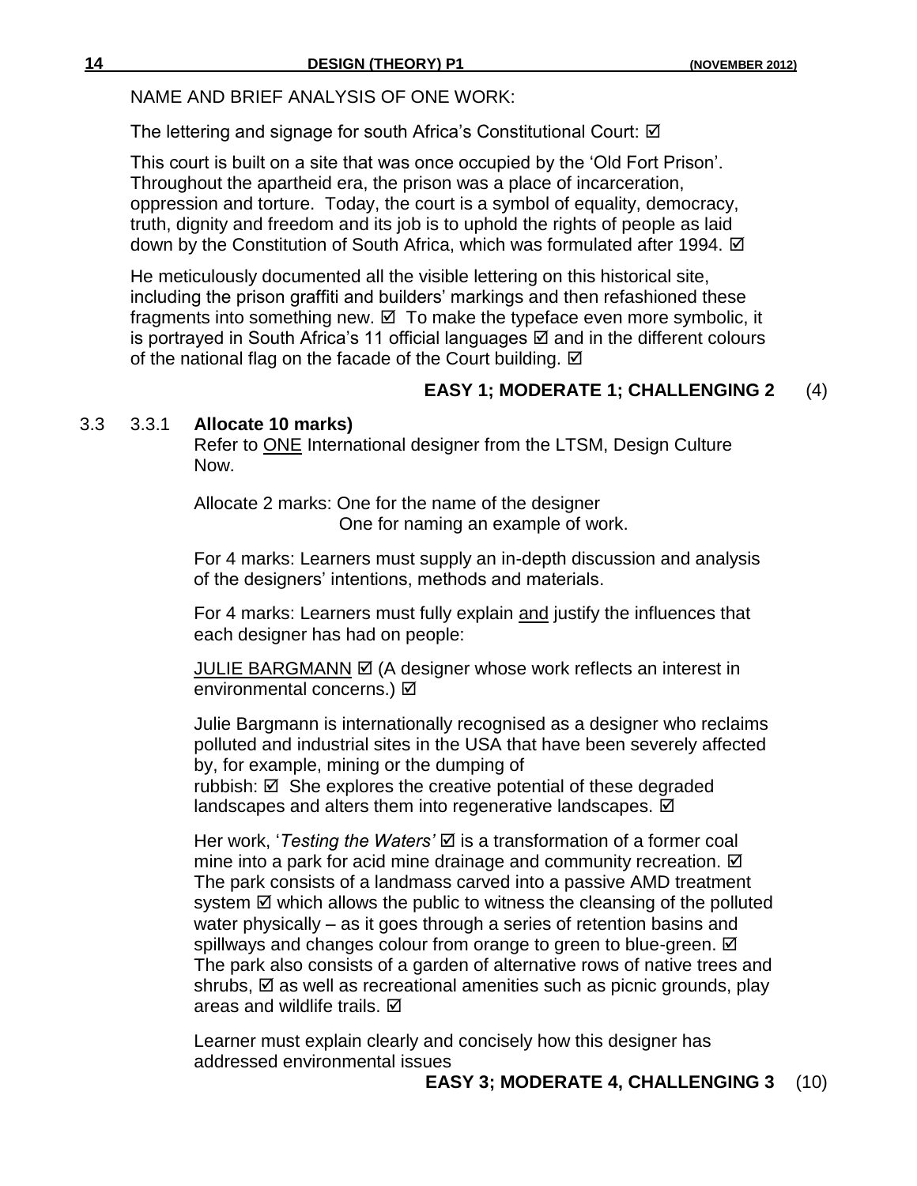NAME AND BRIEF ANALYSIS OF ONE WORK:

The lettering and signage for south Africa's Constitutional Court: ☑

This court is built on a site that was once occupied by the 'Old Fort Prison'. Throughout the apartheid era, the prison was a place of incarceration, oppression and torture. Today, the court is a symbol of equality, democracy, truth, dignity and freedom and its job is to uphold the rights of people as laid down by the Constitution of South Africa, which was formulated after 1994. ☑

He meticulously documented all the visible lettering on this historical site, including the prison graffiti and builders' markings and then refashioned these fragments into something new. ☑ To make the typeface even more symbolic, it is portrayed in South Africa's 11 official languages ☑ and in the different colours of the national flag on the facade of the Court building. ☑

**EASY 1; MODERATE 1; CHALLENGING 2** (4)

3.3 3.3.1 **Allocate 10 marks)**

Refer to <u>ONE</u> International designer from the LTSM, Design Culture Now.

Allocate 2 marks: One for the name of the designer
One for naming an example of work.

For 4 marks: Learners must supply an in-depth discussion and analysis of the designers' intentions, methods and materials.

For 4 marks: Learners must fully explain <u>and</u> justify the influences that each designer has had on people:

<u>JULIE BARGMANN</u> ☑ (A designer whose work reflects an interest in environmental concerns.) ☑

Julie Bargmann is internationally recognised as a designer who reclaims polluted and industrial sites in the USA that have been severely affected by, for example, mining or the dumping of rubbish: ☑ She explores the creative potential of these degraded landscapes and alters them into regenerative landscapes. ☑

Her work, '*Testing the Waters'* ☑ is a transformation of a former coal mine into a park for acid mine drainage and community recreation. ☑ The park consists of a landmass carved into a passive AMD treatment system ☑ which allows the public to witness the cleansing of the polluted water physically – as it goes through a series of retention basins and spillways and changes colour from orange to green to blue-green. ☑ The park also consists of a garden of alternative rows of native trees and shrubs, ☑ as well as recreational amenities such as picnic grounds, play areas and wildlife trails. ☑

Learner must explain clearly and concisely how this designer has addressed environmental issues

**EASY 3; MODERATE 4, CHALLENGING 3** (10)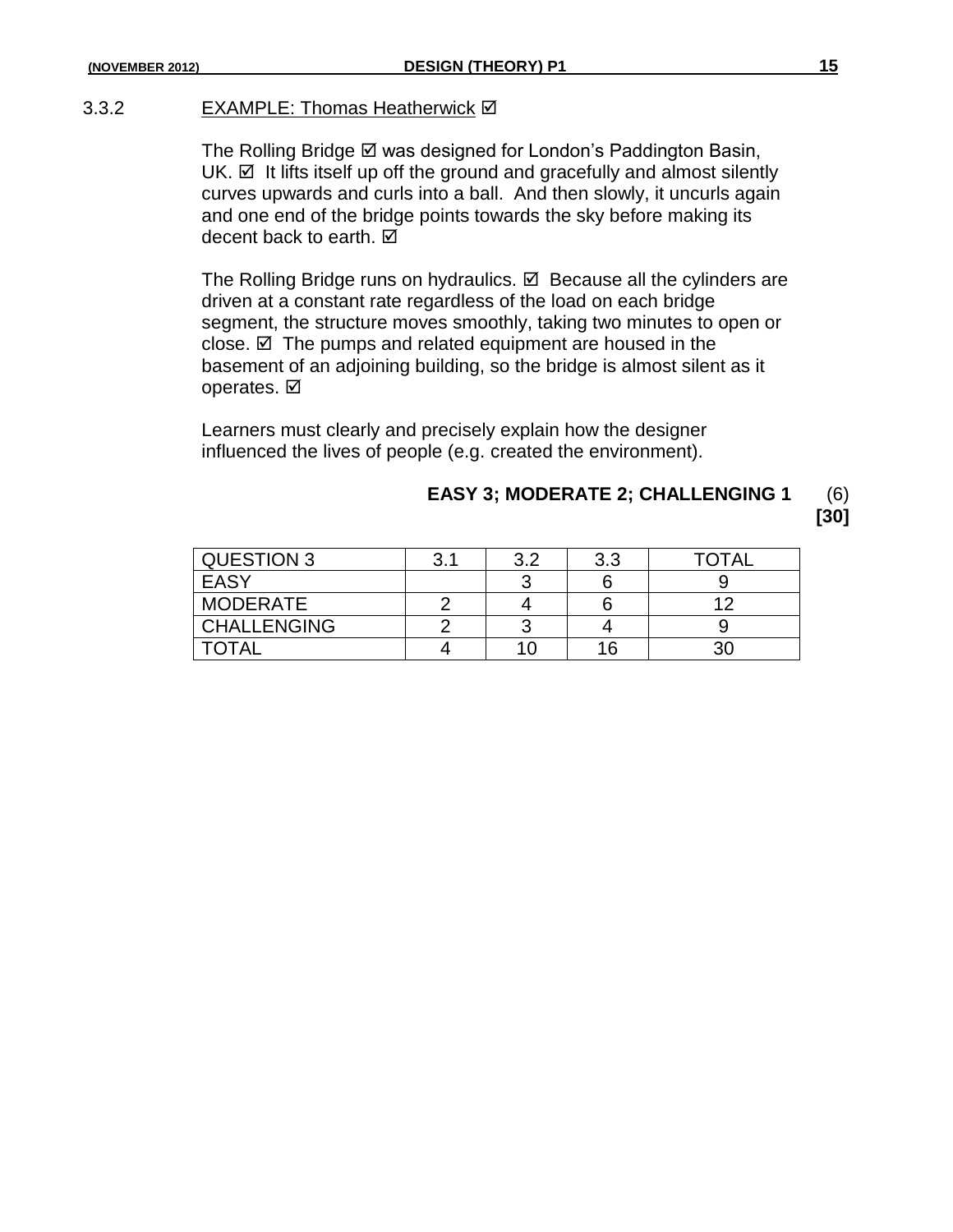3.3.2 EXAMPLE: Thomas Heatherwick ☑

The Rolling Bridge ☑ was designed for London's Paddington Basin, UK. ☑ It lifts itself up off the ground and gracefully and almost silently curves upwards and curls into a ball. And then slowly, it uncurls again and one end of the bridge points towards the sky before making its decent back to earth. ☑

The Rolling Bridge runs on hydraulics. ☑ Because all the cylinders are driven at a constant rate regardless of the load on each bridge segment, the structure moves smoothly, taking two minutes to open or close. ☑ The pumps and related equipment are housed in the basement of an adjoining building, so the bridge is almost silent as it operates. ☑

Learners must clearly and precisely explain how the designer influenced the lives of people (e.g. created the environment).

**EASY 3; MODERATE 2; CHALLENGING 1** (6)

**[30]**

| QUESTION 3 | 3.1 | 3.2 | 3.3 | TOTAL |
|---|---|---|---|---|
| EASY | | 3 | 6 | 9 |
| MODERATE | 2 | 4 | 6 | 12 |
| CHALLENGING | 2 | 3 | 4 | 9 |
| TOTAL | 4 | 10 | 16 | 30 |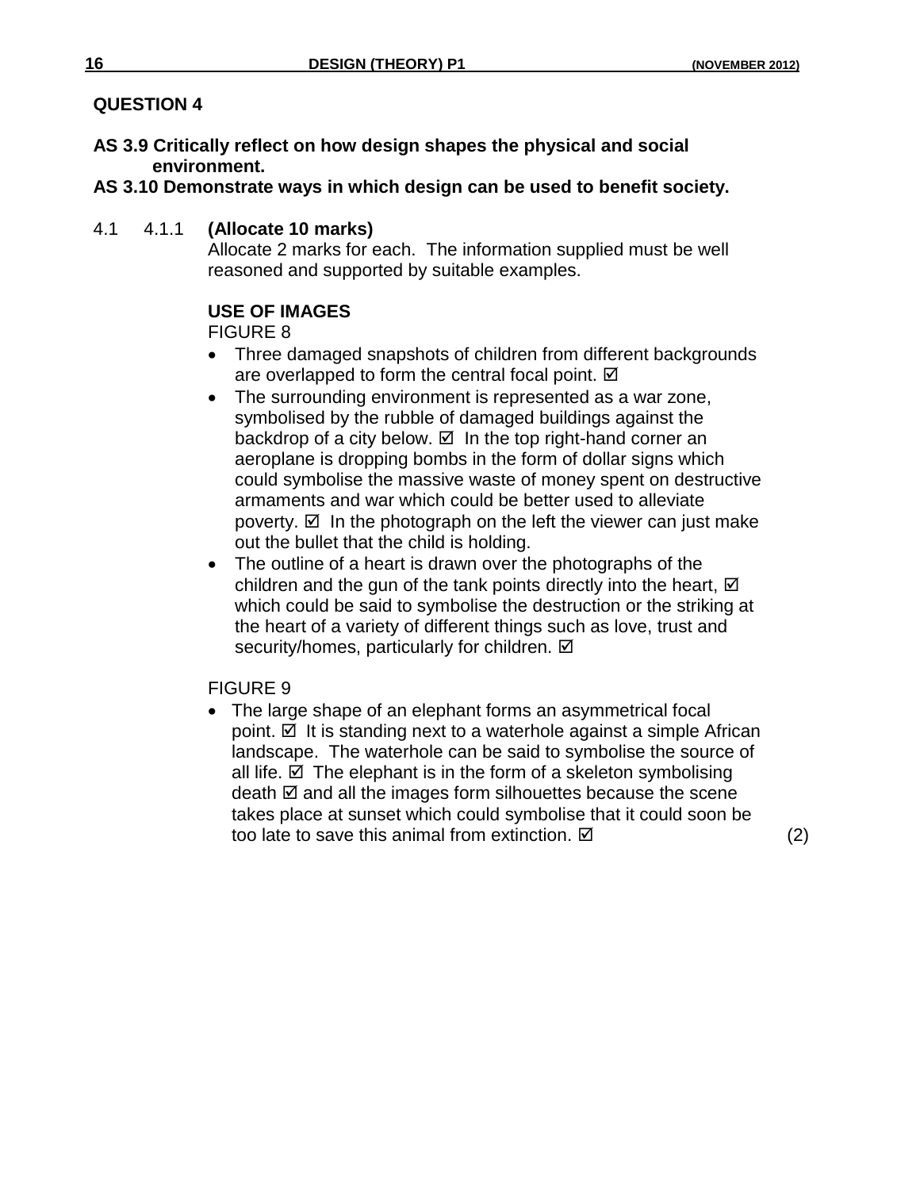## QUESTION 4

**AS 3.9 Critically reflect on how design shapes the physical and social environment.**
**AS 3.10 Demonstrate ways in which design can be used to benefit society.**

4.1 4.1.1 **(Allocate 10 marks)**
Allocate 2 marks for each. The information supplied must be well reasoned and supported by suitable examples.

**USE OF IMAGES**
FIGURE 8

- Three damaged snapshots of children from different backgrounds are overlapped to form the central focal point. ☑
- The surrounding environment is represented as a war zone, symbolised by the rubble of damaged buildings against the backdrop of a city below. ☑ In the top right-hand corner an aeroplane is dropping bombs in the form of dollar signs which could symbolise the massive waste of money spent on destructive armaments and war which could be better used to alleviate poverty. ☑ In the photograph on the left the viewer can just make out the bullet that the child is holding.
- The outline of a heart is drawn over the photographs of the children and the gun of the tank points directly into the heart, ☑ which could be said to symbolise the destruction or the striking at the heart of a variety of different things such as love, trust and security/homes, particularly for children. ☑

FIGURE 9

- The large shape of an elephant forms an asymmetrical focal point. ☑ It is standing next to a waterhole against a simple African landscape. The waterhole can be said to symbolise the source of all life. ☑ The elephant is in the form of a skeleton symbolising death ☑ and all the images form silhouettes because the scene takes place at sunset which could symbolise that it could soon be too late to save this animal from extinction. ☑ (2)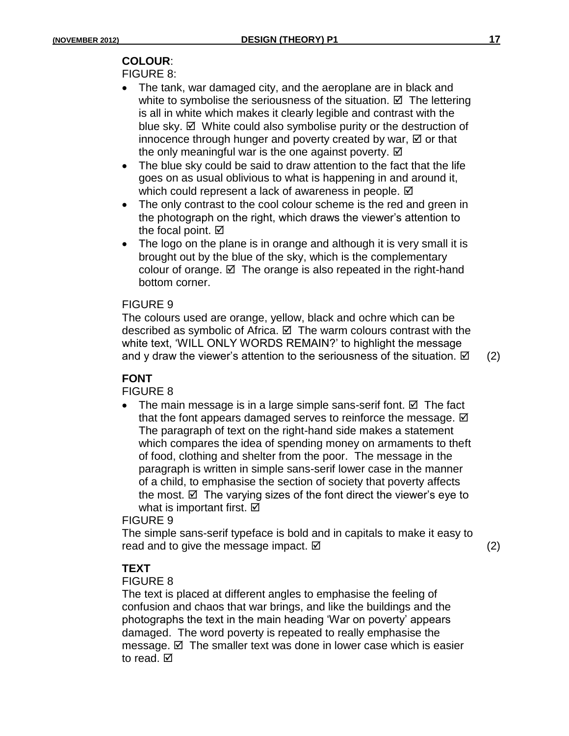**COLOUR**:

FIGURE 8:

- The tank, war damaged city, and the aeroplane are in black and white to symbolise the seriousness of the situation. ☑ The lettering is all in white which makes it clearly legible and contrast with the blue sky. ☑ White could also symbolise purity or the destruction of innocence through hunger and poverty created by war, ☑ or that the only meaningful war is the one against poverty. ☑
- The blue sky could be said to draw attention to the fact that the life goes on as usual oblivious to what is happening in and around it, which could represent a lack of awareness in people. ☑
- The only contrast to the cool colour scheme is the red and green in the photograph on the right, which draws the viewer's attention to the focal point. ☑
- The logo on the plane is in orange and although it is very small it is brought out by the blue of the sky, which is the complementary colour of orange. ☑ The orange is also repeated in the right-hand bottom corner.

FIGURE 9

The colours used are orange, yellow, black and ochre which can be described as symbolic of Africa. ☑ The warm colours contrast with the white text, 'WILL ONLY WORDS REMAIN?' to highlight the message and y draw the viewer's attention to the seriousness of the situation. ☑ (2)

**FONT**

FIGURE 8

- The main message is in a large simple sans-serif font. ☑ The fact that the font appears damaged serves to reinforce the message. ☑ The paragraph of text on the right-hand side makes a statement which compares the idea of spending money on armaments to theft of food, clothing and shelter from the poor. The message in the paragraph is written in simple sans-serif lower case in the manner of a child, to emphasise the section of society that poverty affects the most. ☑ The varying sizes of the font direct the viewer's eye to what is important first. ☑

FIGURE 9

The simple sans-serif typeface is bold and in capitals to make it easy to read and to give the message impact. ☑ (2)

**TEXT**

FIGURE 8

The text is placed at different angles to emphasise the feeling of confusion and chaos that war brings, and like the buildings and the photographs the text in the main heading 'War on poverty' appears damaged. The word poverty is repeated to really emphasise the message. ☑ The smaller text was done in lower case which is easier to read. ☑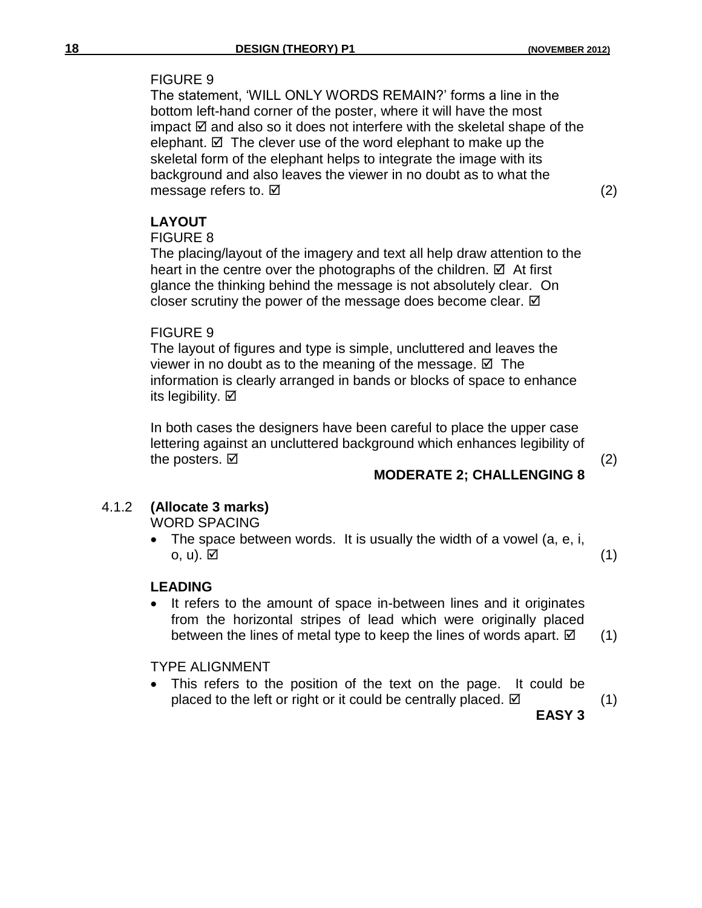FIGURE 9

The statement, 'WILL ONLY WORDS REMAIN?' forms a line in the bottom left-hand corner of the poster, where it will have the most impact ☑ and also so it does not interfere with the skeletal shape of the elephant. ☑ The clever use of the word elephant to make up the skeletal form of the elephant helps to integrate the image with its background and also leaves the viewer in no doubt as to what the message refers to. ☑ (2)

**LAYOUT**

FIGURE 8

The placing/layout of the imagery and text all help draw attention to the heart in the centre over the photographs of the children. ☑ At first glance the thinking behind the message is not absolutely clear. On closer scrutiny the power of the message does become clear. ☑

FIGURE 9

The layout of figures and type is simple, uncluttered and leaves the viewer in no doubt as to the meaning of the message. ☑ The information is clearly arranged in bands or blocks of space to enhance its legibility. ☑

In both cases the designers have been careful to place the upper case lettering against an uncluttered background which enhances legibility of the posters. ☑ (2)

**MODERATE 2; CHALLENGING 8**

4.1.2 **(Allocate 3 marks)**

WORD SPACING

- The space between words. It is usually the width of a vowel (a, e, i, o, u). ☑ (1)

**LEADING**

- It refers to the amount of space in-between lines and it originates from the horizontal stripes of lead which were originally placed between the lines of metal type to keep the lines of words apart. ☑ (1)

TYPE ALIGNMENT

- This refers to the position of the text on the page. It could be placed to the left or right or it could be centrally placed. ☑ (1)

**EASY 3**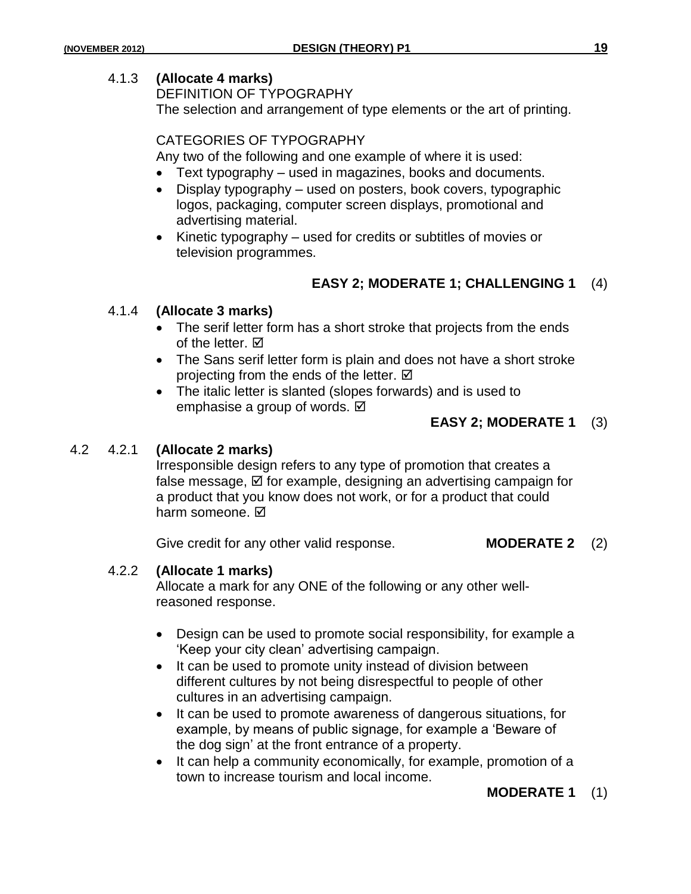4.1.3 **(Allocate 4 marks)**

DEFINITION OF TYPOGRAPHY

The selection and arrangement of type elements or the art of printing.

CATEGORIES OF TYPOGRAPHY

Any two of the following and one example of where it is used:

- Text typography – used in magazines, books and documents.
- Display typography – used on posters, book covers, typographic logos, packaging, computer screen displays, promotional and advertising material.
- Kinetic typography – used for credits or subtitles of movies or television programmes.

**EASY 2; MODERATE 1; CHALLENGING 1** (4)

4.1.4 **(Allocate 3 marks)**

- The serif letter form has a short stroke that projects from the ends of the letter. ☑
- The Sans serif letter form is plain and does not have a short stroke projecting from the ends of the letter. ☑
- The italic letter is slanted (slopes forwards) and is used to emphasise a group of words. ☑

**EASY 2; MODERATE 1** (3)

4.2 4.2.1 **(Allocate 2 marks)**

Irresponsible design refers to any type of promotion that creates a false message, ☑ for example, designing an advertising campaign for a product that you know does not work, or for a product that could harm someone. ☑

Give credit for any other valid response. **MODERATE 2** (2)

4.2.2 **(Allocate 1 marks)**

Allocate a mark for any ONE of the following or any other well-reasoned response.

- Design can be used to promote social responsibility, for example a 'Keep your city clean' advertising campaign.
- It can be used to promote unity instead of division between different cultures by not being disrespectful to people of other cultures in an advertising campaign.
- It can be used to promote awareness of dangerous situations, for example, by means of public signage, for example a 'Beware of the dog sign' at the front entrance of a property.
- It can help a community economically, for example, promotion of a town to increase tourism and local income.

**MODERATE 1** (1)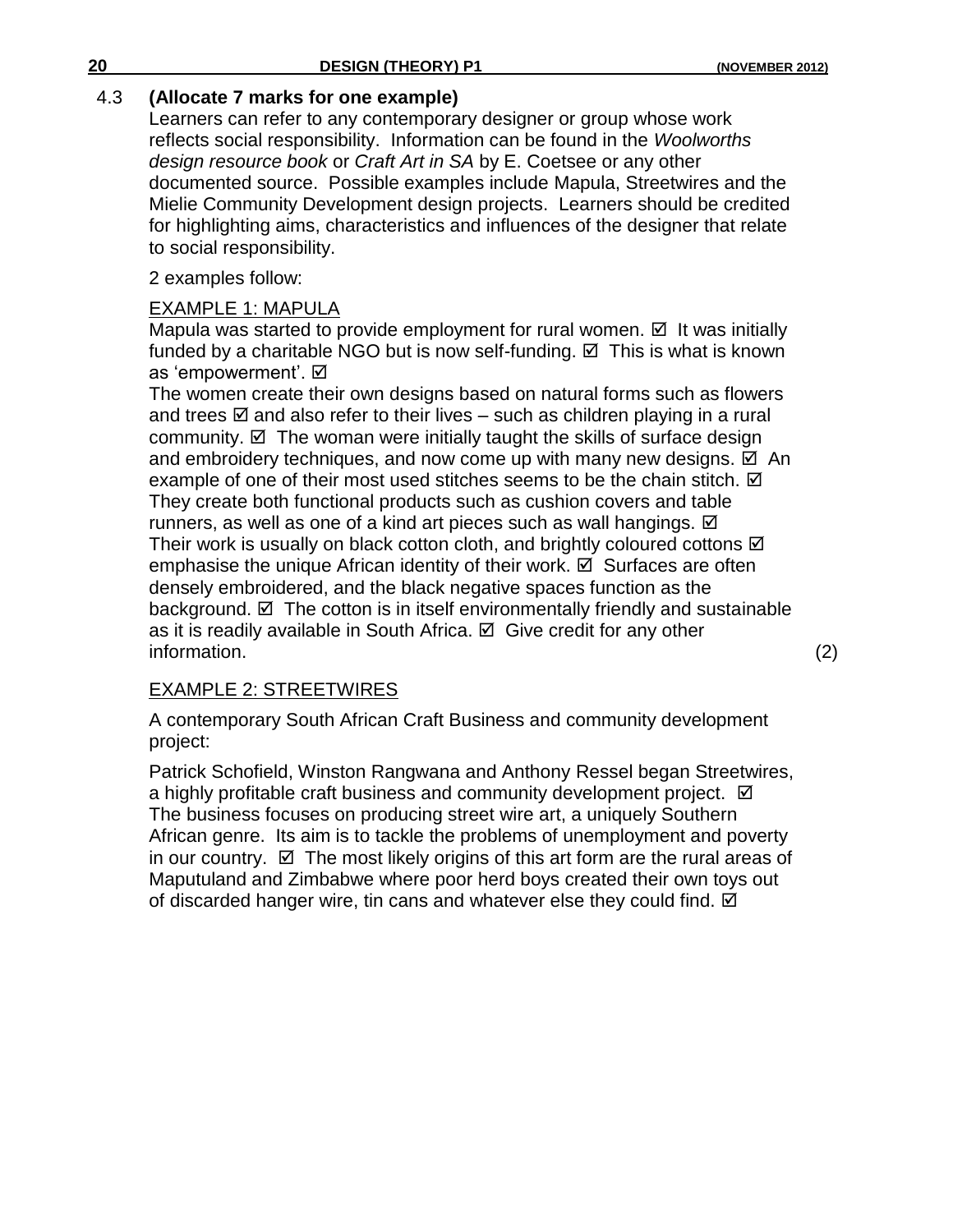4.3 **(Allocate 7 marks for one example)**

Learners can refer to any contemporary designer or group whose work reflects social responsibility. Information can be found in the *Woolworths design resource book* or *Craft Art in SA* by E. Coetsee or any other documented source. Possible examples include Mapula, Streetwires and the Mielie Community Development design projects. Learners should be credited for highlighting aims, characteristics and influences of the designer that relate to social responsibility.

2 examples follow:

<u>EXAMPLE 1: MAPULA</u>

Mapula was started to provide employment for rural women. ☑ It was initially funded by a charitable NGO but is now self-funding. ☑ This is what is known as 'empowerment'. ☑

The women create their own designs based on natural forms such as flowers and trees ☑ and also refer to their lives – such as children playing in a rural community. ☑ The woman were initially taught the skills of surface design and embroidery techniques, and now come up with many new designs. ☑ An example of one of their most used stitches seems to be the chain stitch. ☑ They create both functional products such as cushion covers and table runners, as well as one of a kind art pieces such as wall hangings. ☑ Their work is usually on black cotton cloth, and brightly coloured cottons ☑ emphasise the unique African identity of their work. ☑ Surfaces are often densely embroidered, and the black negative spaces function as the background. ☑ The cotton is in itself environmentally friendly and sustainable as it is readily available in South Africa. ☑ Give credit for any other information. (2)

<u>EXAMPLE 2: STREETWIRES</u>

A contemporary South African Craft Business and community development project:

Patrick Schofield, Winston Rangwana and Anthony Ressel began Streetwires, a highly profitable craft business and community development project. ☑ The business focuses on producing street wire art, a uniquely Southern African genre. Its aim is to tackle the problems of unemployment and poverty in our country. ☑ The most likely origins of this art form are the rural areas of Maputuland and Zimbabwe where poor herd boys created their own toys out of discarded hanger wire, tin cans and whatever else they could find. ☑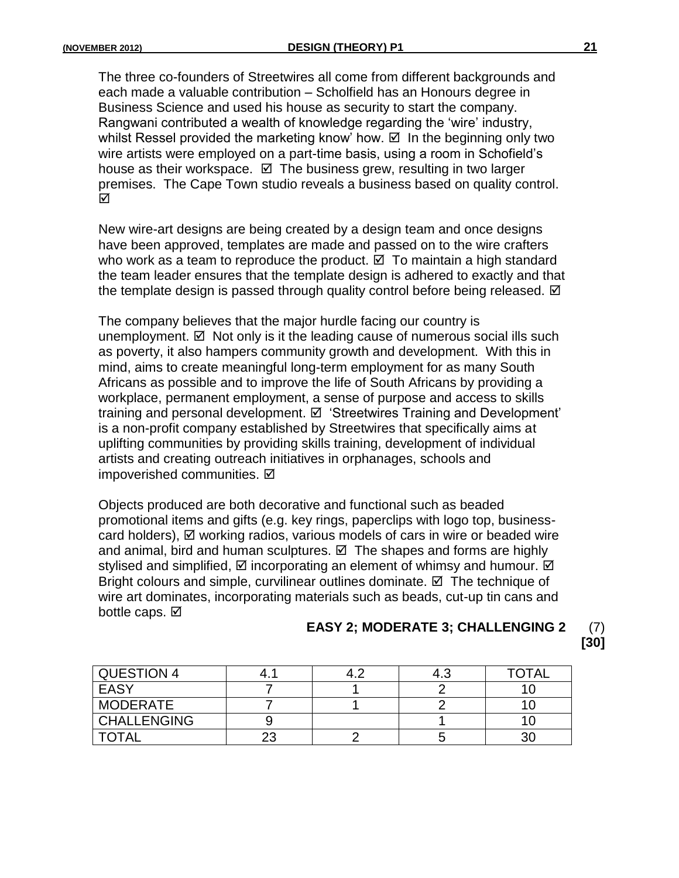The three co-founders of Streetwires all come from different backgrounds and each made a valuable contribution – Scholfield has an Honours degree in Business Science and used his house as security to start the company. Rangwani contributed a wealth of knowledge regarding the 'wire' industry, whilst Ressel provided the marketing know' how. ☑ In the beginning only two wire artists were employed on a part-time basis, using a room in Schofield's house as their workspace. ☑ The business grew, resulting in two larger premises. The Cape Town studio reveals a business based on quality control. ☑

New wire-art designs are being created by a design team and once designs have been approved, templates are made and passed on to the wire crafters who work as a team to reproduce the product. ☑ To maintain a high standard the team leader ensures that the template design is adhered to exactly and that the template design is passed through quality control before being released. ☑

The company believes that the major hurdle facing our country is unemployment. ☑ Not only is it the leading cause of numerous social ills such as poverty, it also hampers community growth and development. With this in mind, aims to create meaningful long-term employment for as many South Africans as possible and to improve the life of South Africans by providing a workplace, permanent employment, a sense of purpose and access to skills training and personal development. ☑ 'Streetwires Training and Development' is a non-profit company established by Streetwires that specifically aims at uplifting communities by providing skills training, development of individual artists and creating outreach initiatives in orphanages, schools and impoverished communities. ☑

Objects produced are both decorative and functional such as beaded promotional items and gifts (e.g. key rings, paperclips with logo top, business-card holders), ☑ working radios, various models of cars in wire or beaded wire and animal, bird and human sculptures. ☑ The shapes and forms are highly stylised and simplified, ☑ incorporating an element of whimsy and humour. ☑ Bright colours and simple, curvilinear outlines dominate. ☑ The technique of wire art dominates, incorporating materials such as beads, cut-up tin cans and bottle caps. ☑

**EASY 2; MODERATE 3; CHALLENGING 2** (7)
**[30]**

| QUESTION 4 | 4.1 | 4.2 | 4.3 | TOTAL |
|---|---|---|---|---|
| EASY | 7 | 1 | 2 | 10 |
| MODERATE | 7 | 1 | 2 | 10 |
| CHALLENGING | 9 | | 1 | 10 |
| TOTAL | 23 | 2 | 5 | 30 |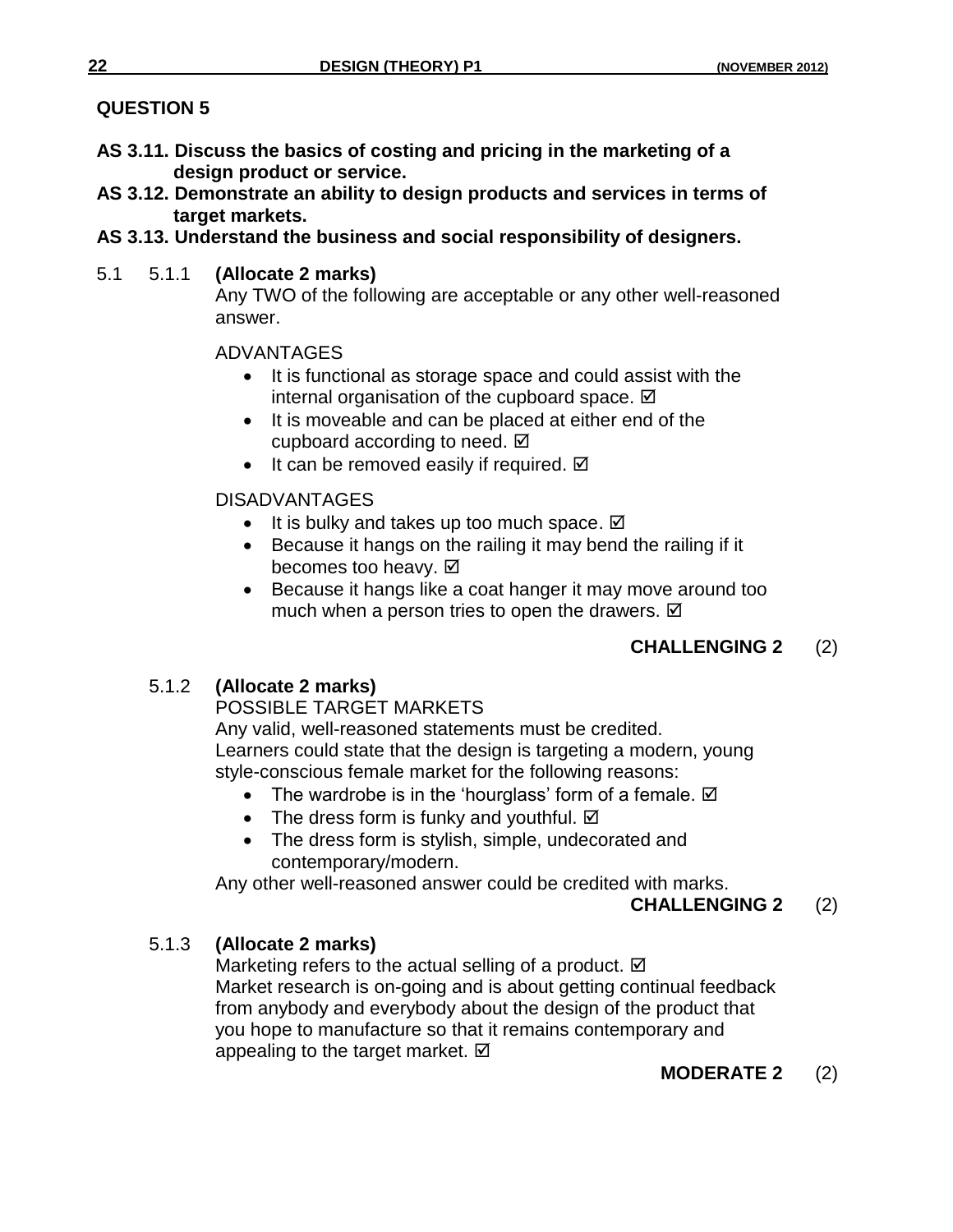## QUESTION 5

**AS 3.11. Discuss the basics of costing and pricing in the marketing of a design product or service.**
**AS 3.12. Demonstrate an ability to design products and services in terms of target markets.**
**AS 3.13. Understand the business and social responsibility of designers.**

5.1 5.1.1 **(Allocate 2 marks)**
Any TWO of the following are acceptable or any other well-reasoned answer.

ADVANTAGES

- It is functional as storage space and could assist with the internal organisation of the cupboard space. ☑
- It is moveable and can be placed at either end of the cupboard according to need. ☑
- It can be removed easily if required. ☑

DISADVANTAGES

- It is bulky and takes up too much space. ☑
- Because it hangs on the railing it may bend the railing if it becomes too heavy. ☑
- Because it hangs like a coat hanger it may move around too much when a person tries to open the drawers. ☑

**CHALLENGING 2** (2)

5.1.2 **(Allocate 2 marks)**
POSSIBLE TARGET MARKETS
Any valid, well-reasoned statements must be credited.
Learners could state that the design is targeting a modern, young style-conscious female market for the following reasons:

- The wardrobe is in the 'hourglass' form of a female. ☑
- The dress form is funky and youthful. ☑
- The dress form is stylish, simple, undecorated and contemporary/modern.

Any other well-reasoned answer could be credited with marks.

**CHALLENGING 2** (2)

5.1.3 **(Allocate 2 marks)**
Marketing refers to the actual selling of a product. ☑
Market research is on-going and is about getting continual feedback from anybody and everybody about the design of the product that you hope to manufacture so that it remains contemporary and appealing to the target market. ☑

**MODERATE 2** (2)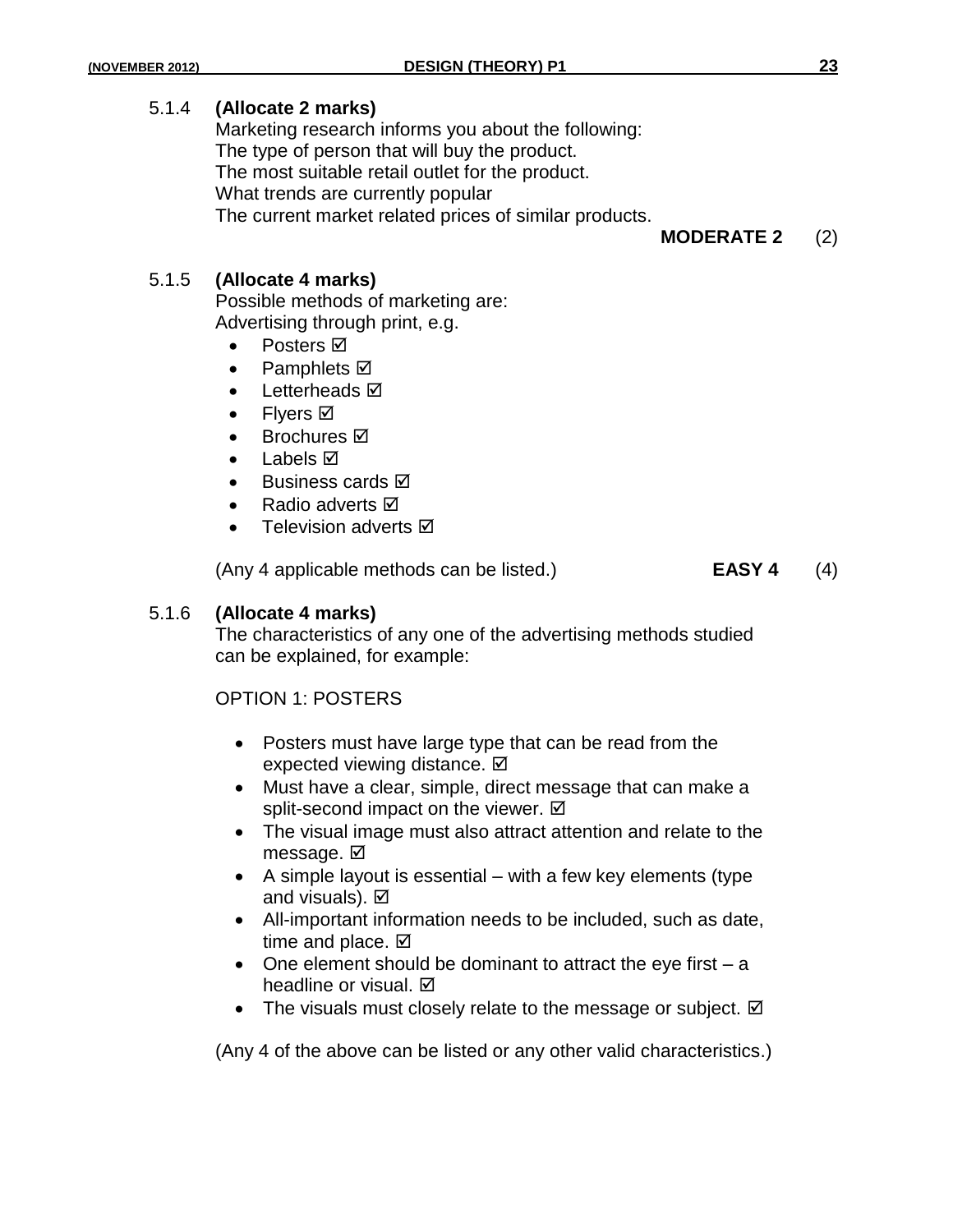5.1.4 **(Allocate 2 marks)**

Marketing research informs you about the following:
The type of person that will buy the product.
The most suitable retail outlet for the product.
What trends are currently popular
The current market related prices of similar products.

**MODERATE 2** (2)

5.1.5 **(Allocate 4 marks)**

Possible methods of marketing are:
Advertising through print, e.g.

- Posters ☑
- Pamphlets ☑
- Letterheads ☑
- Flyers ☑
- Brochures ☑
- Labels ☑
- Business cards ☑
- Radio adverts ☑
- Television adverts ☑

(Any 4 applicable methods can be listed.) **EASY 4** (4)

5.1.6 **(Allocate 4 marks)**

The characteristics of any one of the advertising methods studied can be explained, for example:

OPTION 1: POSTERS

- Posters must have large type that can be read from the expected viewing distance. ☑
- Must have a clear, simple, direct message that can make a split-second impact on the viewer. ☑
- The visual image must also attract attention and relate to the message. ☑
- A simple layout is essential – with a few key elements (type and visuals). ☑
- All-important information needs to be included, such as date, time and place. ☑
- One element should be dominant to attract the eye first – a headline or visual. ☑
- The visuals must closely relate to the message or subject. ☑

(Any 4 of the above can be listed or any other valid characteristics.)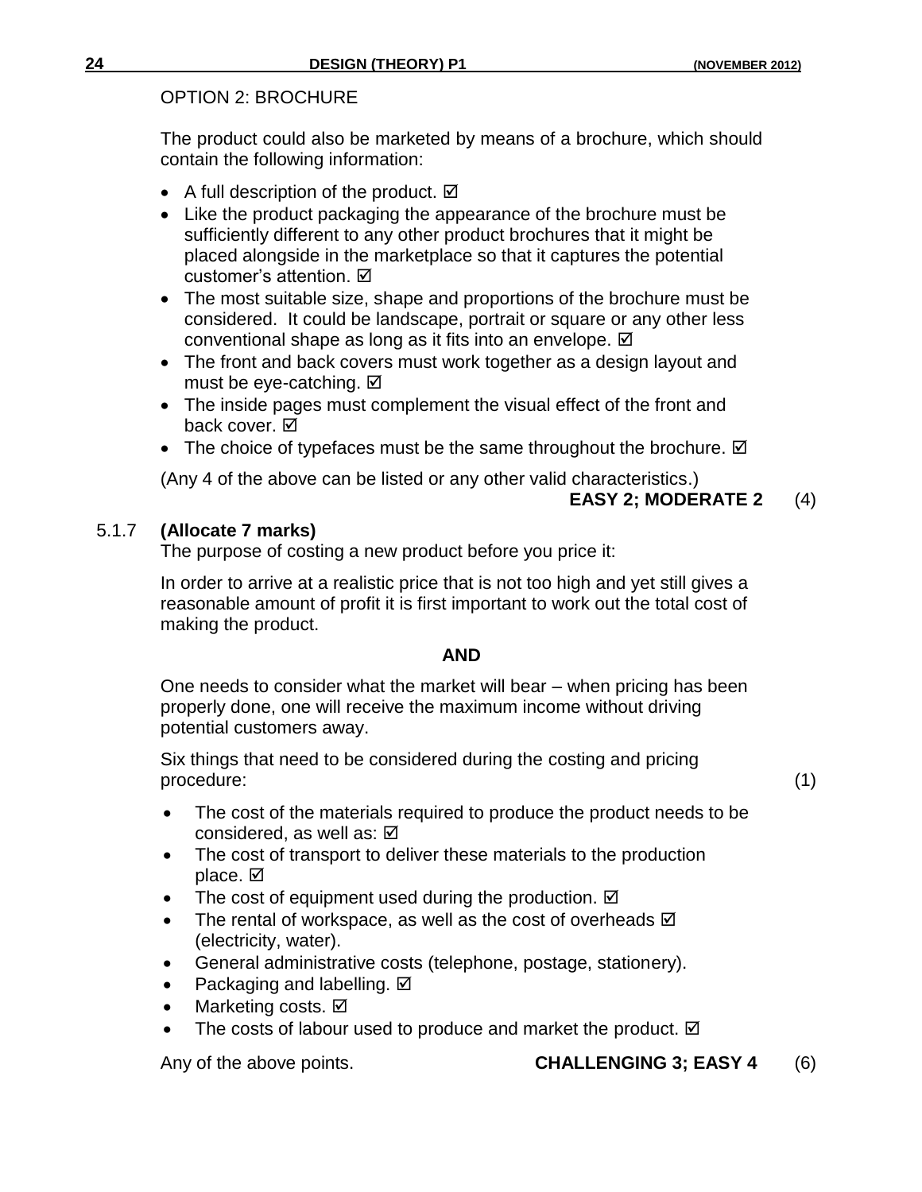OPTION 2: BROCHURE

The product could also be marketed by means of a brochure, which should contain the following information:

- A full description of the product. ☑
- Like the product packaging the appearance of the brochure must be sufficiently different to any other product brochures that it might be placed alongside in the marketplace so that it captures the potential customer's attention. ☑
- The most suitable size, shape and proportions of the brochure must be considered. It could be landscape, portrait or square or any other less conventional shape as long as it fits into an envelope. ☑
- The front and back covers must work together as a design layout and must be eye-catching. ☑
- The inside pages must complement the visual effect of the front and back cover. ☑
- The choice of typefaces must be the same throughout the brochure. ☑

(Any 4 of the above can be listed or any other valid characteristics.)

**EASY 2; MODERATE 2** (4)

5.1.7 **(Allocate 7 marks)**

The purpose of costing a new product before you price it:

In order to arrive at a realistic price that is not too high and yet still gives a reasonable amount of profit it is first important to work out the total cost of making the product.

**AND**

One needs to consider what the market will bear – when pricing has been properly done, one will receive the maximum income without driving potential customers away.

Six things that need to be considered during the costing and pricing procedure: (1)

- The cost of the materials required to produce the product needs to be considered, as well as: ☑
- The cost of transport to deliver these materials to the production place. ☑
- The cost of equipment used during the production. ☑
- The rental of workspace, as well as the cost of overheads ☑ (electricity, water).
- General administrative costs (telephone, postage, stationery).
- Packaging and labelling. ☑
- Marketing costs. ☑
- The costs of labour used to produce and market the product. ☑

Any of the above points. **CHALLENGING 3; EASY 4** (6)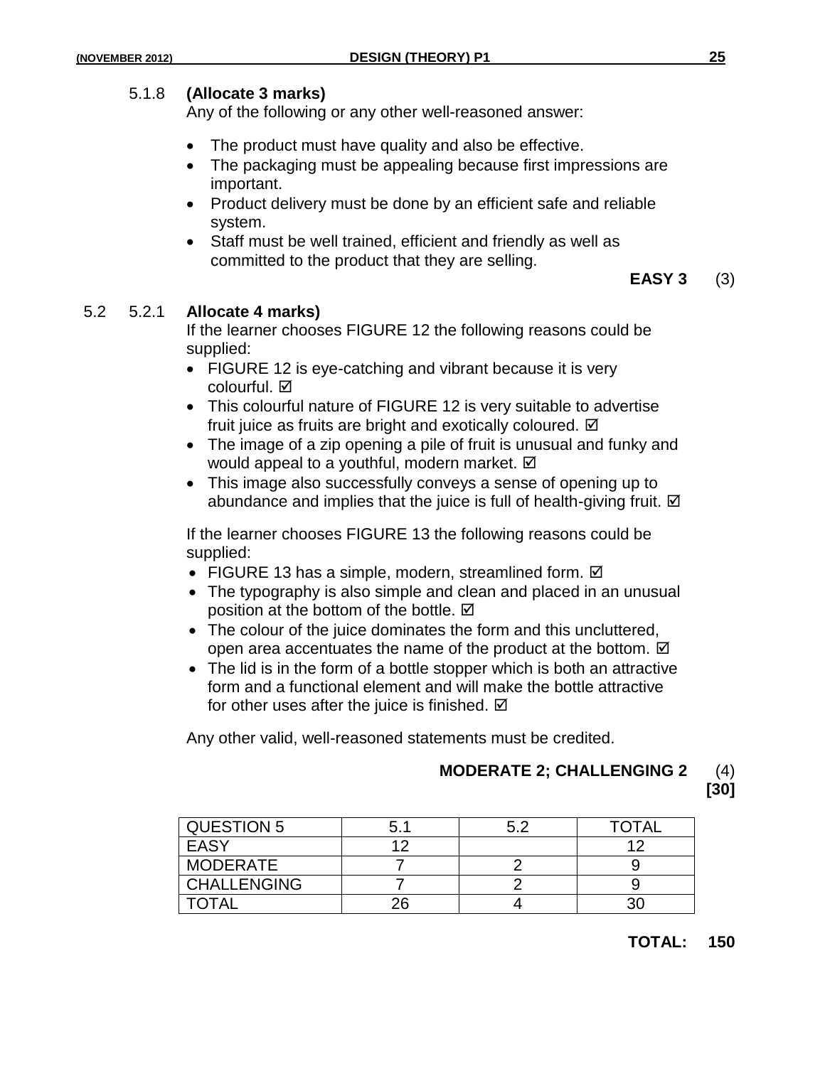5.1.8 **(Allocate 3 marks)**

Any of the following or any other well-reasoned answer:

- The product must have quality and also be effective.
- The packaging must be appealing because first impressions are important.
- Product delivery must be done by an efficient safe and reliable system.
- Staff must be well trained, efficient and friendly as well as committed to the product that they are selling.

**EASY 3** (3)

5.2 5.2.1 **Allocate 4 marks)**

If the learner chooses FIGURE 12 the following reasons could be supplied:

- FIGURE 12 is eye-catching and vibrant because it is very colourful. ☑
- This colourful nature of FIGURE 12 is very suitable to advertise fruit juice as fruits are bright and exotically coloured. ☑
- The image of a zip opening a pile of fruit is unusual and funky and would appeal to a youthful, modern market. ☑
- This image also successfully conveys a sense of opening up to abundance and implies that the juice is full of health-giving fruit. ☑

If the learner chooses FIGURE 13 the following reasons could be supplied:

- FIGURE 13 has a simple, modern, streamlined form. ☑
- The typography is also simple and clean and placed in an unusual position at the bottom of the bottle. ☑
- The colour of the juice dominates the form and this uncluttered, open area accentuates the name of the product at the bottom. ☑
- The lid is in the form of a bottle stopper which is both an attractive form and a functional element and will make the bottle attractive for other uses after the juice is finished. ☑

Any other valid, well-reasoned statements must be credited.

**MODERATE 2; CHALLENGING 2** (4)
**[30]**

| QUESTION 5 | 5.1 | 5.2 | TOTAL |
|---|---|---|---|
| EASY | 12 | | 12 |
| MODERATE | 7 | 2 | 9 |
| CHALLENGING | 7 | 2 | 9 |
| TOTAL | 26 | 4 | 30 |

**TOTAL: 150**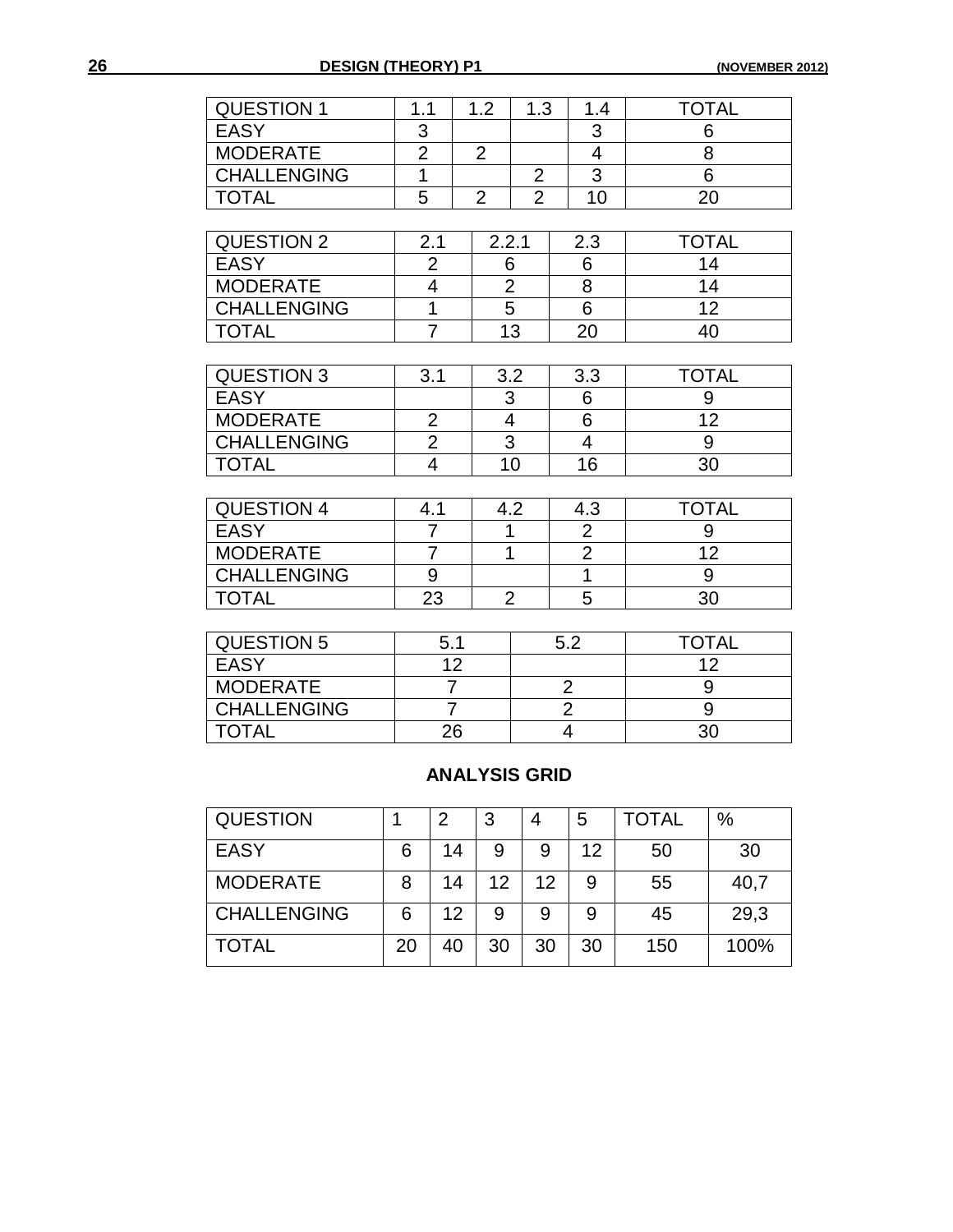| QUESTION 1 | 1.1 | 1.2 | 1.3 | 1.4 | TOTAL |
|---|---|---|---|---|---|
| EASY | 3 | | | 3 | 6 |
| MODERATE | 2 | 2 | | 4 | 8 |
| CHALLENGING | 1 | | 2 | 3 | 6 |
| TOTAL | 5 | 2 | 2 | 10 | 20 |

| QUESTION 2 | 2.1 | 2.2.1 | 2.3 | TOTAL |
|---|---|---|---|---|
| EASY | 2 | 6 | 6 | 14 |
| MODERATE | 4 | 2 | 8 | 14 |
| CHALLENGING | 1 | 5 | 6 | 12 |
| TOTAL | 7 | 13 | 20 | 40 |

| QUESTION 3 | 3.1 | 3.2 | 3.3 | TOTAL |
|---|---|---|---|---|
| EASY | | 3 | 6 | 9 |
| MODERATE | 2 | 4 | 6 | 12 |
| CHALLENGING | 2 | 3 | 4 | 9 |
| TOTAL | 4 | 10 | 16 | 30 |

| QUESTION 4 | 4.1 | 4.2 | 4.3 | TOTAL |
|---|---|---|---|---|
| EASY | 7 | 1 | 2 | 9 |
| MODERATE | 7 | 1 | 2 | 12 |
| CHALLENGING | 9 | | 1 | 9 |
| TOTAL | 23 | 2 | 5 | 30 |

| QUESTION 5 | 5.1 | 5.2 | TOTAL |
|---|---|---|---|
| EASY | 12 | | 12 |
| MODERATE | 7 | 2 | 9 |
| CHALLENGING | 7 | 2 | 9 |
| TOTAL | 26 | 4 | 30 |

## ANALYSIS GRID

| QUESTION | 1 | 2 | 3 | 4 | 5 | TOTAL | % |
|---|---|---|---|---|---|---|---|
| EASY | 6 | 14 | 9 | 9 | 12 | 50 | 30 |
| MODERATE | 8 | 14 | 12 | 12 | 9 | 55 | 40,7 |
| CHALLENGING | 6 | 12 | 9 | 9 | 9 | 45 | 29,3 |
| TOTAL | 20 | 40 | 30 | 30 | 30 | 150 | 100% |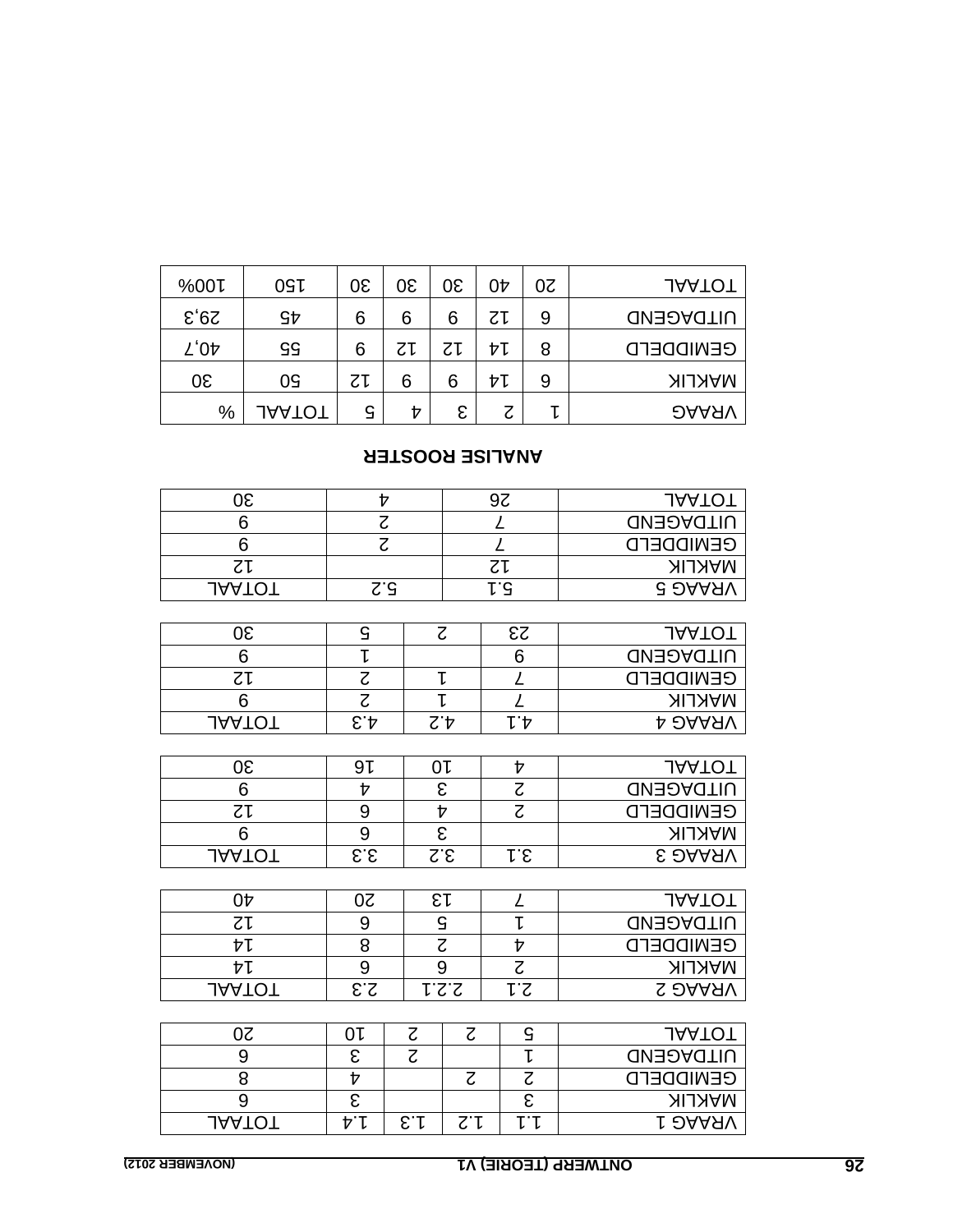| VRAAG 1 | 1.1 | 1.2 | 1.3 | 1.4 | TOTAAL |
|---|---|---|---|---|---|
| MAKLIK | 3 | | | 3 | 6 |
| GEMIDDELD | 2 | 2 | | 4 | 8 |
| UITDAGEND | 1 | | 2 | 3 | 6 |
| TOTAAL | 5 | 2 | 2 | 10 | 20 |

| VRAAG 2 | 2.1 | 2.2.1 | 2.3 | TOTAAL |
|---|---|---|---|---|
| MAKLIK | 2 | 6 | 6 | 14 |
| GEMIDDELD | 4 | 2 | 8 | 14 |
| UITDAGEND | 1 | 5 | 6 | 12 |
| TOTAAL | 7 | 13 | 20 | 40 |

| VRAAG 3 | 3.1 | 3.2 | 3.3 | TOTAAL |
|---|---|---|---|---|
| MAKLIK | | 3 | 6 | 9 |
| GEMIDDELD | 2 | 4 | 6 | 12 |
| UITDAGEND | 2 | 3 | 4 | 9 |
| TOTAAL | 4 | 10 | 16 | 30 |

| VRAAG 4 | 4.1 | 4.2 | 4.3 | TOTAAL |
|---|---|---|---|---|
| MAKLIK | 7 | 1 | 2 | 9 |
| GEMIDDELD | 7 | 1 | 2 | 12 |
| UITDAGEND | 9 | | 1 | 9 |
| TOTAAL | 23 | 2 | 5 | 30 |

| VRAAG 5 | 5.1 | 5.2 | TOTAAL |
|---|---|---|---|
| MAKLIK | 12 | | 12 |
| GEMIDDELD | 7 | 2 | 9 |
| UITDAGEND | 7 | 2 | 9 |
| TOTAAL | 26 | 4 | 30 |

## ANALISE ROOSTER

| VRAAG | 1 | 2 | 3 | 4 | 5 | TOTAAL | % |
|---|---|---|---|---|---|---|---|
| MAKLIK | 6 | 14 | 9 | 9 | 12 | 50 | 30 |
| GEMIDDELD | 8 | 14 | 12 | 12 | 9 | 55 | 40,7 |
| UITDAGEND | 6 | 12 | 9 | 9 | 9 | 45 | 29,3 |
| TOTAAL | 20 | 40 | 30 | 30 | 30 | 150 | 100% |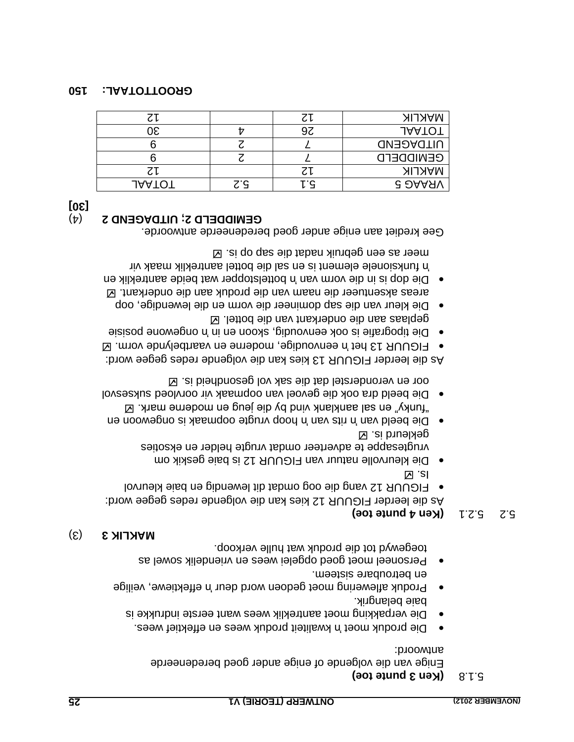5.1.8 **(Ken 3 punte toe)**

Enige van die volgende of enige ander goed beredeneerde antwoord:

- Die produk moet 'n kwaliteit produk wees en effektief wees.
- Die verpakking moet aantreklike wees want eerste indrukke is baie belangrik.
- Produk aflewering moet gedoen word deur 'n effektiewe, veilige en betroubare sisteem.
- Personeel moet goed opgelei wees en vriendelik sowel as toegewyd tot die produk wat hulle verkoop.

**MAKLIK 3** (3)

5.2 5.2.1 **(Ken 4 punte toe)**

As die leerder FIGUUR 12 kies kan die volgende redes gegee word:

- FIGUUR 12 vang die oog omdat dit lewendig en baie kleurvol is. ☑
- Die kleurvolle natuur van FIGUUR 12 is baie geskik om vrugtesappe te adverteer omdat vrugte helder en eksoties gekleurd is. ☑
- Die beeld van 'n rits van 'n hoop vrugte oopmaak is ongewoon en "funky" en sal aanklank vind by die jeug en moderne mark. ☑
- Die beeld dra ook die gevoel van oopmaak vir oorvloed suksesvol oor en veronderstel dat die sak vol gesondheid is. ☑

As die leerder FIGUUR 13 kies kan die volgende redes gegee word:

- FIGUUR 13 het 'n eenvoudige, moderne en vaartbelynde vorm. ☑
- Die tipografie is ook eenvoudig, skoon en in 'n ongewone posisie geplaas aan die onderkant van die bottel. ☑
- Die kleur van die sap domineer die vorm en die lewendige, oop areas aksentueer die naam van die produk aan die onderkant. ☑
- Die dop is in die vorm van 'n bottelstopper wat beide aantreklik en 'n funksionele element is en sal die bottel aantreklik maak vir meer as een gebruik nadat die sap op is. ☑

Gee krediet aan enige ander goed beredeneerde antwoorde.

**GEMIDDELD 2; UITDAGEND 2** (4)

**[30]**

| VRAAG 5 | 5.1 | 5.2 | TOTAAL |
|---|---|---|---|
| MAKLIK | 12 | | 12 |
| GEMIDDELD | 7 | 2 | 9 |
| UITDAGEND | 7 | 2 | 9 |
| TOTAAL | 26 | 4 | 30 |
| MAKLIK | 12 | | 12 |

**GROOTTOTAAL: 150**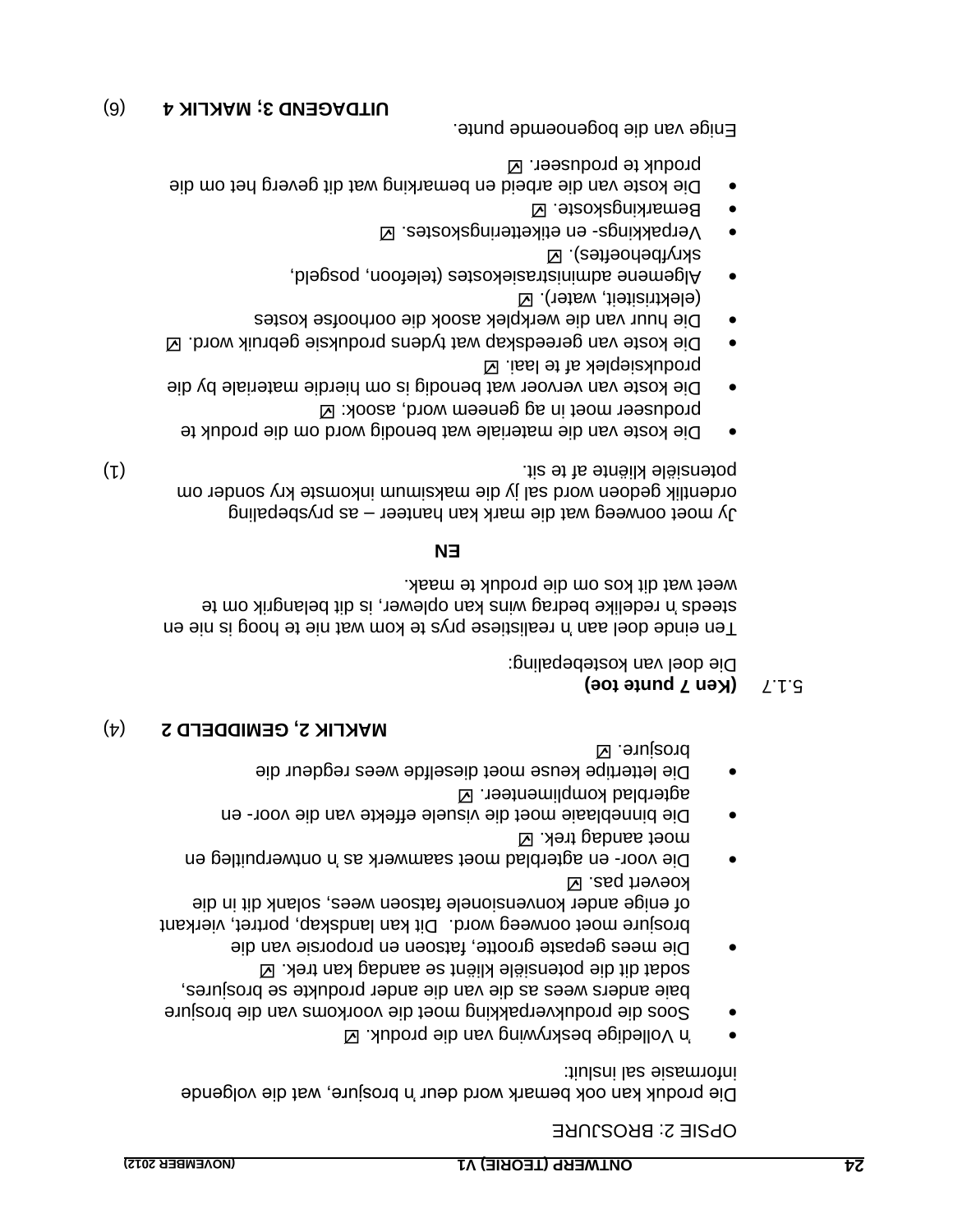OPSIE 2: BROSJURE

Die produk kan ook bemark word deur 'n brosjure, wat die volgende informasie sal insluit:

- 'n Volledige beskrywing van die produk. ☑
- Soos die produkverpakking moet die voorkoms van die brosjure baie anders wees as die van die ander produkte se brosjures, sodat dit die potensiële kliënt se aandag kan trek. ☑
- Die mees gepaste grootte, fatsoen en proporsie van die brosjure moet oorweeg word. Dit kan landskap, portret, vierkant of enige ander konvensionele fatsoen wees, solank dit in die koevert pas. ☑
- Die voor- en agterblad moet saamwerk as 'n ontwerpuitleg en moet aandag trek. ☑
- Die binneblaaie moet die visuele effekte van die voor- en agterblad komplimenteer. ☑
- Die lettertipe keuse moet dieselfde wees regdeur die brosjure. ☑

**MAKLIK 2, GEMIDDELD 2** (4)

5.1.7 **(Ken 7 punte toe)**

Die doel van kostebepaling:

Ten einde doel aan 'n realistiese prys te kom wat nie te hoog is nie en steeds 'n redelike bedrag wins kan oplewer, is dit belangrik om te weet wat dit kos om die produk te maak.

**EN**

Jy moet oorweeg wat die mark kan hanteer – as prysbepaling ordentlik gedoen word sal jy die maksimum inkomste kry sonder om potensiële kliënte af te sit. (1)

- Die koste van die materiale wat benodig word om die produk te produseer moet in ag geneem word, asook: ☑
- Die koste van vervoer wat benodig is om hierdie materiale by die produksieplek af te laai. ☑
- Die koste van gereedskap wat tydens produksie gebruik word. ☑
- Die huur van die werkplek asook die oorhoofse kostes (elektrisiteit, water). ☑
- Algemene administrasiekostes (telefoon, posgeld, skryfbehoeftes). ☑
- Verpakkings- en etiketteringskostes. ☑
- Bemarkingskoste. ☑
- Die koste van die arbeid en bemarking wat dit geverg het om die produk te produseer. ☑

Enige van die bogenoemde punte.

**UITDAGEND 3; MAKLIK 4** (6)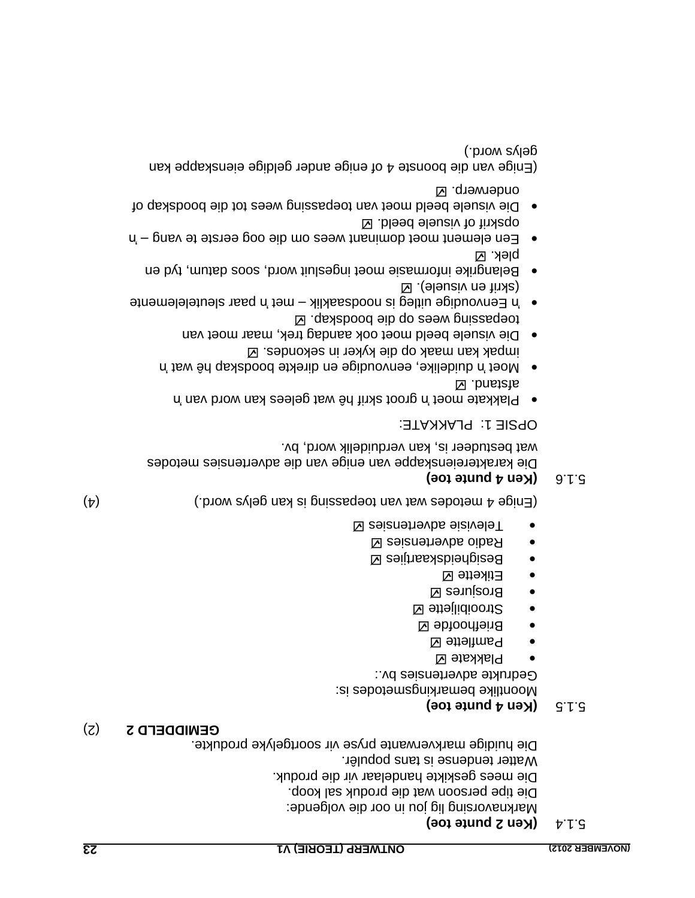5.1.4 **(Ken 2 punte toe)**

Marknavorsing lig jou in oor die volgende:
Die tipe persoon wat die produk sal koop.
Die mees geskikte handelaar vir die produk.
Watter tendense is tans populêr.
Die huidige markverwante pryse vir soortgelyke produkte.

**GEMIDDELD 2** (2)

5.1.5 **(Ken 4 punte toe)**

Moontlike bemarkingsmetodes is:
Gedrukte advertensies bv.:

- Plakkate ☑
- Pamflette ☑
- Briefhoofde ☑
- Strooibiljette ☑
- Brosjures ☑
- Etikette ☑
- Besigheidskaartjies ☑
- Radio advertensies ☑
- Televisie advertensies ☑

(Enige 4 metodes wat van toepassing is kan gelys word.) (4)

5.1.6 **(Ken 4 punte toe)**

Die karaktereienskappe van enige van die advertensies metodes wat bestudeer is, kan verduidelik word, bv.

OPSIE 1: PLAKKATE:

- Plakkate moet 'n groot skrif hê wat gelees kan word van 'n afstand. ☑
- Moet 'n duidelike, eenvoudige en direkte boodskap hê wat 'n impak kan maak op die kyker in sekondes. ☑
- Die visuele beeld moet ook aandag trek, maar moet van toepassing wees op die boodskap. ☑
- 'n Eenvoudige uitleg is noodsaaklik – met 'n paar sleutelelemente (skrif en visuele). ☑
- Belangrike informasie moet ingesluit word, soos datum, tyd en plek. ☑
- Een element moet dominant wees om die oog eerste te vang – 'n opskrif of visuele beeld. ☑
- Die visuele beeld moet van toepassing wees tot die boodskap of onderwerp. ☑

(Enige van die boonste 4 of enige ander geldige eienskappe kan gelys word.)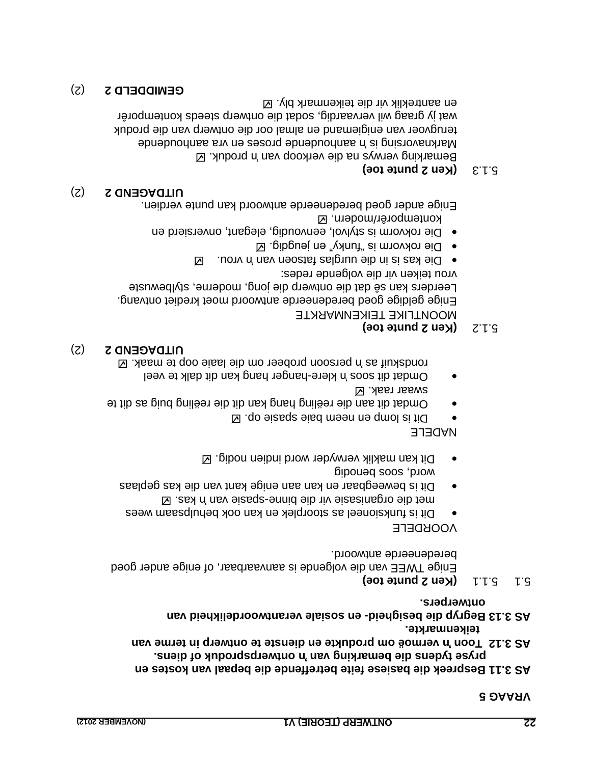## VRAAG 5

**AS 3.11 Bespreek die basiese feite betreffende die bepaal van kostes en pryse tydens die bemarking van 'n ontwerpsproduk of diens.**
**AS 3.12 Toon 'n vermoë om produkte en dienste te ontwerp in terme van teikenmarkte.**
**AS 3.13 Begryp die besigheid- en sosiale verantwoordelikheid van ontwerpers.**

5.1 5.1.1 **(Ken 2 punte toe)**

Enige TWEE van die volgende is aanvaarbaar, of enige ander goed beredeneerde antwoord.

VOORDELE

- Dit is funksioneel as stoorplek en kan ook behulpsaam wees met die organisasie vir die binne-spasie van 'n kas. ☑
- Dit is beweegbaar en kan aan enige kant van die kas geplaas word, soos benodig
- Dit kan maklik verwyder word indien nodig. ☑

NADELE

- Dit is lomp en neem baie spasie op. ☑
- Omdat dit aan die reëling hang kan dit die reëling buig as dit te swaar raak. ☑
- Omdat dit soos 'n klere-hanger hang kan dit dalk te veel rondskuif as 'n persoon probeer om die laaie oop te maak. ☑

**UITDAGEND 2** (2)

5.1.2 **(Ken 2 punte toe)**

MOONTLIKE TEIKENMARKTE

Enige geldige goed beredeneerde antwoord moet krediet ontvang.

Leerders kan sê dat die ontwerp die jong, moderne, stylbewuste vrou teiken vir die volgende redes:

- Die kas is in die uurglas fatsoen van 'n vrou. ☑
- Die rokvorm is "funky" en jeugdig. ☑
- Die rokvorm is stylvol, eenvoudig, elegant, onversierd en kontemporêr/modern. ☑

Enige ander goed beredeneerde antwoord kan punte verdien.

**UITDAGEND 2** (2)

5.1.3 **(Ken 2 punte toe)**

Bemarking verwys na die verkoop van 'n produk. ☑

Marknavorsing is 'n aanhoudende proses en vra aanhoudende terugvoer van enigiemand en almal oor die ontwerp van die produk wat jy graag wil vervaardig, sodat die ontwerp steeds kontemporêr en aantreklik vir die teikenmark bly. ☑

**GEMIDDELD 2** (2)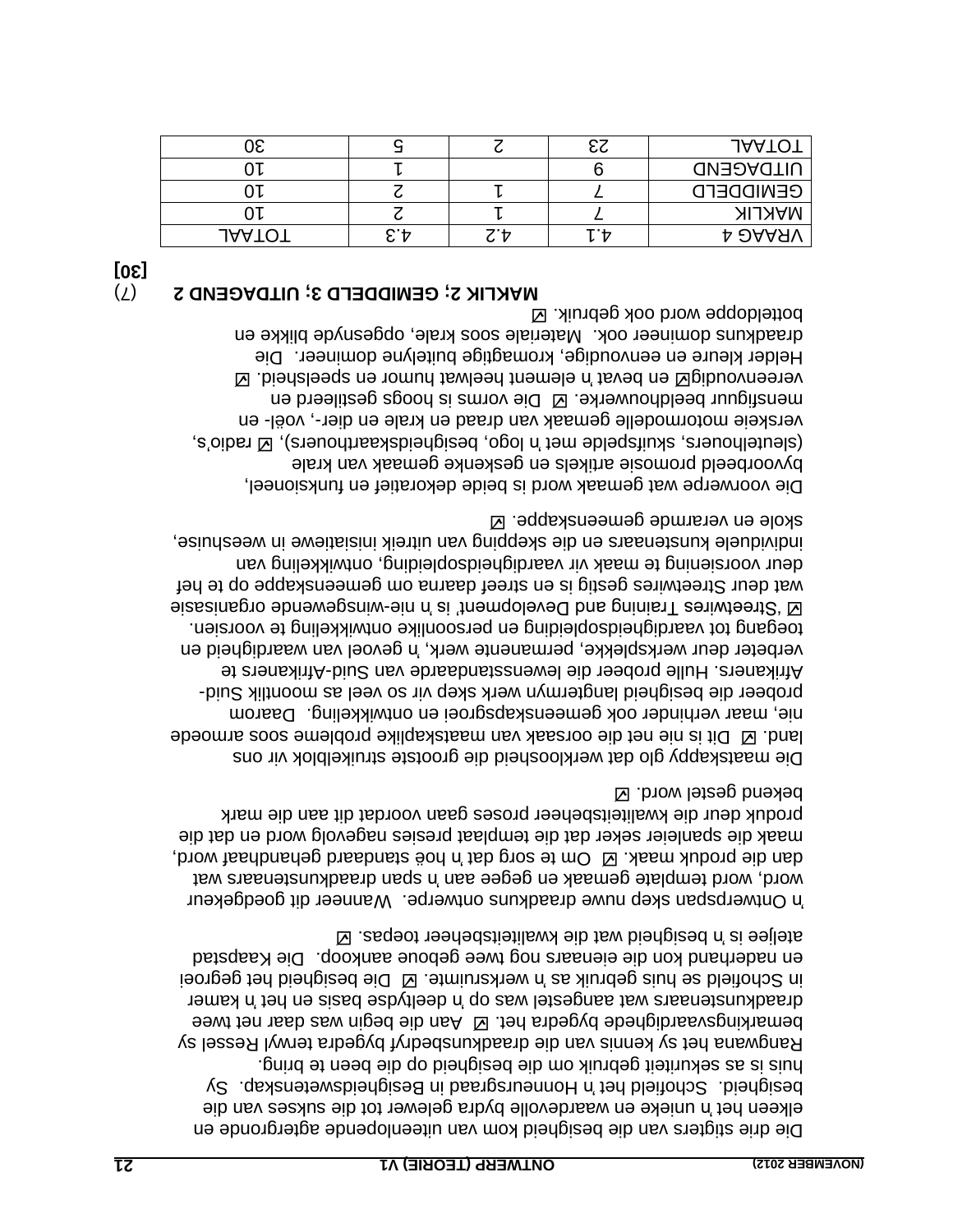Die drie stigters van die besigheid kom van uiteenlopende agtergronde en elkeen het 'n unieke en waardevolle bydra gelewer tot die sukses van die besigheid. Schofield het 'n Honneursgraad in Besigheidswetenskap. Sy huis is as sekuriteit gebruik om die besigheid op die been te bring. Rangwana het sy kennis van die draadkunsbedryf bygedra terwyl Ressel sy bemarkingsvaardighede bygedra het. ☑ Aan die begin was daar net twee draadkunstenaars wat aangestel was op 'n deeltydse basis en het 'n kamer in Schofield se huis gebruik as 'n werksruimte. ☑ Die besigheid het gegroei en naderhand kon die eienaars nog twee geboue aankoop. Die Kaapstad ateljee is 'n besigheid wat die kwaliteitsbeheer toepas. ☑

'n Ontwerpspan skep nuwe draadkuns ontwerpe. Wanneer dit goedgekeur word, word template gemaak en gegee aan 'n span draadkunstenaars wat dan die produk maak. ☑ Om te sorg dat 'n hoë standaard gehandhaaf word, maak die spanleier seker dat die templaat presies nagevolg word en dat die produk deur die kwaliteitsbeheer proses gaan voordat dit aan die mark bekend gestel word. ☑

Die maatskappy glo dat werkloosheid die grootste struikelblok vir ons land. ☑ Dit is nie net die oorsaak van maatskaplike probleme soos armoede nie, maar verhinder ook gemeenskapsgroei en ontwikkeling. Daarom probeer die besigheid langtermyn werk skep vir so veel as moontlik Suid-Afrikaners. Hulle probeer die lewensstandaarde van Suid-Afrikaners te verbeter deur werksplekke, permanente werk, 'n gevoel van waardigheid en toegang tot vaardigheidsopleiding en persoonlike ontwikkeling te voorsien. ☑ 'Streetwires Training and Development' is 'n nie-winsgewende organisasie wat deur Streetwires gestig is en streef daarna om gemeenskappe op te hef deur voorsiening te maak vir vaardigheidsopleiding, ontwikkeling van individuele kunstenaars en die skepping van uitreik inisiatiewe in weeshuise, skole en verarmde gemeenskappe. ☑

Die voorwerpe wat gemaak word is beide dekoratief en funksioneel, byvoorbeeld promosie artikels en geskenke gemaak van krale (sleutelhouers, skuifspelde met 'n logo, besigheidskaarthouers), ☑ radio's, verskeie motormodelle gemaak van draad en krale en dier-, voël- en mensfiguur beeldhouwerke. ☑ Die vorms is hoogs gestileerd en vereenvoudig☑ en bevat 'n element heelwat humor en speelsheid. ☑ Helder kleure en eenvoudige, kromagtige buitelyne domineer. Die draadkuns domineer ook. Materiale soos krale, opgesnyde blikke en botteldoppe word ook gebruik. ☑

**MAKLIK 2; GEMIDDELD 3; UITDAGEND 2** (7)

**[30]**

| VRAAG 4 | 4.1 | 4.2 | 4.3 | TOTAAL |
|---|---|---|---|---|
| MAKLIK | 7 | 1 | 2 | 10 |
| GEMIDDELD | 7 | 1 | 2 | 10 |
| UITDAGEND | 9 | | 1 | 10 |
| TOTAAL | 23 | 2 | 5 | 30 |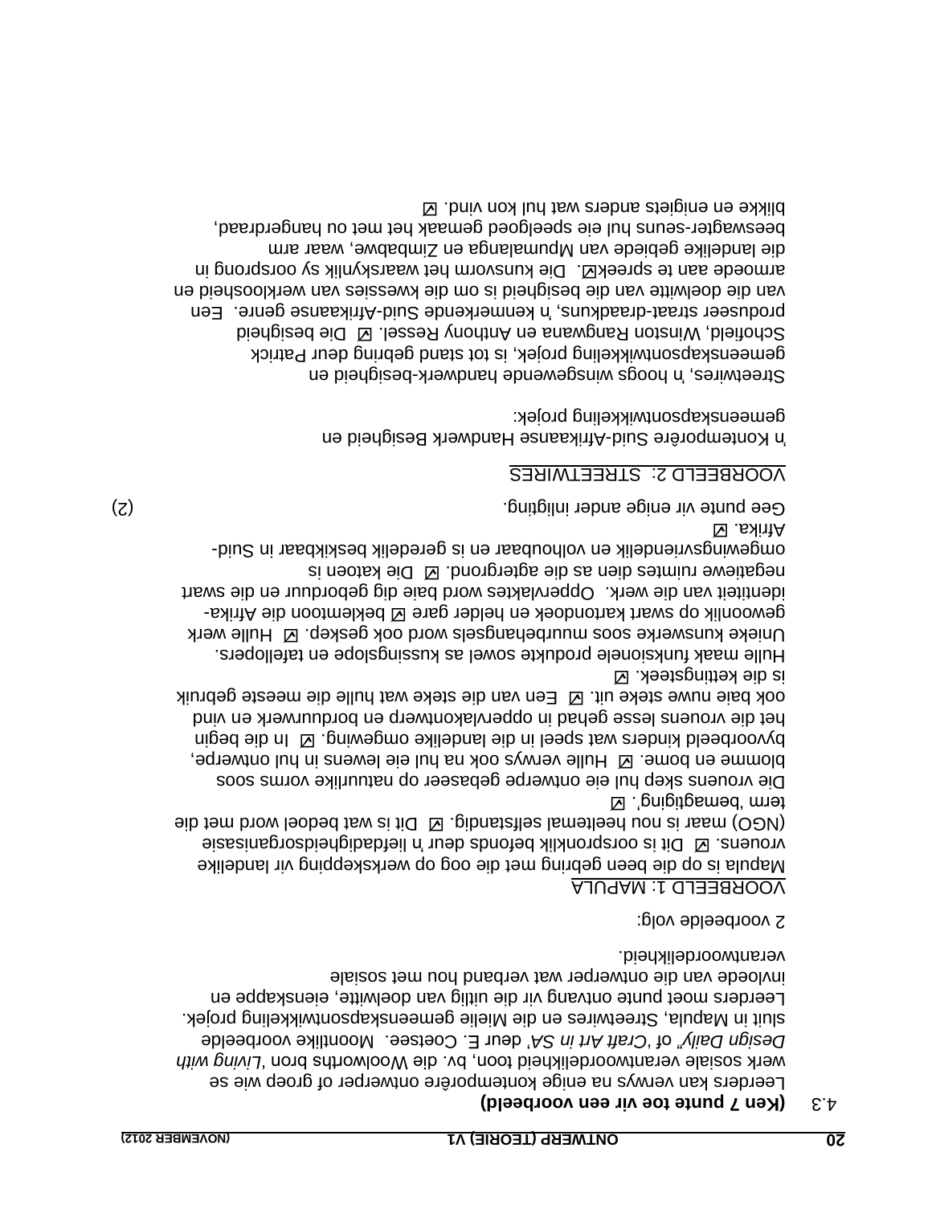4.3 **(Ken 7 punte toe vir een voorbeeld)**

Leerders kan verwys na enige kontemporêre ontwerper of groep wie se werk sosiale verantwoordelikheid toon, bv. die Woolworths boek '*Living with Design Daily*' of '*Craft Art in SA*' deur E. Coetsee. Moontlike voorbeelde sluit in Mapula, Streetwires en die Mielie gemeenskapsontwikkeling projek. Leerders moet punte ontvang vir die uitlig van doelwitte, eienskappe en invloede van die ontwerper wat verband hou met sosiale verantwoordelikheid.

2 voorbeelde volg:

VOORBEELD 1: MAPULA

Mapula is op die been gebring met die oog op werkskepping vir landelike vrouens. ☑ Dit is oorspronklik befonds deur 'n liefdadigheidsorganisasie (NGO) maar is nou heeltemal selfstandig. ☑ Dit is wat bedoel word met die term 'bemagtiging'. ☑

Die vrouens skep hul eie ontwerpe gebaseer op natuurlike vorms soos blomme en bome. ☑ Hulle verwys ook na hul eie lewens in hul ontwerpe, byvoorbeeld kinders wat speel in die landelike omgewing. ☑ In die begin het die vrouens lesse gehad in oppervlakontwerp en borduurwerk en vind ook baie nuwe steke uit. ☑ Een van die steke wat hulle die meeste gebruik is die kettingsteek. ☑

Hulle maak funksionele produkte sowel as kussingslope en tafellopers. Unieke kunswerke soos muurbehangsels word ook geskep. ☑ Hulle werk gewoonlik op swart katoendoek en helder gare ☑ beklemtoon die Afrika-identiteit van die werk. Oppervlaktes word baie dig geborduur en die swart negatiewe ruimtes dien as die agtergrond. ☑ Die katoen is omgewingsvriendelik en volhoubaar en is geredelik beskikbaar in Suid-Afrika. ☑

Gee punte vir enige ander inligting. (2)

VOORBEELD 2: STREETWIRES

'n Kontemporêre Suid-Afrikaanse Handwerk Besigheid en gemeenskapsontwikkeling projek:

Streetwires, 'n hoogs winsgewende handwerk-besigheid en gemeenskapsontwikkeling projek, is tot stand gebring deur Patrick Schofield, Winston Rangwana en Anthony Ressel. ☑ Die besigheid produseer straat-draadkuns, 'n kenmerkende Suid-Afrikaanse genre. Een van die doelwitte van die besigheid is om die kwessies van werkloosheid en armoede aan te spreek☑. Die kunsvorm het waarskynlik sy oorsprong in die landelike gebiede van Mpumalanga en Zimbabwe, waar arm beeswagter-seuns hul eie speelgoed gemaak het met ou hangerdraad, blikke en enigiets anders wat hul kon vind. ☑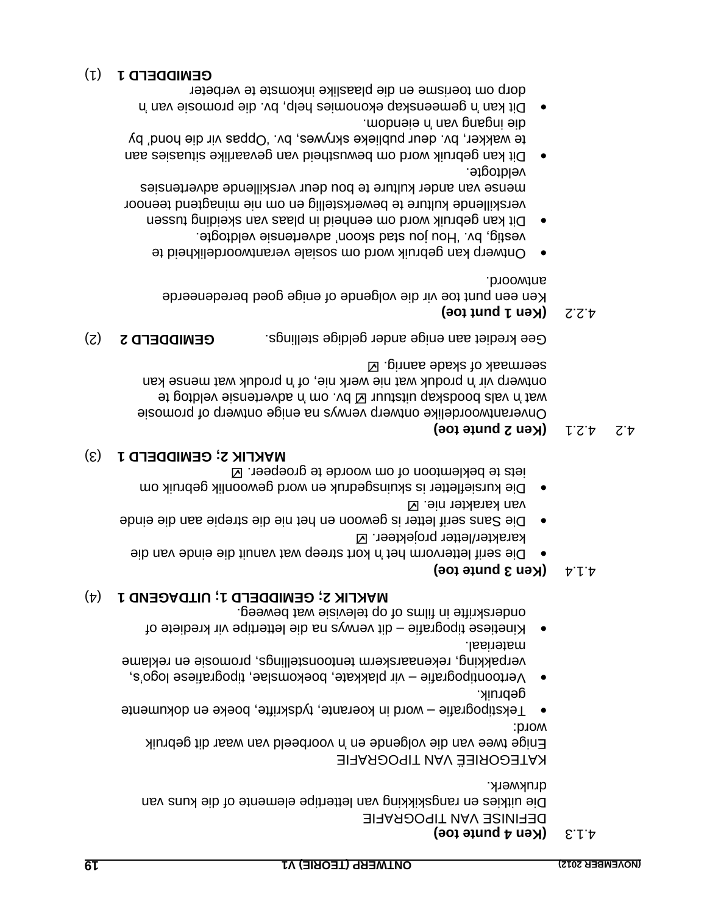4.1.3 **(Ken 4 punte toe)**

DEFINISIE VAN TIPOGRAFIE
Die uitkies en rangskikking van lettertipe elemente of die kuns van drukwerk.

KATEGORIEË VAN TIPOGRAFIE
Enige twee van die volgende en 'n voorbeeld van waar dit gebruik word:

- Tekstipografie – word in koerante, tydskrifte, boeke en dokumente gebruik.
- Vertoontipografie – vir plakkate, boekomslae, tipografiese logo's, verpakking, rekenaarskerm tentoonstellings, promosie en reklame materiaal.
- Kinetiese tipografie – dit verwys na die lettertipe vir krediete of onderskrifte in films of op televisie wat beweeg.

**MAKLIK 2; GEMIDDELD 1; UITDAGEND 1** (4)

4.1.4 **(Ken 3 punte toe)**

- Die serif lettervorm het 'n kort streep wat vanuit die einde van die karakter/letter projekteer. ☑
- Die Sans serif letter is gewoon en het nie die strepie aan die einde van karakter nie. ☑
- Die kursiefletter is skuinsgedruk en word gewoonlik gebruik om iets te beklemtoon of om woorde te groepeer. ☑

**MAKLIK 2; GEMIDDELD 1** (3)

4.2 4.2.1 **(Ken 2 punte toe)**

Onverantwoordelike ontwerp verwys na enige ontwerp of promosie wat 'n vals boodskap uitstuur ☑ bv. om 'n advertensie veldtog te ontwerp vir 'n produk wat nie werk nie, of 'n produk wat mense kan seermaak of skade aanrig. ☑

Gee krediet aan enige ander geldige stellings. **GEMIDDELD 2** (2)

4.2.2 **(Ken 1 punt toe)**

Ken een punt toe vir die volgende of enige goed beredeneerde antwoord.

- Ontwerp kan gebruik word om sosiale verantwoordelikheid te vestig, bv. 'Hou jou stad skoon' advertensie veldtogte.
- Dit kan gebruik word om eenheid in plaas van skeiding tussen verskillende kulture te bewerkstellig en om nie minagtend teenoor mense van ander kulture te bou deur verskillende advertensies veldtogte.
- Dit kan gebruik word om bewustheid van gevaarlike situasies aan te wakker, bv. deur publieke skrywes, bv. 'Oppas vir die hond' by die ingang van 'n eiendom.
- Dit kan 'n gemeenskap ekonomies help, bv. die promosie van 'n dorp om toerisme en die plaaslike inkomste te verbeter

**GEMIDDELD 1** (1)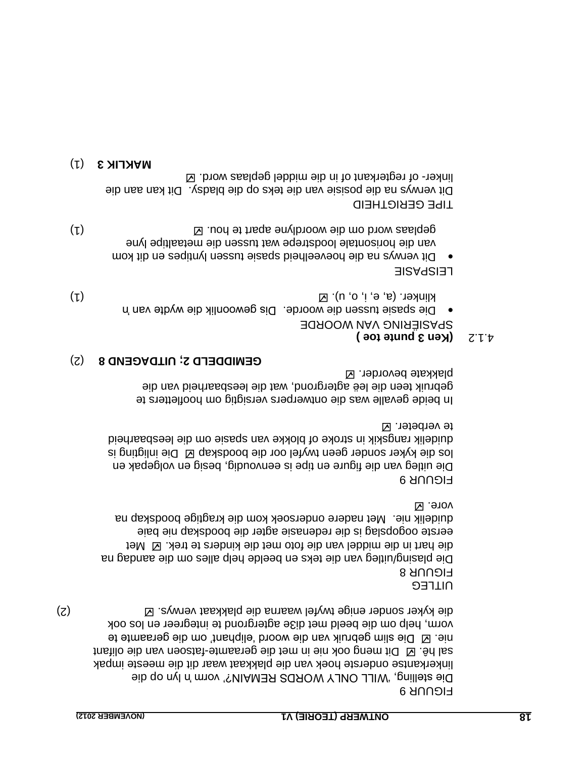FIGUUR 9
Die stelling, 'WILL ONLY WORDS REMAIN?' vorm 'n lyn op die linkerkantse onderste hoek van die plakkaat waar dit die meeste impak sal hê. ☑ Dit meng ook nie in met die geraamte-fatsoen van die olifant nie. ☑ Die slim gebruik van die woord 'eliphant' om die geraamte te vorm, help om die beeld met di3e agtergrond te integreer en los ook die kyker sonder enige twyfel waarna die plakkaat verwys. ☑ (2)

UITLEG
FIGUUR 8
Die plasing/uitleg van die teks en beelde help alles om die aandag na die hart in die middel van die foto met die kinders te trek. ☑ Met eerste oogopslag is die redenasie agter die boodskap nie baie duidelik nie. Met nadere ondersoek kom die kragtige boodskap na vore. ☑

FIGUUR 9
Die uitleg van die figure en tipe is eenvoudig, besig en volgepak en los die kyker sonder geen twyfel oor die boodskap ☑ Die inligting is duidelik rangskik in stroke of blokke van spasie om die leesbaarheid te verbeter. ☑

In beide gevalle was die ontwerpers versigtig om hoofletters te gebruik teen die leë agtergrond, wat die leesbaarheid van die plakkate bevorder. ☑

**GEMIDDELD 2; UITDAGEND 8** (2)

4.1.2 **(Ken 3 punte toe )**

SPASIËRING VAN WOORDE

- Die spasie tussen die woorde. Dis gewoonlik die wydte van 'n klinker. (a, e, i, o, u). ☑ (1)

LEISPASIE

- Dit verwys na die hoeveelheid spasie tussen lyntipes en dit kom van die horisontale loodstrepe wat tussen die metaaltipe lyne geplaas word om die woordlyne apart te hou. ☑ (1)

TIPE GERIGTHEID
Dit verwys na die posisie van die teks op die bladsy. Dit kan aan die linker- of regterkant of in die middel geplaas word. ☑

**MAKLIK 3** (1)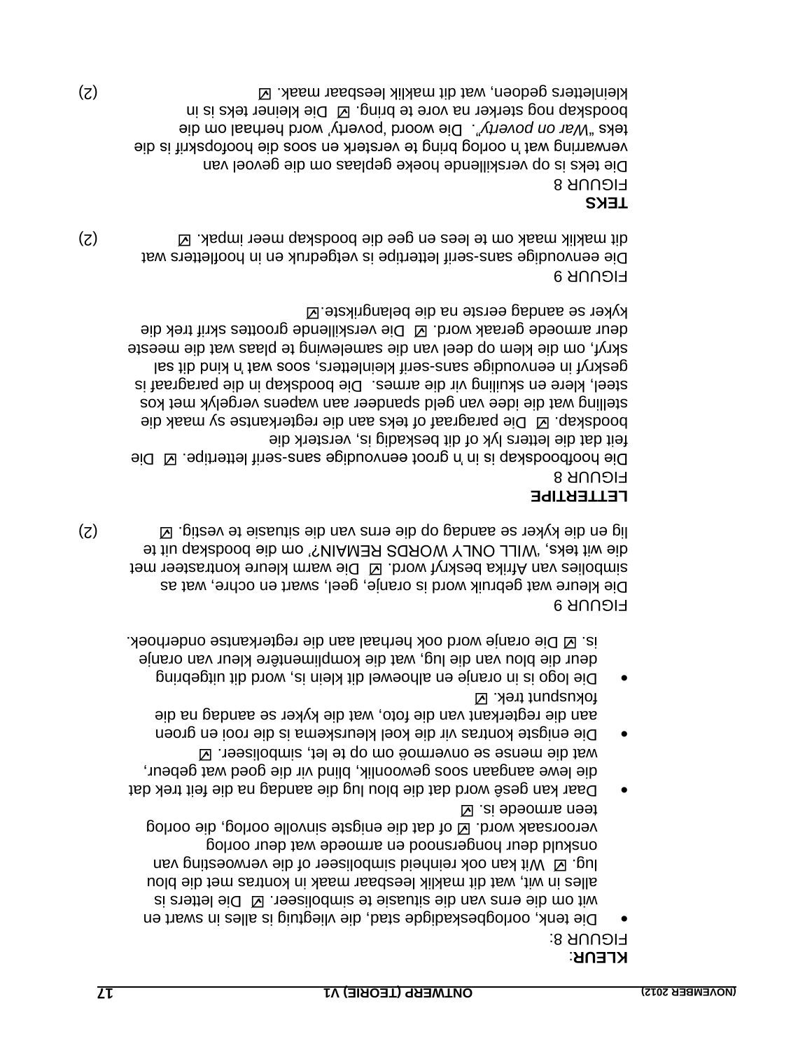**KLEUR:**

FIGUUR 8:

- Die tenk, oorlogbeskadigde stad, die vliegtuig is alles in swart en wit om die erns van die situasie te simboliseer. ☑ Die letters is alles in wit, wat dit maklik leesbaar maak in kontras met die blou lug. ☑ Wit kan ook reinheid simboliseer of die verwoesting van onskuld deur hongersnood en armoede wat deur oorlog veroorsaak word. ☑ of dat die enigste sinvolle oorlog, die oorlog teen armoede is. ☑
- Daar kan gesê word dat die blou lug die aandag na die feit trek dat die lewe aangaan soos gewoonlik, blind vir die goed wat gebeur, wat die mense se onvermoë om op te let, simboliseer. ☑
- Die enigste kontras vir die koel kleurskema is die rooi en groen aan die regterkant van die foto, wat die kyker se aandag na die fokuspunt trek. ☑
- Die logo is in oranje en alhoewel dit klein is, word dit uitgebring deur die blou van die lug, wat die komplimentêre kleur van oranje is. ☑ Die oranje word ook herhaal aan die regterkantse onderhoek.

FIGUUR 9

Die kleure wat gebruik word is oranje, geel, swart en ochre, wat as simbolies van Afrika beskryf word. ☑ Die warm kleure kontrasteer met die wit teks, 'WILL ONLY WORDS REMAIN?' om die boodskap uit te lig en die kyker se aandag op die erns van die situasie te vestig. ☑ (2)

**LETTERTIPE**

FIGUUR 8

Die hoofboodskap is in 'n groot eenvoudige sans-serif lettertipe. ☑ Die feit dat die letters lyk of dit beskadig is, versterk die boodskap. ☑ Die paragraaf of teks aan die regterkantse sy maak die stelling wat die idee van geld spandeer aan wapens vergelyk met kos steel, klere en skuiling vir die armes. Die boodskap in die paragraaf is geskryf in eenvoudige sans-serif kleinletters, soos wat 'n kind dit sal skryf, om die klem op deel van die samelewing te plaas wat die meeste deur armoede geraak word. ☑ Die verskillende groottes skrif trek die kyker se aandag eerste na die belangrikste.☑

FIGUUR 9

Die eenvoudige sans-serif lettertipe is vetgedruk en in hoofletters wat dit maklik maak om te lees en gee die boodskap meer impak. ☑ (2)

**TEKS**

FIGUUR 8

Die teks is op verskillende hoeke geplaas om die gevoel van verwarring wat 'n oorlog bring te versterk en soos die hoofopskrif is die teks "*War on poverty*". Die woord 'poverty' word herhaal om die boodskap nog sterker na vore te bring. ☑ Die kleiner teks is in kleinletters gedoen, wat dit maklik leesbaar maak. ☑ (2)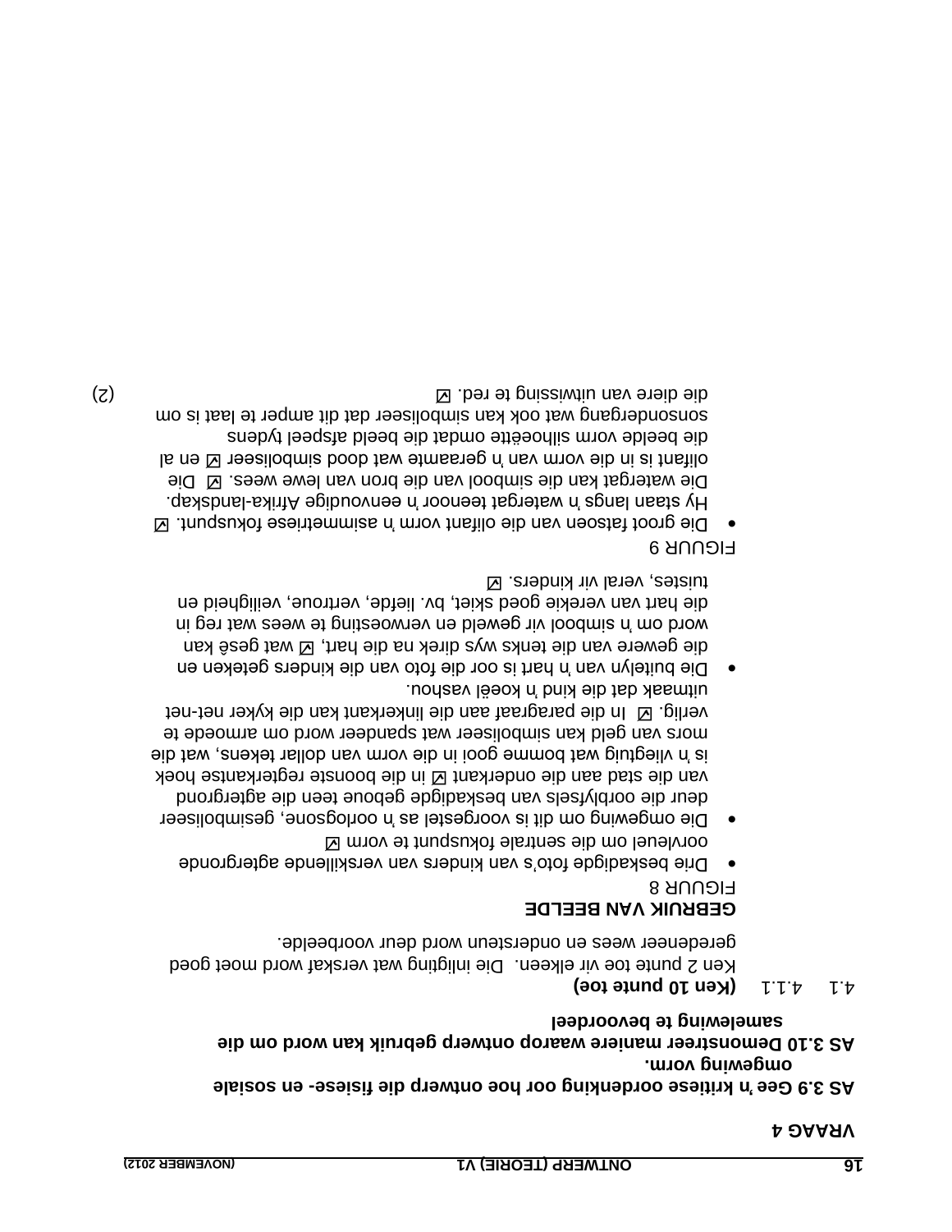## VRAAG 4

**AS 3.9 Gee 'n kritiese oordenking oor hoe ontwerp die fisiese- en sosiale omgewing vorm.**

**AS 3.10 Demonstreer maniere waarop ontwerp gebruik kan word om die samelewing te bevoordeel**

4.1 4.1.1 **(Ken 10 punte toe)**

Ken 2 punte toe vir elkeen. Die inligting wat verskaf word moet goed geredeneer wees en ondersteun word deur voorbeelde.

**GEBRUIK VAN BEELDE**

FIGUUR 8

- Drie beskadigde foto's van kinders van verskillende agtergronde oorvleuel om die sentrale fokuspunt te vorm ☑
- Die omgewing om dit is voorgestel as 'n oorlogsone, gesimboliseer deur die oorblyfsels van beskadigde geboue teen die agtergrond van die stad aan die onderkant ☑ in die boonste regterkantse hoek is 'n vliegtuig wat bomme gooi in die vorm van dollar tekens, wat die mors van geld kan simboliseer wat spandeer word om armoede te verlig. ☑ In die paragraaf aan die linkerkant kan die kyker net-net uitmaak dat die kind 'n koeël vashou.
- Die buitelyn van 'n hart is oor die foto van die kinders geteken en die gewere van die tenks wys direk na die hart, ☑ wat gesê kan word om 'n simbool vir geweld en verwoesting te wees wat reg in die hart van verekie goed skiet, bv. liefde, vertroue, veiligheid en tuistes, veral vir kinders. ☑

FIGUUR 9

- Die groot fatsoen van die olifant vorm 'n asimmetriese fokuspunt. ☑ Hy staan langs 'n watergat teenoor 'n eenvoudige Afrika-landskap. Die watergat kan die simbool van die bron van lewe wees. ☑ Die olifant is in die vorm van 'n geraamte wat dood simboliseer ☑ en al die beelde vorm silhoeëtte omdat die beeld afspeel tydens sonsondergang wat ook kan simboliseer dat dit amper te laat is om die diere van uitwissing te red. ☑ (2)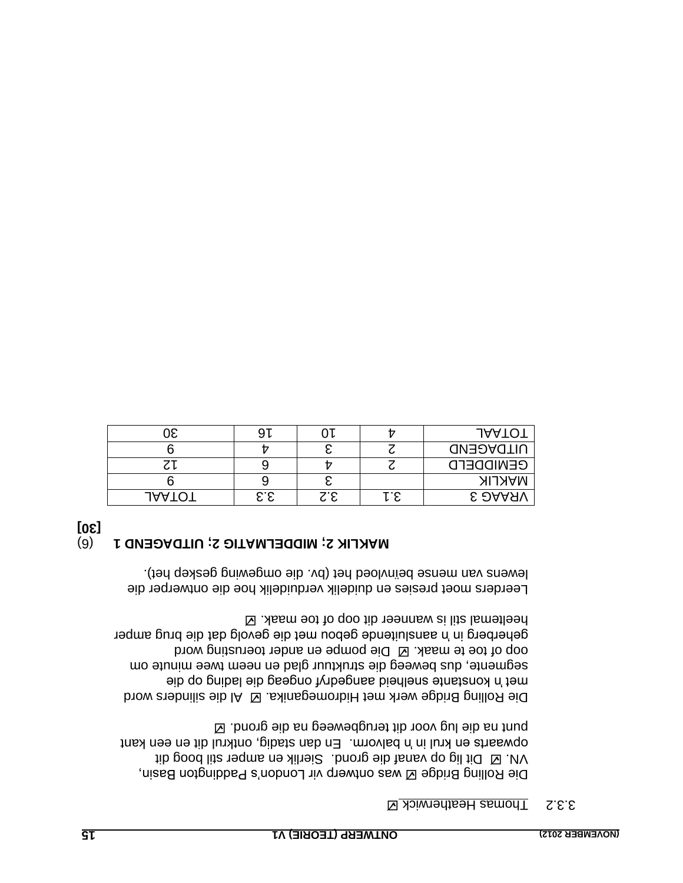3.3.2 Thomas Heatherwick ☑

Die Rolling Bridge ☑ was ontwerp vir London's Paddington Basin, VN. ☑ Dit lig op vanaf die grond. Sierlik en amper stil boog dit opwaarts en krul in 'n balvorm. En dan stadig, ontkrul dit en een kant punt na die lug voor dit terugbeweeg na die grond. ☑

Die Rolling Bridge werk met Hidromeganika. ☑ Al die silinders word met 'n konstante snelheid aangedryf ongeag die lading op die segmente, dus beweeg die struktuur glad en neem twee minute om oop of toe te maak. ☑ Die pompe en ander toerusting word geherberg in 'n aansluitende gebou met die gevolg dat die brug amper heeltemal stil is wanneer dit oop of toe maak. ☑

Leerders moet presies en duidelik verduidelik hoe die ontwerper die lewens van mense beïnvloed het (bv. die omgewing geskep het).

**MAKLIK 2; MIDDELMATIG 2; UITDAGEND 1** (6)

**[30]**

| VRAAG 3 | 3.1 | 3.2 | 3.3 | TOTAAL |
|---|---|---|---|---|
| MAKLIK | | 3 | 6 | 9 |
| GEMIDDELD | 2 | 4 | 6 | 12 |
| UITDAGEND | 2 | 3 | 4 | 9 |
| TOTAAL | 4 | 10 | 16 | 30 |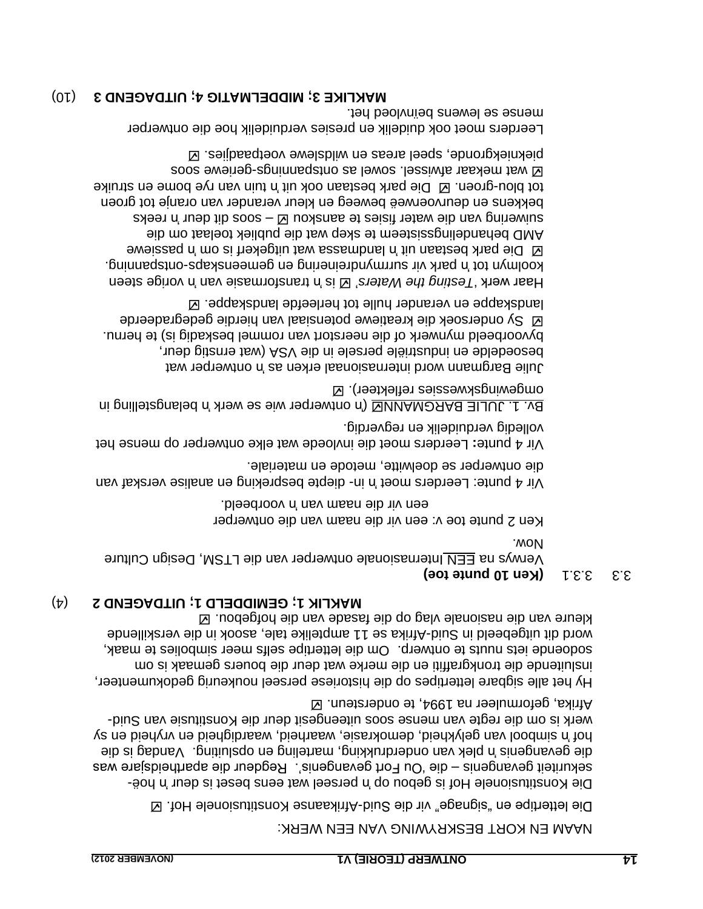NAAM EN KORT BESKRYWING VAN EEN WERK:

Die letterstipe en "signage" vir die Suid-Afrikaanse Konstitusionele Hof. ☑

Die Konstitusionele Hof is gebou op 'n perseel wat eens beset is deur 'n hoë-sekuriteit gevangenis – die 'Ou Fort gevangenis'. Regdeur die apartheidsjare was die gevangenis 'n plek van onderdrukking, marteling en opsluiting. Vandag is die hof 'n simbool van gelykheid, demokrasie, waarheid, waardigheid en vryheid en sy werk is om die regte van mense soos uiteengesit deur die Konstitusie van Suid-Afrika, geformuleer na 1994, te ondersteun. ☑

Hy het alle sigbare lettertipes op die historiese perseel noukeurig gedokumenteer, insluitende die tronkgraffiti en die merke wat deur die bouers gemaak is om sodoende iets nuuts te ontwerp. Om die lettertipe selfs meer simbolies te maak, word dit uitgebeeld in Suid-Afrika se 11 amptelike tale, asook in die verskillende kleure van die nasionale vlag op die fasade van die hofgebou. ☑

**MAKLIK 1; GEMIDDELD 1; UITDAGEND 2** (4)

3.3 3.3.1 **(Ken 10 punte toe)**

Verwys na EEN internasionale ontwerper van die LTSM, Design Culture Now.

Ken 2 punte toe v: een vir die naam van die ontwerper
een vir die naam van 'n voorbeeld.

Vir 4 punte: Leerders moet 'n in- diepte bespreking en analise verskaf van die ontwerper se doelwitte, metode en materiale.

Vir 4 punte**:** Leerders moet die invloede wat elke ontwerper op mense het volledig verduidelik en regverdig.

Bv. 1. JULIE BARGMANN☑ ('n ontwerper wie se werk 'n belangstelling in omgewingskwessies reflekteer). ☑

Julie Bargmann word internasionaal erken as 'n ontwerper wat besoedelde en industriële persele in die VSA (wat ernstig deur, byvoorbeeld mynwerk of die neerstort van rommel beskadig is) te hernu. ☑ Sy ondersoek die kreatiewe potensiaal van hierdie gedegradeerde landskappe en verander hulle tot herleefde landskappe. ☑

Haar werk '*Testing the Waters*' ☑ is 'n transformasie van 'n vorige steen koolmyn tot 'n park vir surrmyndreinering en gemeenskaps-ontspanning. ☑ Die park bestaan uit 'n landmassa wat uitgekerf is om 'n passiewe AMD behandelingssisteem te skep wat die publiek toelaat om die suiwering van die water fisies te aanskou ☑ – soos dit deur 'n reeks bekkens en deurvoerweë beweeg en kleur verander van oranje tot groen tot blou-groen. ☑ Die park bestaan ook uit 'n tuin van rye bome en struike ☑ wat mekaar afwissel. sowel as ontspannings-geriewe soos piekniekgronde, speel areas en wildslewe voetpaadjies. ☑

Leerders moet ook duidelik en presies verduidelik hoe die ontwerper mense se lewens beïnvloed het.

**MAKLIKE 3; MIDDELMATIG 4; UITDAGEND 3** (10)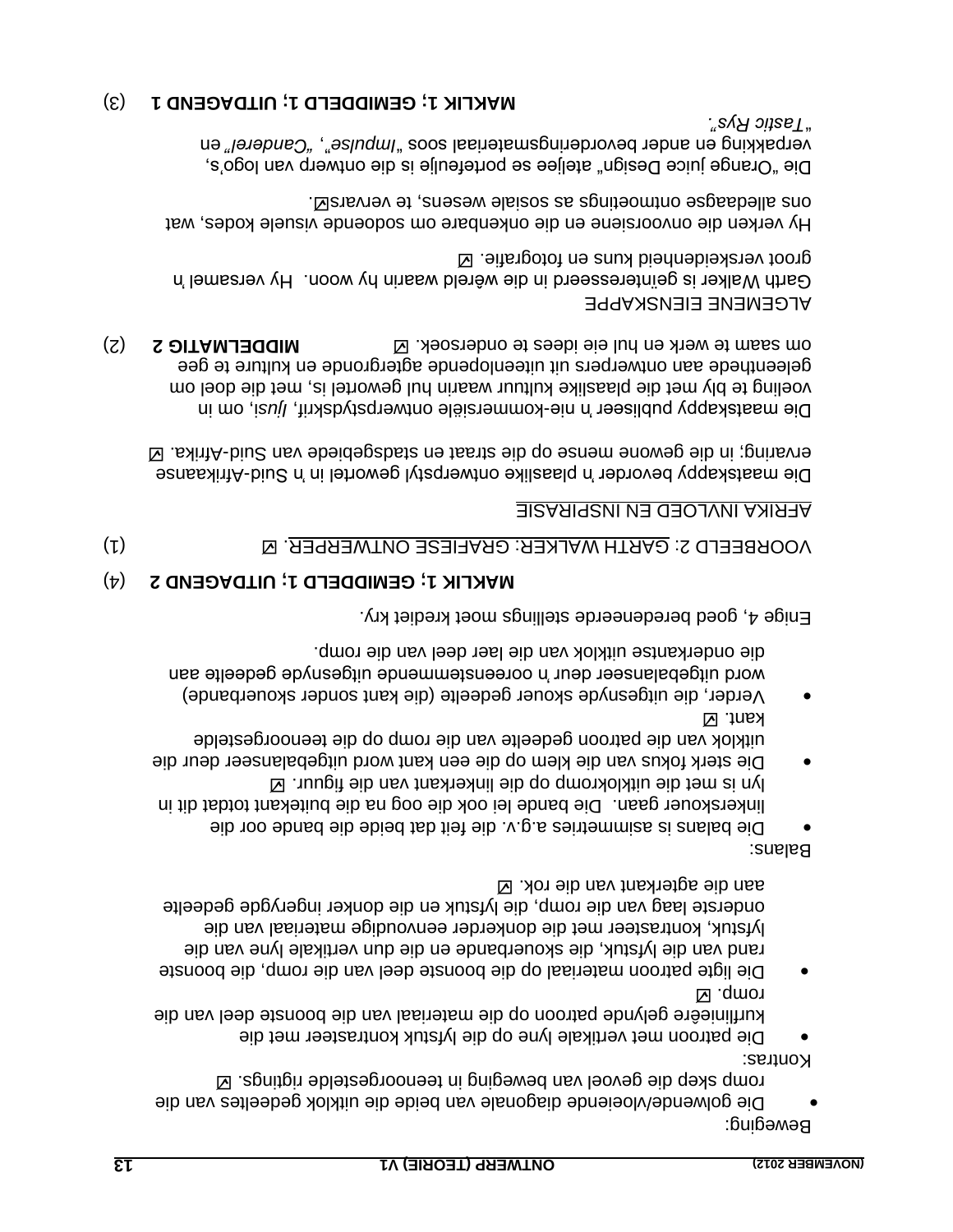Beweging:

- Die golwende/vloeiende diagonale van beide die uitklok gedeeltes van die romp skep die gevoel van beweging in teenoorgestelde rigtings. ☑

Kontras:

- Die patroon met vertikale lyne op die lyfstuk kontrasteer met die kurflineêre gelynde patroon op die materiaal van die boonste deel van die romp. ☑
- Die ligte patroon materiaal op die boonste deel van die romp, die boonste rand van die lyfstuk, die skouerbande en die dun vertikale lyne van die lyfstuk, kontrasteer met die donkerder eenvoudige materiaal van die onderste laag van die romp, die lyfstuk en die donker ingeryde gedeelte aan die agterkant van die rok. ☑

Balans:

- Die balans is asimmetries a.g.v. die feit dat beide die bande oor die linkerskouer gaan. Die bande lei ook die oog na die buitekant totdat dit in lyn is met die uitklokromp op die linkerkant van die figuur. ☑
- Die sterk fokus van die klem op die een kant word uitgebalanseer deur die uitklok van die patroon gedeelte van die romp op die teenoorgestelde kant. ☑
- Verder, die uitgesnyde skouer gedeelte (die kant sonder skouerbande) word uitgebalanseer deur 'n ooreenstemmende uitgesnyde gedeelte aan die onderkantse uitklok van die laer deel van die romp.

Enige 4, goed beredeneerde stellings moet krediet kry.

**MAKLIK 1; GEMIDDELD 1; UITDAGEND 2** (4)

VOORBEELD 2: GARTH WALKER: GRAFIESE ONTWERPER. ☑ (1)

AFRIKA INVLOED EN INSPIRASIE

Die maatskappy bevorder 'n plaaslike ontwerpstyl gewortel in 'n Suid-Afrikaanse ervaring; in die gewone mense op die straat en stadsgebiede van Suid-Afrika. ☑

Die maatskappy publiseer 'n nie-kommersiële ontwerpstydskrif, *Ijusi*, om in voeling te bly met die plaaslike kultuur waarin hul gewortel is, met die doel om geleenthede aan ontwerpers uit uiteenlopende agtergronde en kulture te gee om saam te werk en hul eie idees te ondersoek. ☑ **MIDDELMATIG 2** (2)

ALGEMENE EIENSKAPPE

Garth Walker is geïnteresseerd in die wêreld waarin hy woon. Hy versamel 'n groot verskeidenheid kuns en fotografie. ☑

Hy verken die onvoorsiene en die onkenbare om sodoende visuele kodes, wat ons alledaagse ontmoetings as sosiale wesens, te vervars☑.

Die "Orange juice Design" ateljee se portefeulje is die ontwerp van logo's, verpakking en ander bevorderingsmateriaal soos "*Impulse*", "*Canderel*" en "*Tastic Rys*".

**MAKLIK 1; GEMIDDELD 1; UITDAGEND 1** (3)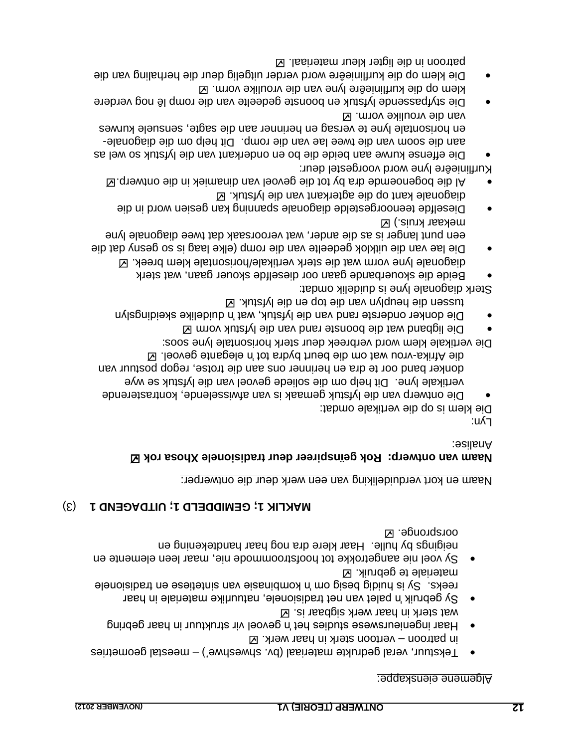Algemene eienskappe:

- Tekstuur, veral gedrukte materiaal (bv. shweshwe') – meestal geometries in patroon – vertoon sterk in haar werk. ☑
- Haar ingenieurswese studies het 'n gevoel vir struktuur in haar gebring wat sterk in haar werk sigbaar is. ☑
- Sy gebruik 'n palet van net tradisionele, natuurlike materiale in haar reeks. Sy is huidig besig om 'n kombinasie van sintetiese en tradisionele materiale te gebruik. ☑
- Sy voel nie aangetrokke tot hoofstroommode nie, maar leen elemente en neigings by hulle. Haar klere dra nog haar handtekening en oorspronge. ☑

**MAKLIK 1; GEMIDDELD 1; UITDAGEND 1** (3)

Naam en kort verduideliking van een werk deur die ontwerper:

**Naam van ontwerp: Rok geïnspireer deur tradisionele Xhosa rok ☑**

Analise:

Lyn:
Die klem is op die vertikale omdat:

- Die ontwerp van die lyfstuk gemaak is van afwisselende, kontrasterende vertikale lyne. Dit help om die soliede gevoel van die lyfstuk se wye donker band oor te dra en herinner ons aan die trotse, regop postuur van die Afrika-vrou wat om die beurt bydra tot 'n elegante gevoel. ☑

Die vertikale klem word verbreek deur sterk horisontale lyne soos:

- Die ligband wat die boonste rand van die lyfstuk vorm ☑
- Die donker onderste rand van die lyfstuk, wat 'n duidelike skeidingslyn tussen die heuplyn van die top en die lyfstuk. ☑

Sterk diagonale lyne is duidelik omdat:

- Beide die skouerbande gaan oor dieselfde skouer gaan, wat sterk diagonale lyne vorm wat die sterk vertikale/horisontale klem breek. ☑
- Die lae van die uitklok gedeelte van die romp (elke laag is so gesny dat die een punt langer is as die ander, wat veroorsaak dat twee diagonale lyne mekaar kruis.) ☑
- Dieselfde teenoorgestelde diagonale spanning kan gesien word in die diagonale kant op die agterkant van die lyfstuk. ☑
- Al die bogenoemde dra by tot die gevoel van dinamiek in die ontwerp.☑

Kurflinieêre lyne word voorgestel deur:

- Die effense kurwe aan beide die bo en onderkant van die lyfstuk so wel as aan die soom van die twee lae van die romp. Dit help om die diagonale- en horisontale lyne te versag en herinner aan die sagte, sensuele kurwes van die vroulike vorm. ☑
- Die styfpassende lyfstuk en boonste gedeelte van die romp lê nog verdere klem op die kurflinieêre lyne van die vroulike vorm. ☑
- Die klem op die kurflinieêre word verder uitgelig deur die herhaling van die patroon in die ligter kleur materiaal. ☑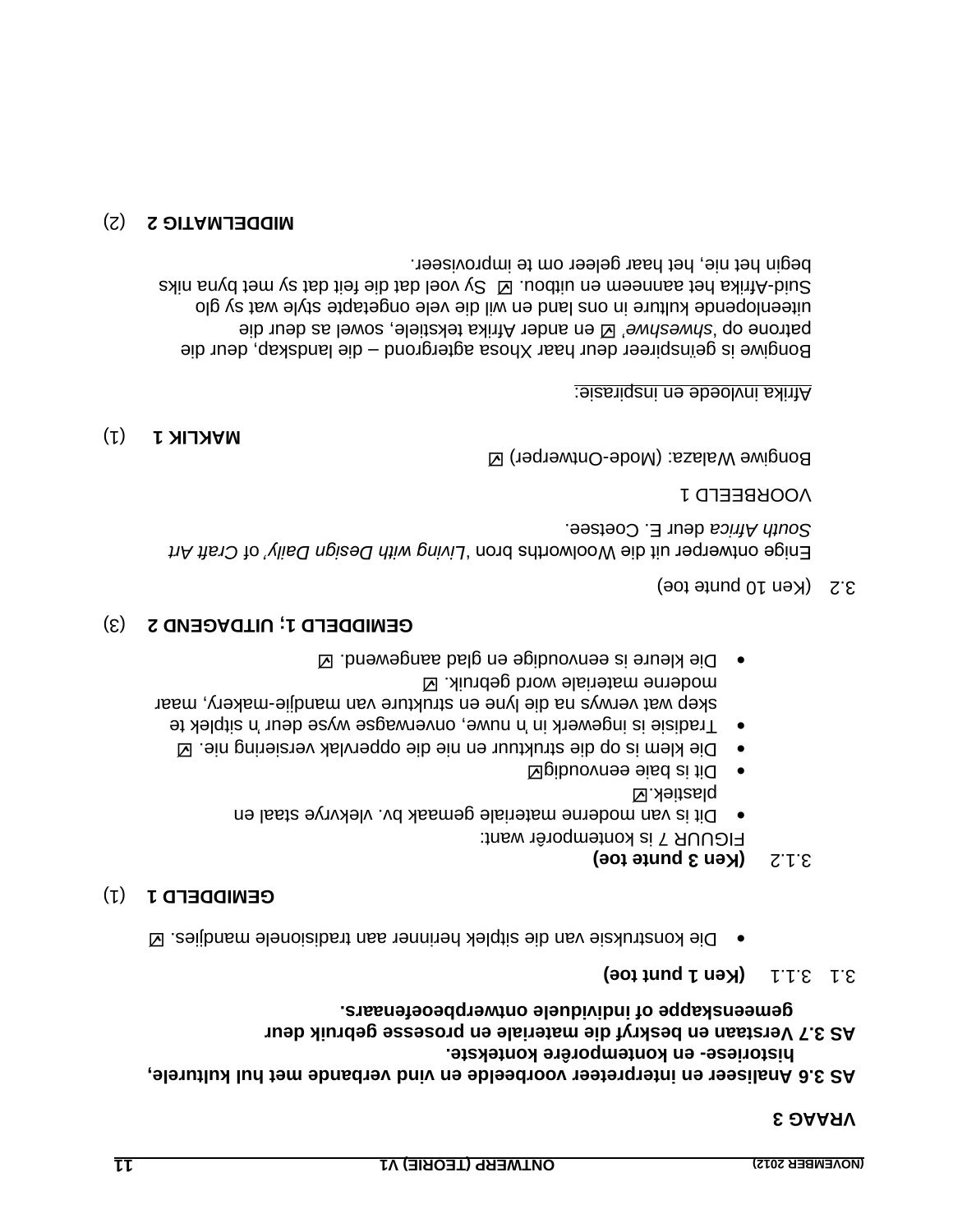## VRAAG 3

**AS 3.6 Analiseer en interpreteer voorbeelde en vind verbande met hul kulturele, historiese- en kontemporêre kontekste.**
**AS 3.7 Verstaan en beskryf die materiale en prosesse gebruik deur gemeenskappe of individuele ontwerpbeoefenaars.**

3.1 3.1.1 **(Ken 1 punt toe)**

- Die konstruksie van die sitplek herinner aan tradisionele mandjies. ☑

**GEMIDDELD 1** (1)

3.1.2 **(Ken 3 punte toe)**

FIGUUR 7 is kontemporêr want:

- Dit is van moderne materiale gemaak bv. vlekvrye staal en plastiek.☑
- Dit is baie eenvoudig☑
- Die klem is op die struktuur en nie die oppervlak versiering nie. ☑
- Tradisie is ingewerk in 'n nuwe, onverwagse wyse deur 'n sitplek te skep wat verwys na die lyne en strukture van mandjie-makery, maar moderne materiale word gebruik. ☑
- Die kleure is eenvoudige en glad aangewend. ☑

**GEMIDDELD 1; UITDAGEND 2** (3)

3.2 (Ken 10 punte toe)

Enige ontwerper uit die Woolworths bron '*Living with Design Daily*' of *Craft Art South Africa* deur E. Coetsee.

VOORBEELD 1

Bongiwe Walaza: (Mode-Ontwerper) ☑

**MAKLIK 1** (1)

Afrika invloede en inspirasie:

Bongiwe is geïnspireer deur haar Xhosa agtergrond – die landskap, deur die patrone op '*shweshwe*' ☑ en ander Afrika tekstiele, sowel as deur die uiteenlopende kulture in ons land en wil die vele ongetapte style wat sy glo Suid-Afrika het aanneem en uitbou. ☑ Sy voel dat die feit dat sy met byna niks begin het nie, het haar geleer om te improviseer.

**MIDDELMATIG 2** (2)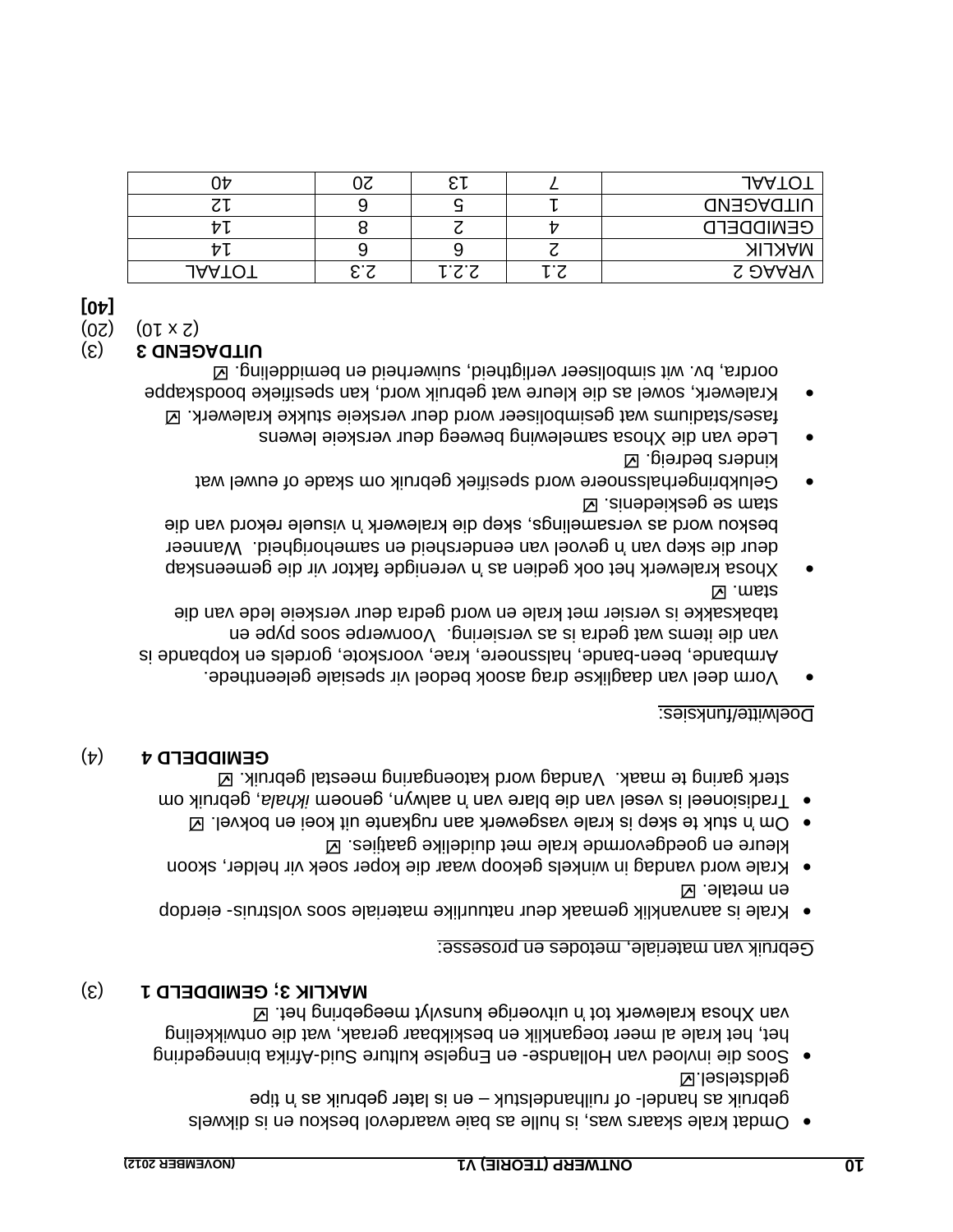- Omdat krale skaars was, is hulle as baie waardevol beskou en is dikwels gebruik as handel- of ruilhandelstuk – en is later gebruik as 'n tipe geldstelsel.☑
- Soos die invloed van Hollandse- en Engelse kulture Suid-Afrika binnegedring het, het krale al meer toeganklik en beskikbaar geraak, wat die ontwikkeling van Xhosa kralewerk tot 'n uitvoerige kunsvlyt meegebring het. ☑

**MAKLIK 3; GEMIDDELD 1** (3)

Gebruik van materiale, metodes en prosesse:

- Krale is aanvanklik gemaak deur natuurlike materiale soos volstruis- eierdop en metale. ☑
- Krale word vandag in winkels gekoop waar die koper soek vir helder, skoon kleure en goedgevormde krale met duidelike gaatjies. ☑
- Om 'n stuk te skep is krale vasgewerk aan rugkante uit koei en bokvel. ☑
- Tradisioneel is vesel van die blare van 'n aalwyn, genoem *ikhala*, gebruik om sterk garing te maak. Vandag word katoengaring meestal gebruik. ☑

**GEMIDDELD 4** (4)

Doelwitte/funksies:

- Vorm deel van daaglikse drag asook bedoel vir spesiale geleenthede. Armbande, been-bande, halssnoere, krae, voorskote, gordels en kopbande is van die items wat gedra is as versiering. Voorwerpe soos pype en tabaksakke is versier met krale en word gedra deur verskeie lede van die stam. ☑
- Xhosa kralewerk het ook gedien as 'n verenigde faktor vir die gemeenskap deur die skep van 'n gevoel van eendersheid en samehorigheid. Wanneer beskou word as versamelings, skep die kralewerk 'n visuele rekord van die stam se geskiedenis. ☑
- Gelukbringerhalssnoere word spesifiek gebruik om skade of euwel wat kinders bedreig. ☑
- Lede van die Xhosa samelewing beweeg deur verskeie lewens fases/stadiums wat gesimboliseer word deur verskeie stukke kralewerk. ☑
- Kralewerk, sowel as die kleure wat gebruik word, kan spesifieke boodskappe oordra, bv. wit simboliseer veiligheid, suiwerheid en bemiddeling. ☑

**UITDAGEND 3** (3)

(2 x 10) (20)

**[40]**

| VRAAG 2 | 2.1 | 2.2.1 | 2.3 | TOTAAL |
|---|---|---|---|---|
| MAKLIK | 2 | 9 | 6 | 14 |
| GEMIDDELD | 4 | 2 | 8 | 14 |
| UITDAGEND | 1 | 5 | 6 | 12 |
| TOTAAL | 7 | 13 | 20 | 40 |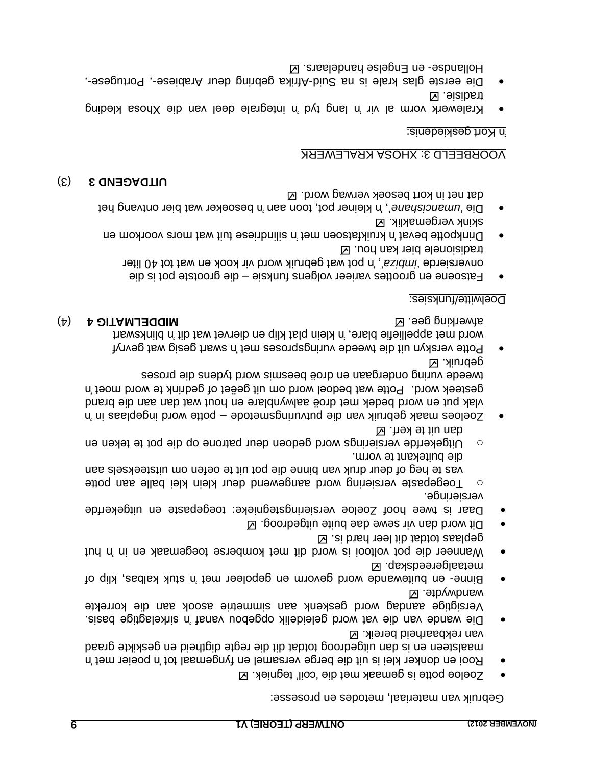Gebruik van materiaal, metodes en prosesse:

- Zoeloe potte is gemaak met die 'coil' tegniek. ☑
- Rooi en donker klei is uit die berge versamel en fyngemaal tot 'n poeier met 'n maalsteen en is dan uitgedroog totdat dit die regte digtheid en geskikte graad van rekbaarheid bereik. ☑
- Die wande van die vat word geleidelik opgebou vanaf 'n sirkelagtige basis. Versigtige aandag word geskenk aan simmetrie asook aan die korrekte wandwydte. ☑
- Binne- en buitewande word gevorm en gepoleer met 'n stuk kalbas, klip of metaalgereedskap. ☑
- Wanneer die pot voltooi is word dit met komberse toegemaak en in 'n hut geplaas totdat dit leer hard is. ☑
- Dit word dan vir sewe dae buite uitgedroog. ☑
- Daar is twee hoof Zoeloe versieringstegnieke: toegepaste en uitgekerfde versierings.
  - Toegepaste versiering word aangewend deur klein klei balle aan potte vas te heg of deur druk van binne die pot uit te oefen om uitsteeksels aan die buitekant te vorm.
  - Uitgekerfde versierings word gedoen deur patrone op die pot te teken en dan uit te kerf. ☑
- Zoeloes maak gebruik van die putvuringsmetode – potte word ingeplaas in 'n vlak put en word bedek met droë aalwynblare en hout wat dan aan die brand gesteek word. Potte wat bedoel word om uit geëet of gedrink te word moet 'n tweede vuring ondergaan en droë beesmis word tydens die proses gebruik. ☑
- Potte verskyn uit die tweede vuringsproses met 'n swart gesig wat gevryf word met appelliefie blare, 'n klein plat klip en dierevet wat dit 'n blinkswart afwerking gee. ☑ **MIDDELMATIG 4** (4)

Doelwitte/funksies:

- Fatsoene en groottes varieer volgens funksie – die grootste pot is die onversierde '*imbiza*', 'n pot wat gebruik word vir kook en wat tot 40 liter tradisionele bier kan hou. ☑
- Drinkpotte bevat 'n kruikfatsoen met 'n silindriese tuit wat mors voorkom en skink vergemaklik. ☑
- Die '*umancishane*', 'n kleiner pot, toon aan 'n besoeker wat bier ontvang het dat net 'n kort besoek verwag word. ☑

**UITDAGEND 3** (3)

VOORBEELD 3: XHOSA KRALEWERK

'n Kort geskiedenis:

- Kralewerk vorm al vir 'n lang tyd 'n integrale deel van die Xhosa kleding tradisie. ☑
- Die eerste glas krale is na Suid-Afrika gebring deur Arabiese-, Portugese-, Hollandse- en Engelse handelaars. ☑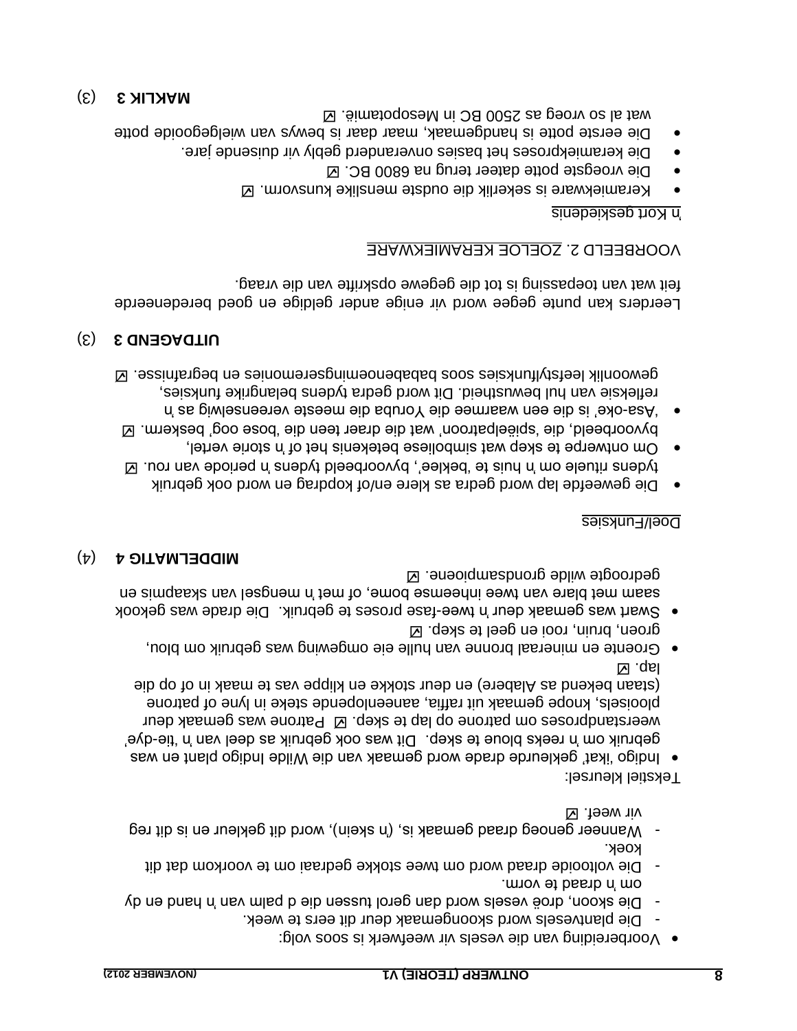- Voorbereiding van die vesels vir weefwerk is soos volg:
  - Die plantvesels word skoongemaak deur dit eers te week.
  - Die skoon, droë vesels word dan gerol tussen die d palm van 'n hand en dy om 'n draad te vorm.
  - Die voltooide draad word om twee stokke gedraai om te voorkom dat dit koek.
  - Wanneer genoeg draad gemaak is, ('n skein), word dit gekleur en is dit reg vir weef. ☑

Tekstiel kleursel:

- Indigo 'ikat' gekleurde drade word gemaak van die Wilde Indigo plant en was gebruik om 'n reeks bloue te skep. Dit was ook gebruik as deel van 'n 'tie-dye' weerstandproses om patrone op lap te skep. ☑ Patrone was gemaak deur plooisels, knope gemaak uit raffia, aaneenlopende steke in lyne of patrone (staan bekend as Alabere) en deur stokke en klippe vas te maak in of op die lap. ☑
- Groente en mineraal bronne van hulle eie omgewing was gebruik om blou, groen, bruin, rooi en geel te skep. ☑
- Swart was gemaak deur 'n twee-fase proses te gebruik. Die drade was gekook saam met blare van twee inheemse bome, of met 'n mengsel van skaapmis en gedroogte wilde grondsampioene. ☑

**MIDDELMATIG 4** (4)

Doel/Funksies

- Die geweefde lap word gedra as klere en/of kopdrag en word ook gebruik tydens rituele om 'n huis te 'beklee', byvoorbeeld tydens 'n periode van rou. ☑
- Om ontwerpe te skep wat simboliese betekenis het of 'n storie vertel, byvoorbeeld, die 'spieëlpatroon' wat die draer teen die 'bose oog' beskerm. ☑
- 'Asa-oke' is die een waarmee die Yoruba die meeste vereenselwig as 'n refleksie van hul bewustheid. Dit word gedra tydens belangrike funksies, gewoonlik leefstylfunksies soos bababenoemingseremonies en begrafnisse. ☑

**UITDAGEND 3** (3)

Leerders kan punte gegee word vir enige ander geldige en goed beredeneerde feit wat van toepassing is tot die gegewe opskrifte van die vraag.

VOORBEELD 2. ZOELOE KERAMIEKWARE

'n Kort geskiedenis

- Keramiekware is sekerlik die oudste menslike kunsvorm. ☑
- Die vroegste potte dateer terug na 6800 BC. ☑
- Die keramiekproses het basies onveranderd gebly vir duisende jare.
- Die eerste potte is handgemaak, maar daar is bewys van wielgegooide potte wat al so vroeg as 2500 BC in Mesopotamië. ☑

**MAKLIK 3** (3)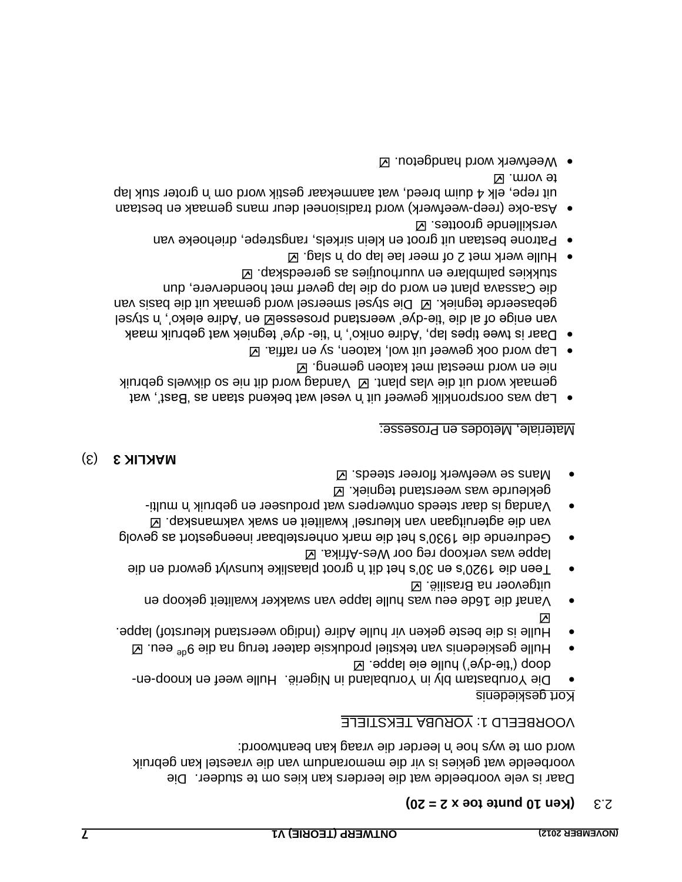2.3 **(Ken 10 punte toe x 2 = 20)**

Daar is vele voorbeelde wat die leerders kan kies om te studeer. Die voorbeelde wat gekies is vir die memorandum van die vraestel kan gebruik word om te wys hoe 'n leerder die vraag kan beantwoord:

VOORBEELD 1: YORUBA TEKSTIELE

Kort geskiedenis

- Die Yorubastam bly in Yorubaland in Nigerië. Hulle weef en knoop-en-doop ('tie-dye') hulle eie lappe. ☑
- Hulle geskiedenis van tekstiel produksie dateer terug na die 9de eeu. ☑
- Hulle is die beste geken vir hulle Adire (Indigo weerstand kleurstof) lappe. ☑
- Vanaf die 16de eeu was hulle lappe van swakker kwaliteit gekoop en uitgevoer na Brasilië. ☑
- Teen die 1920's en 30's het dit 'n groot plaaslike kunsvlyt geword en die lappe was verkoop reg oor Wes-Afrika. ☑
- Gedurende die 1930's het die mark onherstelbaar ineengestort as gevolg van die agteruitgaan van kleursel' kwaliteit en swak vakmanskap. ☑
- Vandag is daar steeds ontwerpers wat produseer en gebruik 'n multi-gekleurde was weerstand tegniek. ☑
- Mans se weefwerk floreer steeds. ☑

**MAKLIK 3** (3)

Materiale, Metodes en Prosesse:

- Lap was oorspronklik geweef uit 'n vesel wat bekend staan as 'Bast', wat gemaak word uit die vlas plant. ☑ Vandag word dit nie so dikwels gebruik nie en word meestal met katoen gemeng. ☑
- Lap word ook geweef uit wol, katoen, sy en raffia. ☑
- Daar is twee tipes lap, 'Adire oniko', 'n 'tie- dye' tegniek wat gebruik maak van enige of al die 'tie-dye' weerstand prosesse☑ en 'Adire eleko', 'n stysel gebaseerde tegniek. ☑ Die stysel smeersel word gemaak uit die basis van die Cassava plant en word op die lap geverf met hoenderveere, dun stukkies palmblare en vuurhoutjies as gereedskap. ☑
- Hulle werk met 2 of meer lae lap op 'n slag. ☑
- Patrone bestaan uit groot en klein sirkels, rangstrepe, driehoeke van verskillende groottes. ☑
- Asa-oke (reep-weefwerk) word tradisioneel deur mans gemaak en bestaan uit repe, elk 4 duim breed, wat aanmekaar gestik word om 'n groter stuk lap te vorm. ☑
- Weefwerk word handgetou. ☑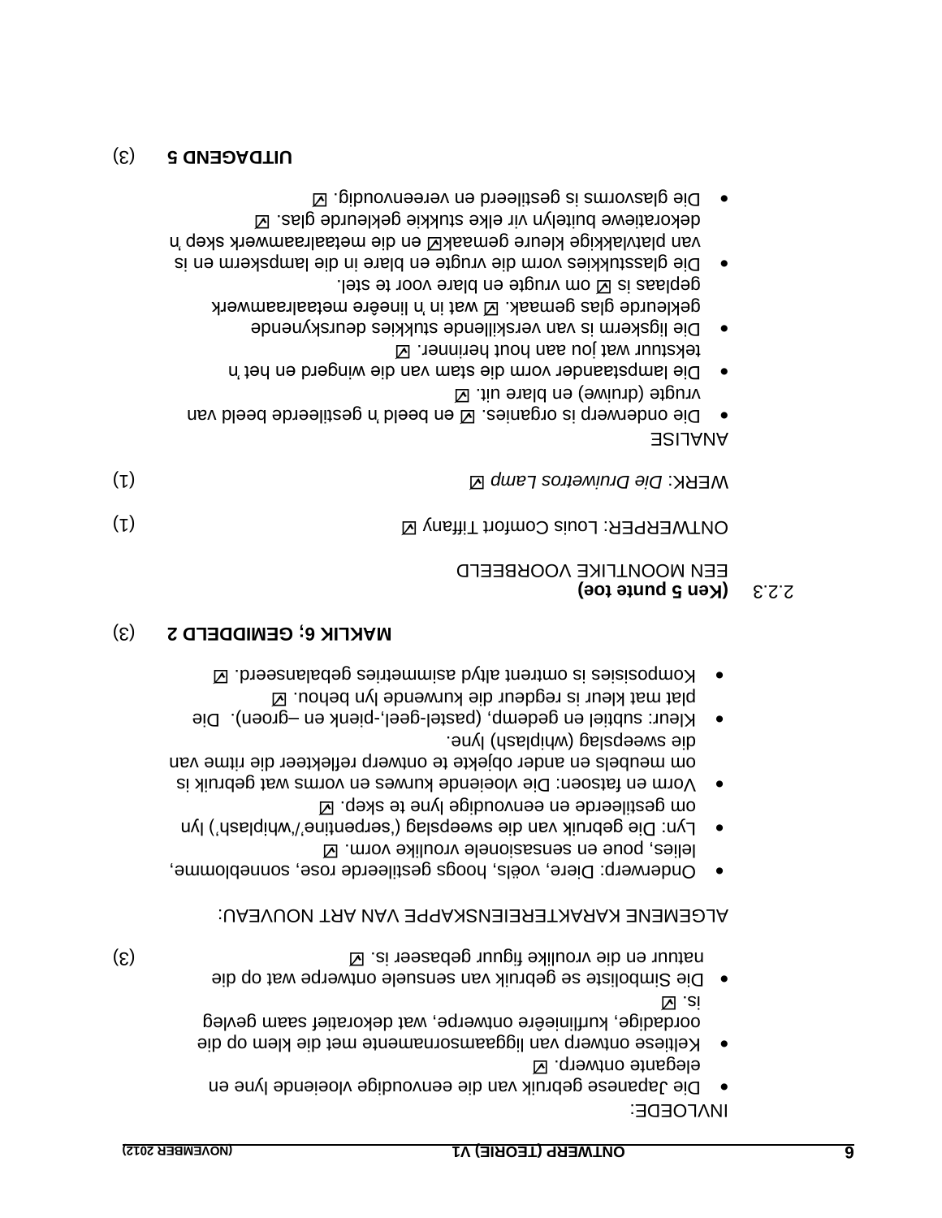INVLOEDE:

- Die Japanese gebruik van die eenvoudige vloeiende lyne en elegante ontwerp. ☑
- Keltiese ontwerp van liggaamsornamente met die klem op die oordadige, kurflinieêre ontwerpe, wat dekoratief saam gevleg is. ☑
- Die Simboliste se gebruik van sensuele ontwerpe wat op die natuur en die vroulike figuur gebaseer is. ☑ (3)

ALGEMENE KARAKTEREIENSKAPPE VAN ART NOUVEAU:

- Onderwerp: Diere, voëls, hoogs gestileerde rose, sonneblomme, lelies, poue en sensasionele vroulike vorm. ☑
- Lyn: Die gebruik van die sweepslag ('serpentine'/'whiplash') lyn om gestileerde en eenvoudige lyne te skep. ☑
- Vorm en fatsoen: Die vloeiende kurwes en vorms wat gebruik is om meubels en ander objekte te ontwerp reflekteer die ritme van die sweepslag (whiplash) lyne.
- Kleur: subtiel en gedemp, (pastel-geel,-pienk en –groen). Die plat mat kleur is regdeur die kurwende lyn behou. ☑
- Komposisies is omtrent altyd asimmetries gebalanseerd. ☑

**MAKLIK 6; GEMIDDELD 2** (3)

2.2.3 **(Ken 5 punte toe)**

EEN MOONTLIKE VOORBEELD

ONTWERPER: Louis Comfort Tiffany ☑ (1)

WERK: *Die Druiwetros Lamp* ☑ (1)

ANALISE

- Die onderwerp is organies. ☑ en beeld 'n gestileerde beeld van vrugte (druiwe) en blare uit. ☑
- Die lampstaander vorm die stam van die wingerd en het 'n tekstuur wat jou aan hout herinner. ☑
- Die ligskerm is van verskillende stukkies deurskynende gekleurde glas gemaak. ☑ wat in 'n lineêre metaalraamwerk geplaas is ☑ om vrugte en blare voor te stel.
- Die glasstukkies vorm die vrugte en blare in die lampskerm en is van platvlakkige kleure gemaak☑ en die metaalraamwerk skep 'n dekoratiewe buitelyn vir elke stukkie gekleurde glas. ☑
- Die glasvorms is gestileerd en vereenvoudig. ☑

**UITDAGEND 5** (3)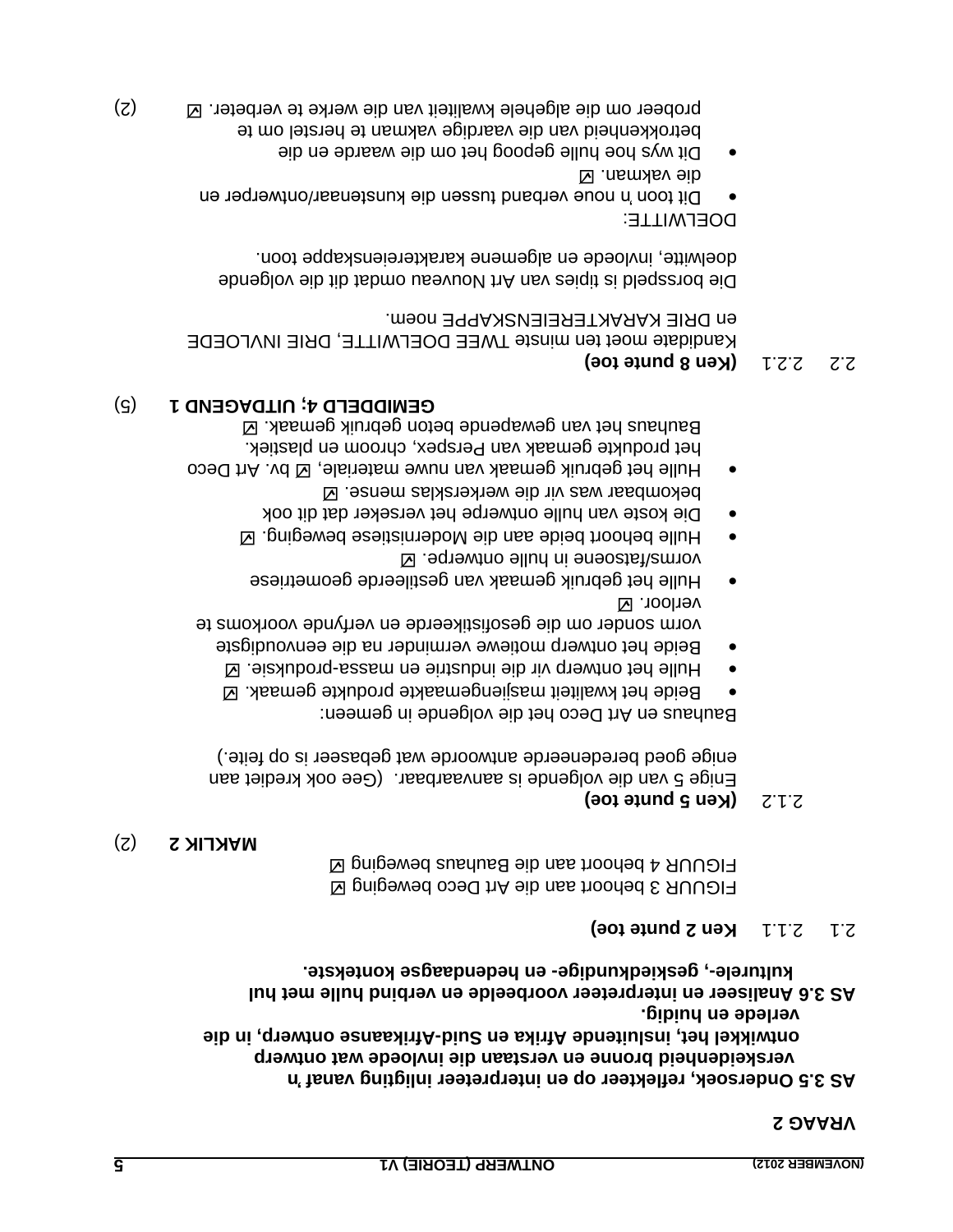## VRAAG 2

**AS 3.5 Ondersoek, reflekteer op en interpreteer inligting vanaf 'n verskeidenheid bronne en verstaan die invloede wat ontwerp ontwikkel het, insluitende Afrika en Suid-Afrikaanse ontwerp, in die verlede en huidig.**
**AS 3.6 Analiseer en interpreteer voorbeelde en verbind hulle met hul kulturele-, geskiedkundige- en hedendaagse kontekste.**

2.1 2.1.1 **Ken 2 punte toe**

FIGUUR 3 behoort aan die Art Deco beweging ☑
FIGUUR 4 behoort aan die Bauhaus beweging ☑

**MAKLIK 2** (2)

2.1.2 **(Ken 5 punte toe)**

Enige 5 van die volgende is aanvaarbaar. (Gee ook krediet aan enige goed beredeneerde antwoorde wat gebaseer is op feite.)

Bauhaus en Art Deco het die volgende in gemeen:

- Beide het kwaliteit masjiengemaakte produkte gemaak. ☑
- Hulle het ontwerp vir die industrie en massa-produksie. ☑
- Beide het ontwerp motiewe verminder na die eenvoudigste vorm sonder om die gesofistikeerde en verfynde voorkoms te verloor. ☑
- Hulle het gebruik gemaak van gestileerde geometriese vorms/fatsoene in hulle ontwerpe. ☑
- Hulle behoort beide aan die Modernistiese beweging. ☑
- Die koste van hulle ontwerpe het verseker dat dit ook bekombaar was vir die werkersklas mense. ☑
- Hulle het gebruik gemaak van nuwe materiale, ☑ bv. Art Deco het produkte gemaak van Perspex, chroom en plastiek. Bauhaus het van gewapende beton gebruik gemaak. ☑

**GEMIDDELD 4; UITDAGEND 1** (5)

2.2 2.2.1 **(Ken 8 punte toe)**

Kandidate moet ten minste TWEE DOELWITTE, DRIE INVLOEDE en DRIE KARAKTEREIENSKAPPE noem.

Die borsspeld is tipies van Art Nouveau omdat dit die volgende doelwitte, invloede en algemene karaktereienskappe toon.

DOELWITTE:

- Dit toon 'n noue verband tussen die kunstenaar/ontwerper en die vakman. ☑
- Dit wys hoe hulle gepoog het om die waarde en die betrokkenheid van die vaardige vakman te herstel om te probeer om die algehele kwaliteit van die werke te verbeter. ☑ (2)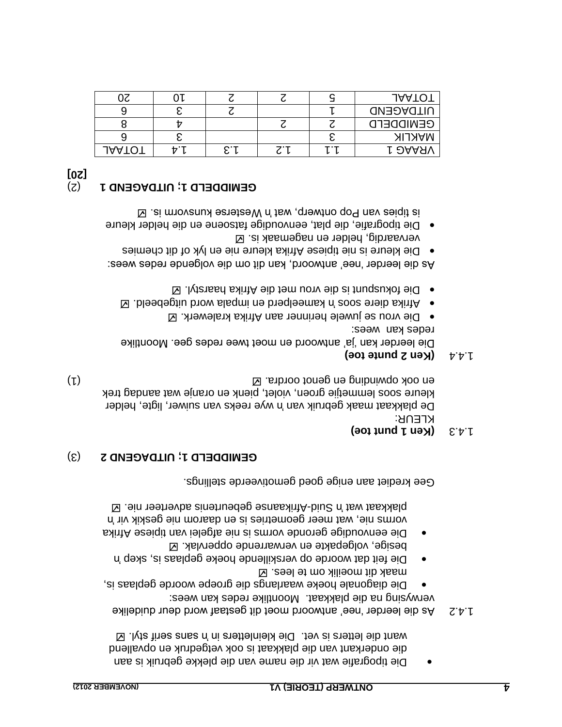- Die tipografie wat vir die name van die plekke gebruik is aan die onderkant van die plakkaat is ook vetgedruk en opvallend want die letters is vet. Die kleinletters in 'n sans serif styl. ☑

1.4.2 As die leerder 'nee' antwoord moet dit gestaaf word deur duidelike verwysing na die plakkaat. Moontlike redes kan wees:

- Die diagonale hoeke waarlangs die groepe woorde geplaas is, maak dit moeilik om te lees. ☑
- Die feit dat woorde op verskillende hoeke geplaas is, skep 'n besige, volgepakte en verwarrende oppervlak. ☑
- Die eenvoudige geronde vorms is nie afgelei van tipiese Afrika vorms nie, wat meer geometries is en daarom nie geskik vir 'n plakkaat wat 'n Suid-Afrikaanse gebeurtenis adverteer nie. ☑

Gee krediet aan enige goed gemotiveerde stellings.

**GEMIDDELD 1; UITDAGEND 2** (3)

1.4.3 **(Ken 1 punt toe)**

KLEUR:

De plakkaat maak gebruik van 'n wye reeks van suiwer, ligte, helder kleure soos lemmetjie groen, violet, pienk en oranje wat aandag trek en ook opwinding en genot oordra. ☑ (1)

1.4.4 **(Ken 2 punte toe)**

Die leerder kan 'ja' antwoord en moet twee redes gee. Moontlike redes kan wees:

- Die vrou se juwele herinner aan Afrika kralewerk. ☑
- Afrika diere soos 'n kameelperd en impala word uitgebeeld. ☑
- Die fokuspunt is die vrou met die Afrika haarstyl. ☑

As die leerder 'nee' antwoord, kan dit om die volgende redes wees:

- Die kleure is nie tipiese Afrika kleure nie en lyk of dit chemies vervaardig, helder en nagemaak is. ☑
- Die tipografie, die plat, eenvoudige fatsoene en die helder kleure is tipies van Pop ontwerp, wat 'n Westerse kunsvorm is. ☑

**GEMIDDELD 1; UITDAGEND 1** (2)

**[20]**

| VRAAG 1 | 1.1 | 1.2 | 1.3 | 1.4 | TOTAAL |
|---|---|---|---|---|---|
| MAKLIK | 3 | | | 3 | 6 |
| GEMIDDELD | 2 | 2 | | 4 | 8 |
| UITDAGEND | 1 | | 2 | 3 | 6 |
| TOTAAL | 5 | 2 | 2 | 10 | 20 |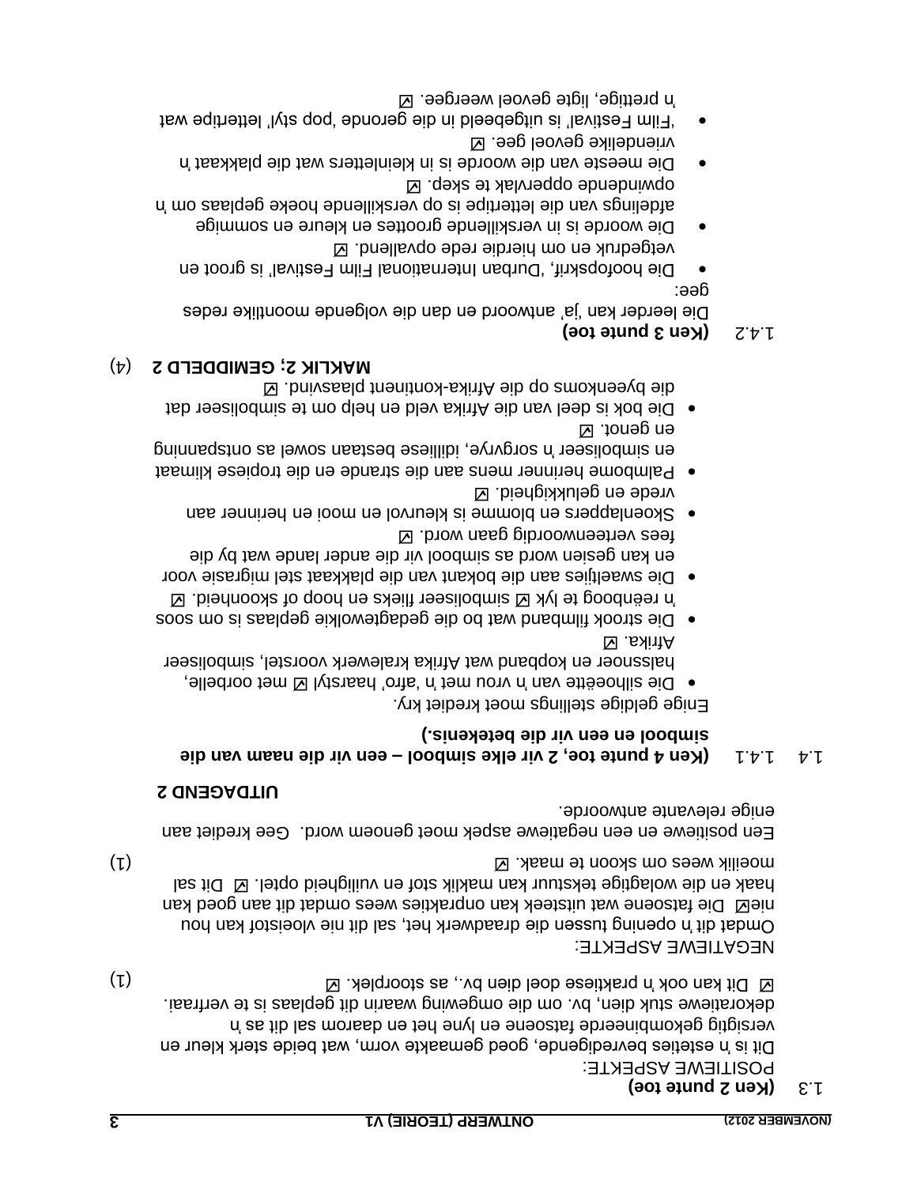1.3 **(Ken 2 punte toe)**

POSITIEWE ASPEKTE:

Dit is 'n esteties bevredigende, goed gemaakte vorm, wat beide sterk kleur en versigtig gekombineerde fatsoene en lyne het en daarom sal dit as 'n dekoratiewe stuk dien, bv. om die omgewing waarin dit geplaas is te verfraai. ☑ Dit kan ook 'n praktiese doel dien bv., as stoorplek. ☑ (1)

NEGATIEWE ASPEKTE:

Omdat dit 'n opening tussen die draadwerk het, sal dit nie vloeistof kan hou nie☑ Die fatsoene wat uitsteek kan onprakties wees omdat dit aan goed kan haak en die wolagtige tekstuur kan maklik stof en vuiligheid optel. ☑ Dit sal moeilik wees om skoon te maak. ☑ (1)

Een positiewe en een negatiewe aspek moet genoem word. Gee krediet aan enige relevante antwoorde.

**UITDAGEND 2**

1.4 1.4.1 **(Ken 4 punte toe, 2 vir elke simbool – een vir die naam van die simbool en een vir die betekenis.)**

Enige geldige stellings moet krediet kry.

- Die silhoeëtte van 'n vrou met 'n 'afro' haarstyl ☑ met oorbelle, halssnoer en kopband wat Afrika kralewerk voorstel, simboliseer Afrika. ☑
- Die strook filmband wat bo die gedagtewolkie geplaas is om soos 'n reënboog te lyk ☑ simboliseer flieks en hoop of skoonheid. ☑
- Die swaeltjies aan die bokant van die plakkaat stel migrasie voor en kan gesien word as simbool vir die ander lande wat by die fees verteenwoordig gaan word. ☑
- Skoenlappers en blomme is kleurvol en mooi en herinner aan vrede en gelukkigheid. ☑
- Palmbome herinner mens aan die strande en die tropiese klimaat en simboliseer 'n sorgvrye, idilliese bestaan sowel as ontspanning en genot. ☑
- Die bok is deel van die Afrika veld en help om te simboliseer dat die byeenkoms op die Afrika-kontinent plaasvind. ☑

**MAKLIK 2; GEMIDDELD 2** (4)

1.4.2 **(Ken 3 punte toe)**

Die leerder kan 'ja' antwoord en dan die volgende moontlike redes gee:

- Die hoofopskrif, 'Durban International Film Festival' is groot en vetgedruk en om hierdie rede opvallend. ☑
- Die woorde is in verskillende groottes en kleure en sommige afdelings van die lettertipe is op verskillende hoeke geplaas om 'n opwindende oppervlak te skep. ☑
- Die meeste van die woorde is in kleinletters wat die plakkaat 'n vriendelike gevoel gee. ☑
- 'Film Festival' is uitgebeeld in die geronde 'pop styl' lettertipe wat 'n prettige, ligte gevoel weergee. ☑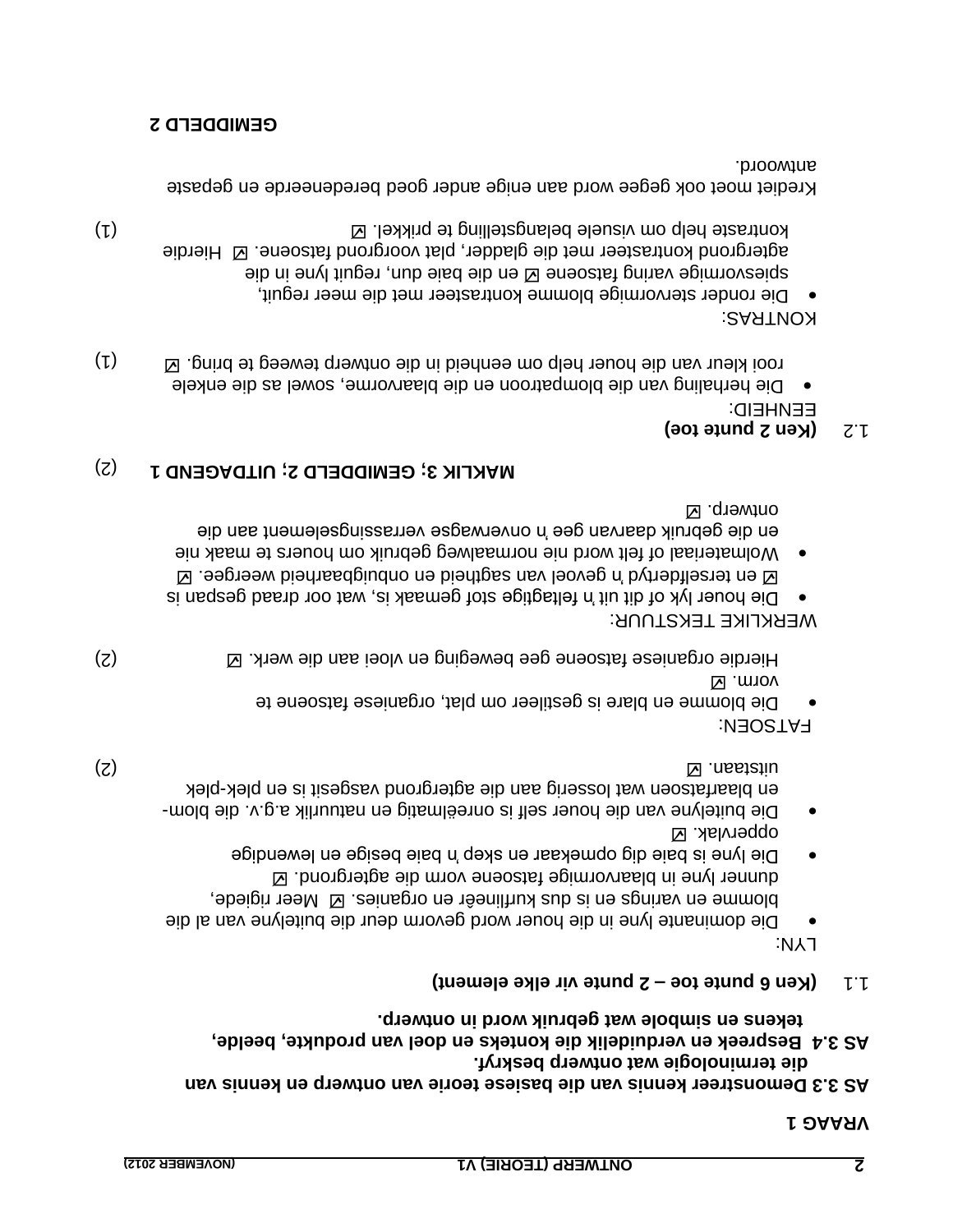# VRAAG 1

**AS 3.3 Demonstreer kennis van die basiese teorie van ontwerp en kennis van die terminologie wat ontwerp beskryf.**
**AS 3.4 Bespreek en verduidelik die konteks en doel van produkte, beelde, tekens en simbole wat gebruik word in ontwerp.**

1.1 **(Ken 6 punte toe – 2 punte vir elke element)**

LYN:

- Die dominante lyne in die houer word gevorm deur die buitelyne van al die blomme en varings en is dus kurflineêr en organies. ☑ Meer rigiede, dunner lyne in blaarvormige fatsoene vorm die agtergrond. ☑
- Die lyne is baie dig opmekaar en skep 'n baie besige en lewendige oppervlak. ☑
- Die buitelyne van die houer self is onreëlmatig en natuurlik a.g.v. die blom- en blaarfatsoen wat losserig aan die agtergrond vasgesit is en plek-plek uitstaan. ☑ (2)

FATSOEN:

- Die blomme en blare is gestileer om plat, organiese fatsoene te vorm. ☑
Hierdie organiese fatsoene gee beweging en vloei aan die werk. ☑ (2)

WERKLIKE TEKSTUUR:

- Die houer lyk of dit uit 'n feltagtige stof gemaak is, wat oor draad gespan is ☑ en terselfdertyd 'n gevoel van sagtheid en onbuigbaarheid weergee. ☑
- Wolmateriaal of felt word nie normaalweg gebruik om houers te maak nie en die gebruik daarvan gee 'n onverwagse verrassingselement aan die ontwerp. ☑

**MAKLIK 3; GEMIDDELD 2; UITDAGEND 1** (2)

1.2 **(Ken 2 punte toe)**

EENHEID:

- Die herhaling van die blompatroon en die blaarvorme, sowel as die enkele rooi kleur van die houer help om eenheid in die ontwerp teweeg te bring. ☑ (1)

KONTRAS:

- Die ronder stervormige blomme kontrasteer met die meer reguit, spiesvormige varing fatsoene ☑ en die baie dun, reguit lyne in die agtergrond kontrasteer met die gladder, plat voorgrond fatsoene. ☑ Hierdie kontraste help om visuele belangstelling te prikkel. ☑ (1)

Krediet moet ook gegee word aan enige ander goed beredeneerde en gepaste antwoord.

**GEMIDDELD 2**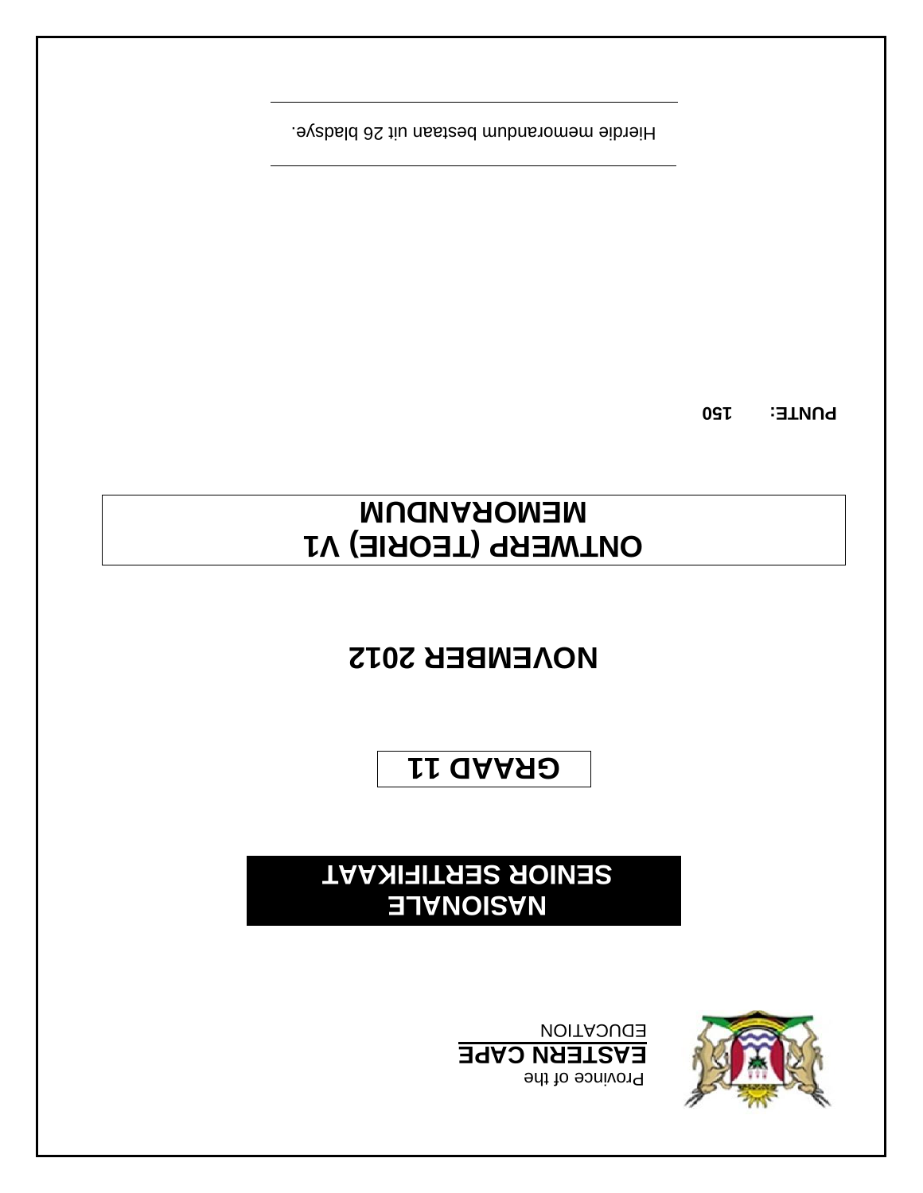Province of the
**EASTERN CAPE**
EDUCATION

**NASIONALE SENIOR SERTIFIKAAT**

**GRAAD 11**

**NOVEMBER 2012**

**ONTWERP (TEORIE) V1 MEMORANDUM**

**PUNTE: 150**

Hierdie memorandum bestaan uit 26 bladsye.